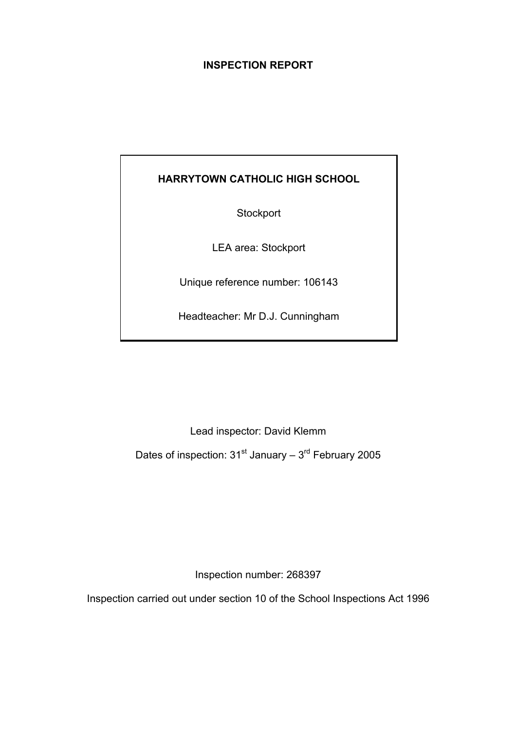# INSPECTION REPORT

**HARRYTOWN CATHOLIC HIGH SCHOOL**

Stockport

LEA area: Stockport

Unique reference number: 106143

Headteacher: Mr D.J. Cunningham

Lead inspector: David Klemm

Dates of inspection: 31st January – 3rd February 2005

Inspection number: 268397

Inspection carried out under section 10 of the School Inspections Act 1996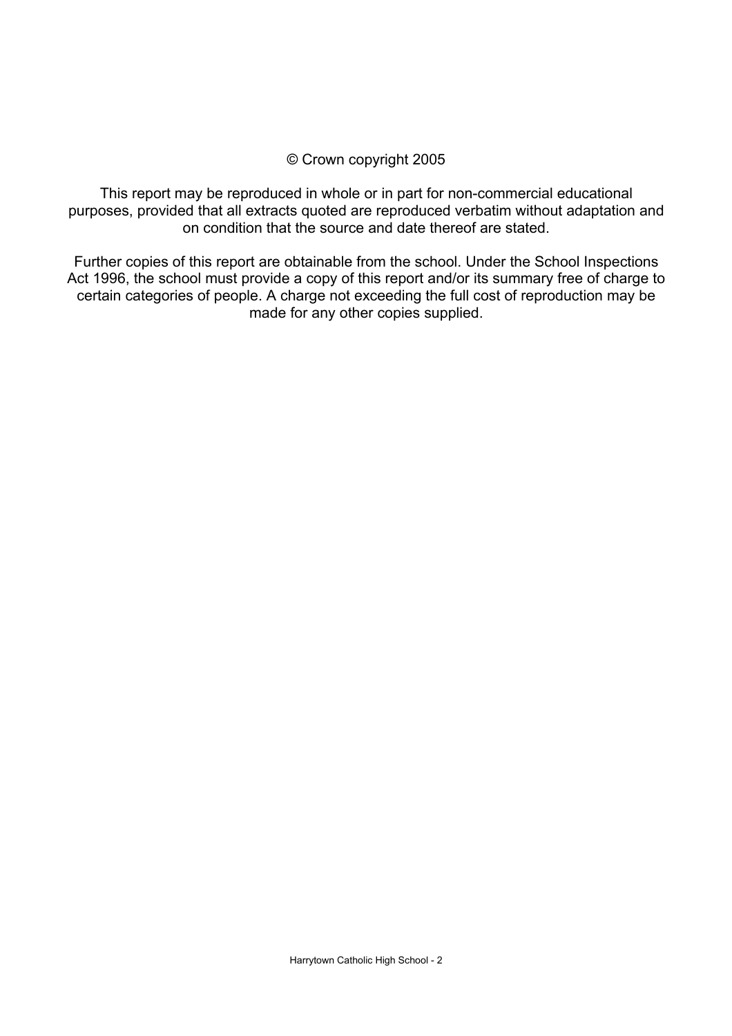© Crown copyright 2005

This report may be reproduced in whole or in part for non-commercial educational purposes, provided that all extracts quoted are reproduced verbatim without adaptation and on condition that the source and date thereof are stated.

Further copies of this report are obtainable from the school. Under the School Inspections Act 1996, the school must provide a copy of this report and/or its summary free of charge to certain categories of people. A charge not exceeding the full cost of reproduction may be made for any other copies supplied.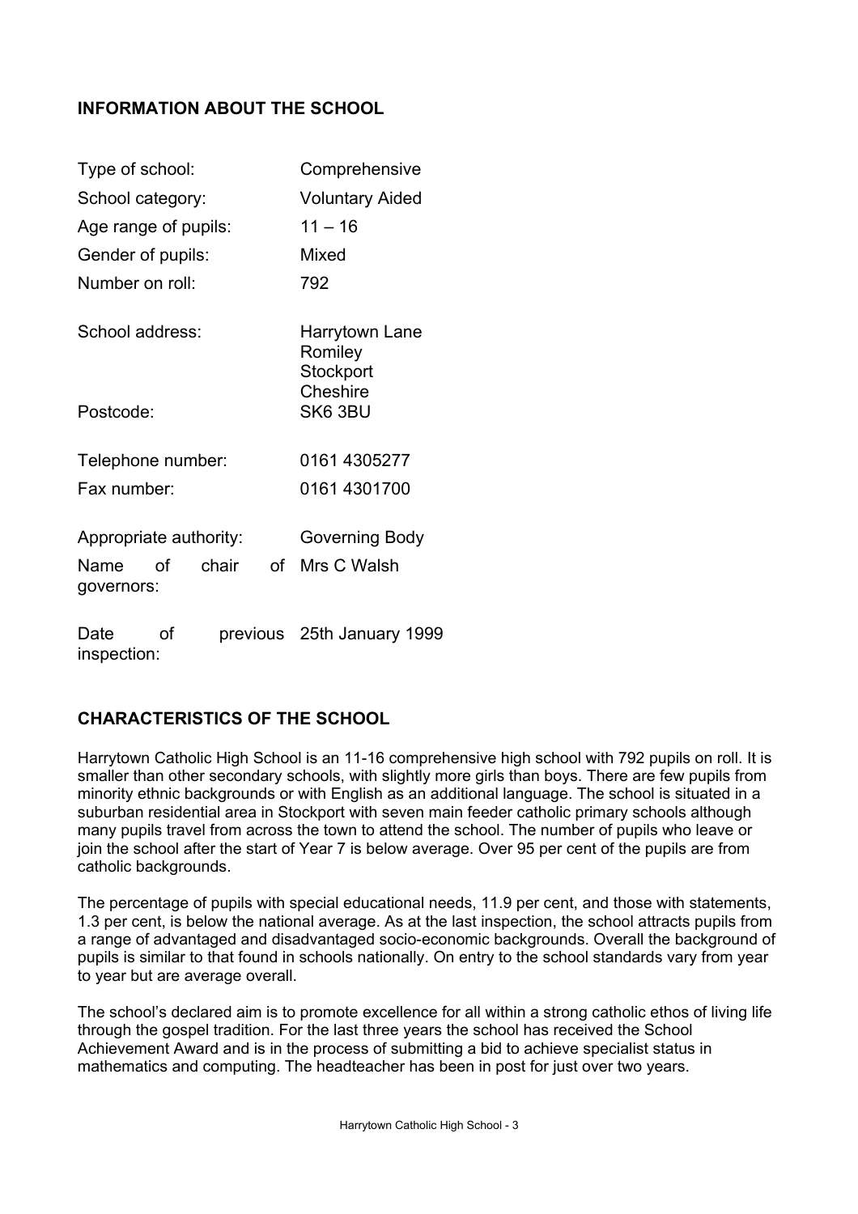## INFORMATION ABOUT THE SCHOOL

| | |
|---|---|
| Type of school: | Comprehensive |
| School category: | Voluntary Aided |
| Age range of pupils: | 11 – 16 |
| Gender of pupils: | Mixed |
| Number on roll: | 792 |
| School address: | Harrytown Lane Romiley Stockport Cheshire |
| Postcode: | SK6 3BU |
| Telephone number: | 0161 4305277 |
| Fax number: | 0161 4301700 |
| Appropriate authority: | Governing Body |
| Name of chair of governors: | Mrs C Walsh |
| Date of previous inspection: | 25th January 1999 |

## CHARACTERISTICS OF THE SCHOOL

Harrytown Catholic High School is an 11-16 comprehensive high school with 792 pupils on roll. It is smaller than other secondary schools, with slightly more girls than boys. There are few pupils from minority ethnic backgrounds or with English as an additional language. The school is situated in a suburban residential area in Stockport with seven main feeder catholic primary schools although many pupils travel from across the town to attend the school. The number of pupils who leave or join the school after the start of Year 7 is below average. Over 95 per cent of the pupils are from catholic backgrounds.

The percentage of pupils with special educational needs, 11.9 per cent, and those with statements, 1.3 per cent, is below the national average. As at the last inspection, the school attracts pupils from a range of advantaged and disadvantaged socio-economic backgrounds. Overall the background of pupils is similar to that found in schools nationally. On entry to the school standards vary from year to year but are average overall.

The school's declared aim is to promote excellence for all within a strong catholic ethos of living life through the gospel tradition. For the last three years the school has received the School Achievement Award and is in the process of submitting a bid to achieve specialist status in mathematics and computing. The headteacher has been in post for just over two years.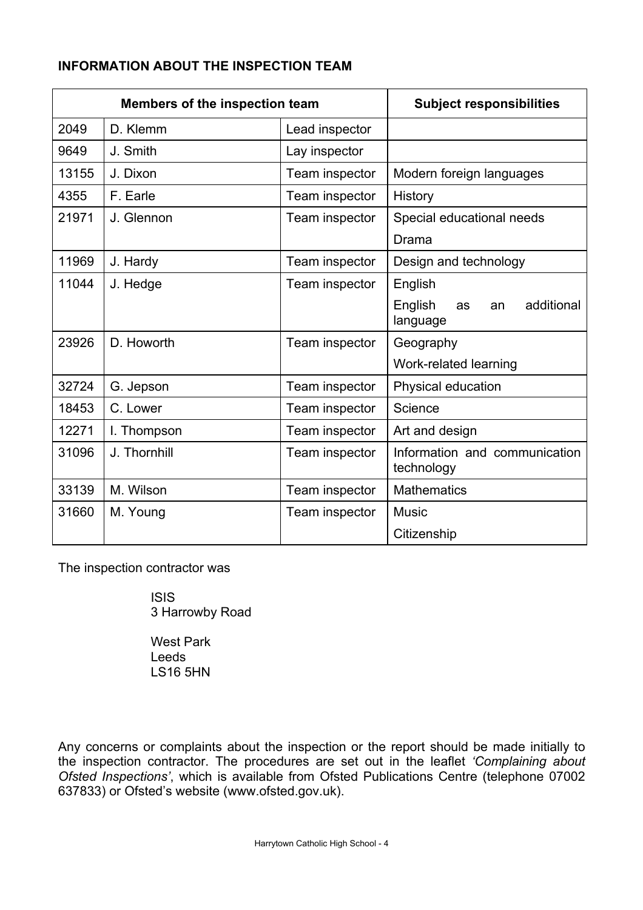**INFORMATION ABOUT THE INSPECTION TEAM**

| Members of the inspection team | | | Subject responsibilities |
|---|---|---|---|
| 2049 | D. Klemm | Lead inspector | |
| 9649 | J. Smith | Lay inspector | |
| 13155 | J. Dixon | Team inspector | Modern foreign languages |
| 4355 | F. Earle | Team inspector | History |
| 21971 | J. Glennon | Team inspector | Special educational needs<br>Drama |
| 11969 | J. Hardy | Team inspector | Design and technology |
| 11044 | J. Hedge | Team inspector | English<br>English as an additional language |
| 23926 | D. Howorth | Team inspector | Geography<br>Work-related learning |
| 32724 | G. Jepson | Team inspector | Physical education |
| 18453 | C. Lower | Team inspector | Science |
| 12271 | I. Thompson | Team inspector | Art and design |
| 31096 | J. Thornhill | Team inspector | Information and communication technology |
| 33139 | M. Wilson | Team inspector | Mathematics |
| 31660 | M. Young | Team inspector | Music<br>Citizenship |

The inspection contractor was

ISIS
3 Harrowby Road

West Park
Leeds
LS16 5HN

Any concerns or complaints about the inspection or the report should be made initially to the inspection contractor. The procedures are set out in the leaflet *'Complaining about Ofsted Inspections'*, which is available from Ofsted Publications Centre (telephone 07002 637833) or Ofsted's website (www.ofsted.gov.uk).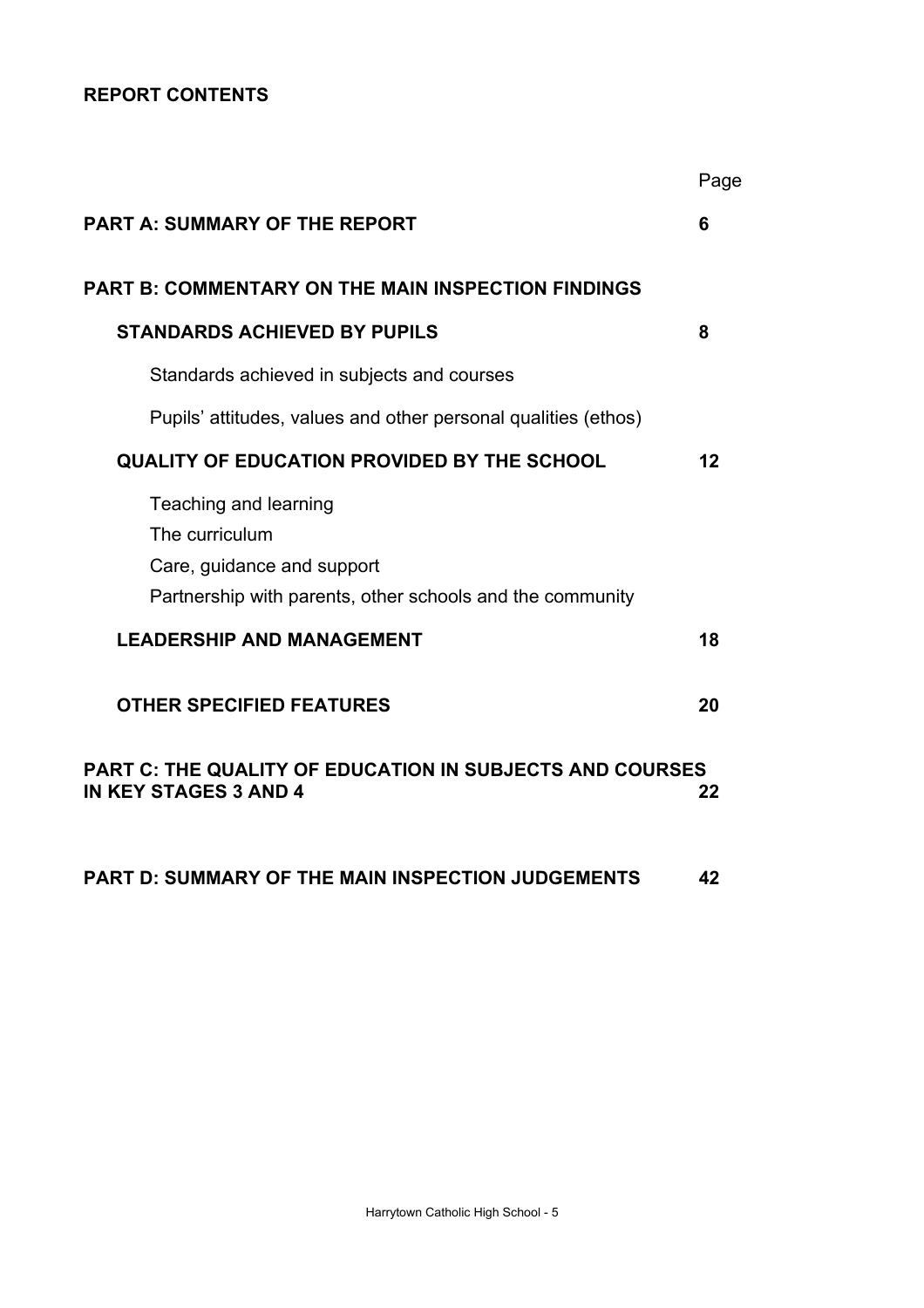**REPORT CONTENTS**

| | Page |
|---|---|
| **PART A: SUMMARY OF THE REPORT** | **6** |
| **PART B: COMMENTARY ON THE MAIN INSPECTION FINDINGS** | |
| **STANDARDS ACHIEVED BY PUPILS** | **8** |
| Standards achieved in subjects and courses | |
| Pupils' attitudes, values and other personal qualities (ethos) | |
| **QUALITY OF EDUCATION PROVIDED BY THE SCHOOL** | **12** |
| Teaching and learning | |
| The curriculum | |
| Care, guidance and support | |
| Partnership with parents, other schools and the community | |
| **LEADERSHIP AND MANAGEMENT** | **18** |
| **OTHER SPECIFIED FEATURES** | **20** |
| **PART C: THE QUALITY OF EDUCATION IN SUBJECTS AND COURSES IN KEY STAGES 3 AND 4** | **22** |
| **PART D: SUMMARY OF THE MAIN INSPECTION JUDGEMENTS** | **42** |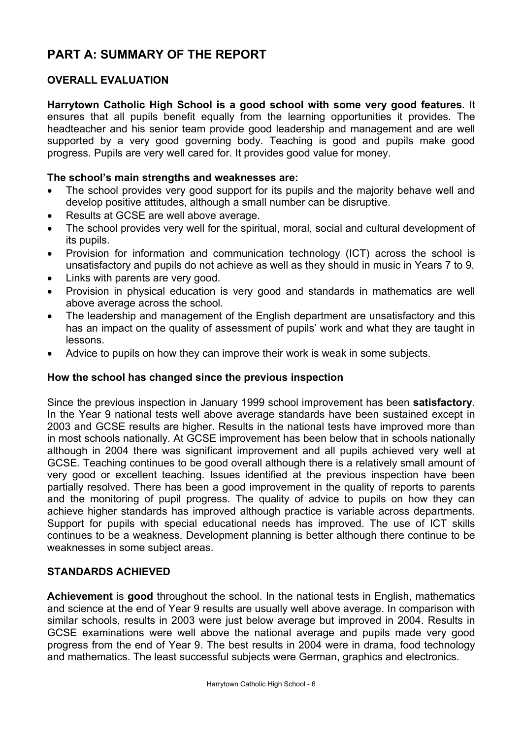# PART A: SUMMARY OF THE REPORT

## OVERALL EVALUATION

**Harrytown Catholic High School is a good school with some very good features.** It ensures that all pupils benefit equally from the learning opportunities it provides. The headteacher and his senior team provide good leadership and management and are well supported by a very good governing body. Teaching is good and pupils make good progress. Pupils are very well cared for. It provides good value for money.

### The school's main strengths and weaknesses are:

- The school provides very good support for its pupils and the majority behave well and develop positive attitudes, although a small number can be disruptive.
- Results at GCSE are well above average.
- The school provides very well for the spiritual, moral, social and cultural development of its pupils.
- Provision for information and communication technology (ICT) across the school is unsatisfactory and pupils do not achieve as well as they should in music in Years 7 to 9.
- Links with parents are very good.
- Provision in physical education is very good and standards in mathematics are well above average across the school.
- The leadership and management of the English department are unsatisfactory and this has an impact on the quality of assessment of pupils' work and what they are taught in lessons.
- Advice to pupils on how they can improve their work is weak in some subjects.

### How the school has changed since the previous inspection

Since the previous inspection in January 1999 school improvement has been **satisfactory**. In the Year 9 national tests well above average standards have been sustained except in 2003 and GCSE results are higher. Results in the national tests have improved more than in most schools nationally. At GCSE improvement has been below that in schools nationally although in 2004 there was significant improvement and all pupils achieved very well at GCSE. Teaching continues to be good overall although there is a relatively small amount of very good or excellent teaching. Issues identified at the previous inspection have been partially resolved. There has been a good improvement in the quality of reports to parents and the monitoring of pupil progress. The quality of advice to pupils on how they can achieve higher standards has improved although practice is variable across departments. Support for pupils with special educational needs has improved. The use of ICT skills continues to be a weakness. Development planning is better although there continue to be weaknesses in some subject areas.

## STANDARDS ACHIEVED

**Achievement** is **good** throughout the school. In the national tests in English, mathematics and science at the end of Year 9 results are usually well above average. In comparison with similar schools, results in 2003 were just below average but improved in 2004. Results in GCSE examinations were well above the national average and pupils made very good progress from the end of Year 9. The best results in 2004 were in drama, food technology and mathematics. The least successful subjects were German, graphics and electronics.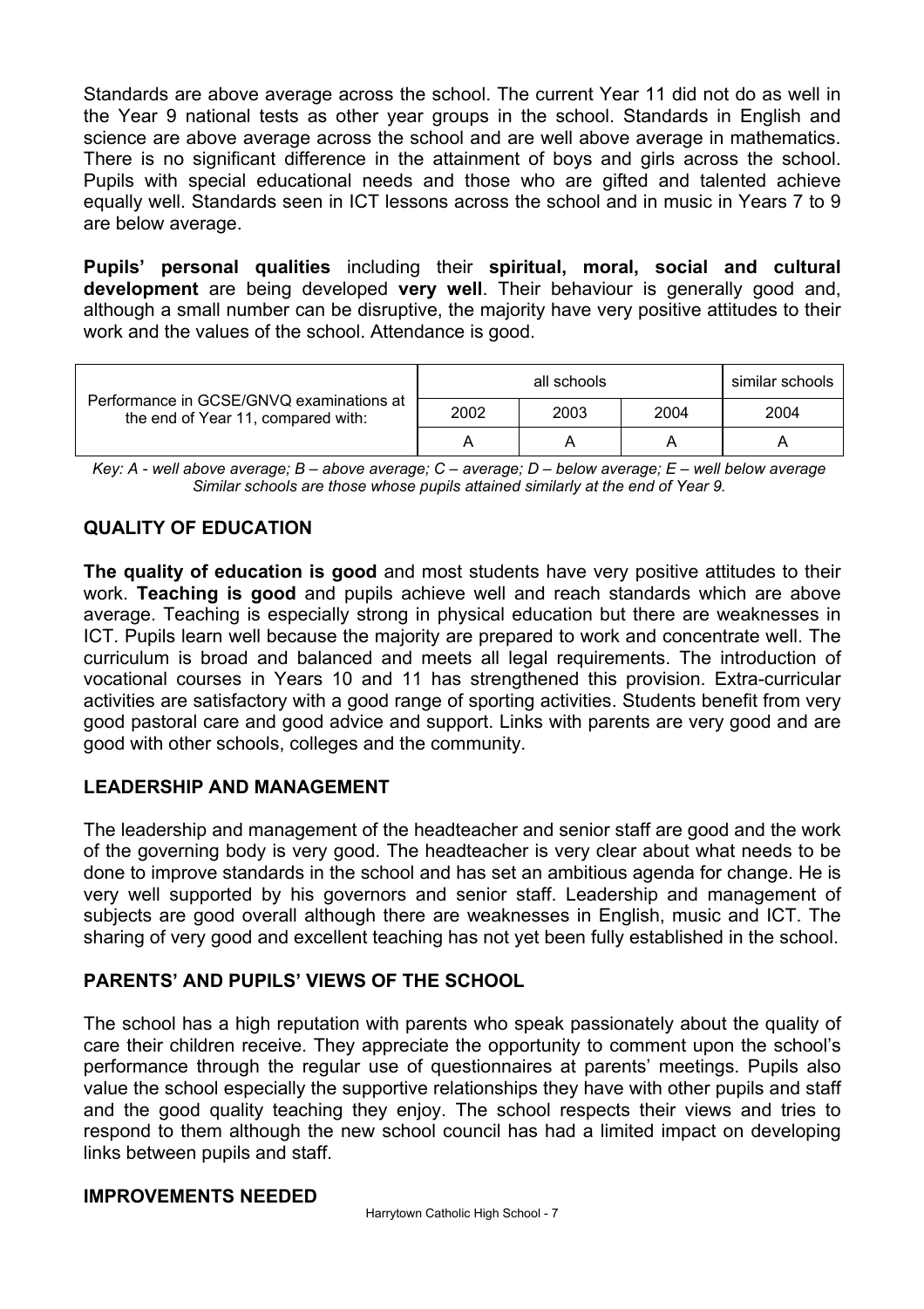Standards are above average across the school. The current Year 11 did not do as well in the Year 9 national tests as other year groups in the school. Standards in English and science are above average across the school and are well above average in mathematics. There is no significant difference in the attainment of boys and girls across the school. Pupils with special educational needs and those who are gifted and talented achieve equally well. Standards seen in ICT lessons across the school and in music in Years 7 to 9 are below average.

**Pupils' personal qualities** including their **spiritual, moral, social and cultural development** are being developed **very well**. Their behaviour is generally good and, although a small number can be disruptive, the majority have very positive attitudes to their work and the values of the school. Attendance is good.

| Performance in GCSE/GNVQ examinations at the end of Year 11, compared with: | all schools | | | similar schools |
|---|---|---|---|---|
| | 2002 | 2003 | 2004 | 2004 |
| | A | A | A | A |

*Key: A - well above average; B – above average; C – average; D – below average; E – well below average*
*Similar schools are those whose pupils attained similarly at the end of Year 9.*

## QUALITY OF EDUCATION

**The quality of education is good** and most students have very positive attitudes to their work. **Teaching is good** and pupils achieve well and reach standards which are above average. Teaching is especially strong in physical education but there are weaknesses in ICT. Pupils learn well because the majority are prepared to work and concentrate well. The curriculum is broad and balanced and meets all legal requirements. The introduction of vocational courses in Years 10 and 11 has strengthened this provision. Extra-curricular activities are satisfactory with a good range of sporting activities. Students benefit from very good pastoral care and good advice and support. Links with parents are very good and are good with other schools, colleges and the community.

## LEADERSHIP AND MANAGEMENT

The leadership and management of the headteacher and senior staff are good and the work of the governing body is very good. The headteacher is very clear about what needs to be done to improve standards in the school and has set an ambitious agenda for change. He is very well supported by his governors and senior staff. Leadership and management of subjects are good overall although there are weaknesses in English, music and ICT. The sharing of very good and excellent teaching has not yet been fully established in the school.

## PARENTS' AND PUPILS' VIEWS OF THE SCHOOL

The school has a high reputation with parents who speak passionately about the quality of care their children receive. They appreciate the opportunity to comment upon the school's performance through the regular use of questionnaires at parents' meetings. Pupils also value the school especially the supportive relationships they have with other pupils and staff and the good quality teaching they enjoy. The school respects their views and tries to respond to them although the new school council has had a limited impact on developing links between pupils and staff.

## IMPROVEMENTS NEEDED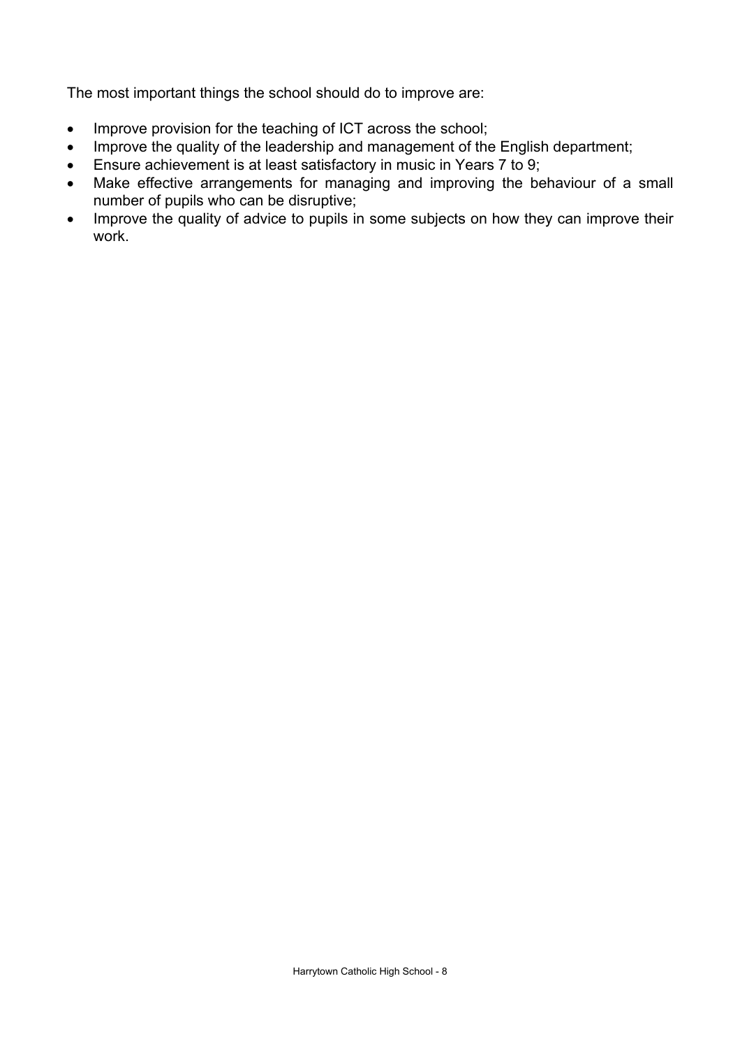The most important things the school should do to improve are:

- Improve provision for the teaching of ICT across the school;
- Improve the quality of the leadership and management of the English department;
- Ensure achievement is at least satisfactory in music in Years 7 to 9;
- Make effective arrangements for managing and improving the behaviour of a small number of pupils who can be disruptive;
- Improve the quality of advice to pupils in some subjects on how they can improve their work.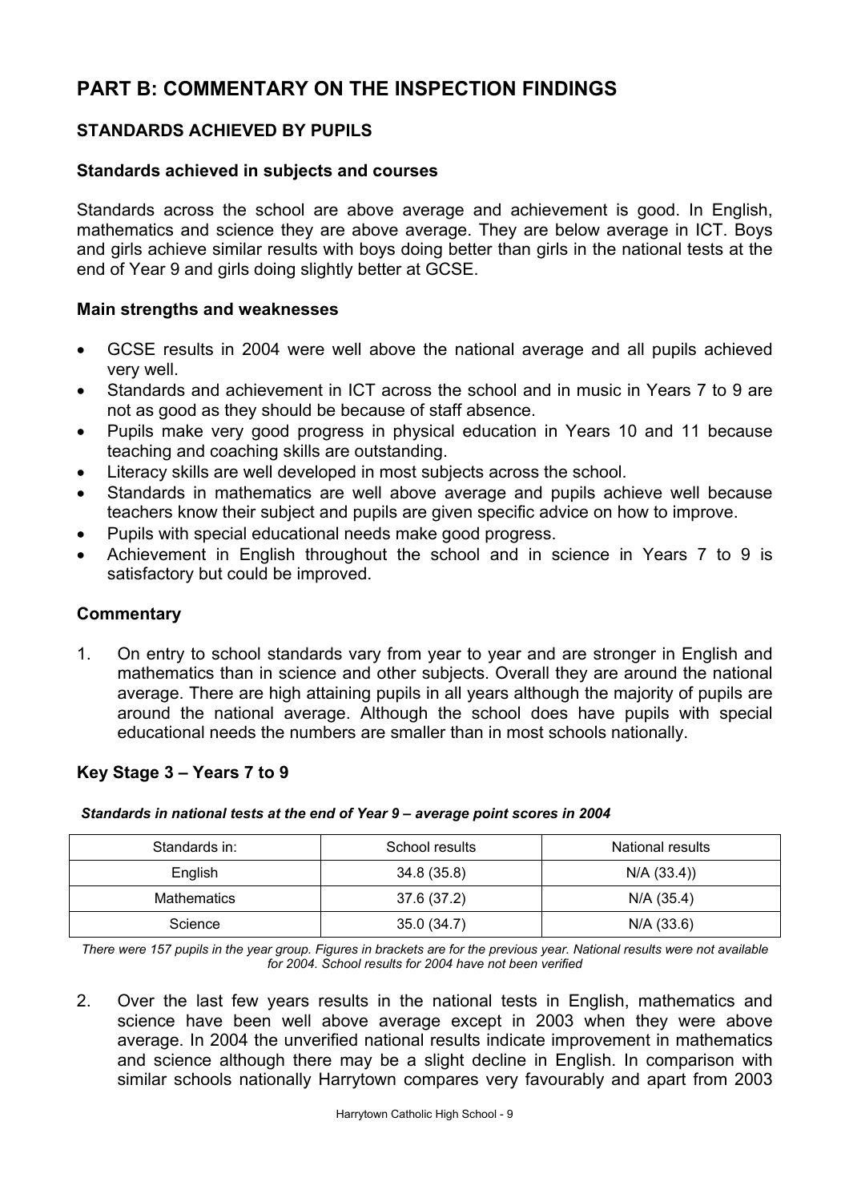# PART B: COMMENTARY ON THE INSPECTION FINDINGS

## STANDARDS ACHIEVED BY PUPILS

### Standards achieved in subjects and courses

Standards across the school are above average and achievement is good. In English, mathematics and science they are above average. They are below average in ICT. Boys and girls achieve similar results with boys doing better than girls in the national tests at the end of Year 9 and girls doing slightly better at GCSE.

### Main strengths and weaknesses

- GCSE results in 2004 were well above the national average and all pupils achieved very well.
- Standards and achievement in ICT across the school and in music in Years 7 to 9 are not as good as they should be because of staff absence.
- Pupils make very good progress in physical education in Years 10 and 11 because teaching and coaching skills are outstanding.
- Literacy skills are well developed in most subjects across the school.
- Standards in mathematics are well above average and pupils achieve well because teachers know their subject and pupils are given specific advice on how to improve.
- Pupils with special educational needs make good progress.
- Achievement in English throughout the school and in science in Years 7 to 9 is satisfactory but could be improved.

### Commentary

1. On entry to school standards vary from year to year and are stronger in English and mathematics than in science and other subjects. Overall they are around the national average. There are high attaining pupils in all years although the majority of pupils are around the national average. Although the school does have pupils with special educational needs the numbers are smaller than in most schools nationally.

### Key Stage 3 – Years 7 to 9

***Standards in national tests at the end of Year 9 – average point scores in 2004***

| Standards in: | School results | National results |
|---|---|---|
| English | 34.8 (35.8) | N/A (33.4)) |
| Mathematics | 37.6 (37.2) | N/A (35.4) |
| Science | 35.0 (34.7) | N/A (33.6) |

*There were 157 pupils in the year group. Figures in brackets are for the previous year. National results were not available for 2004. School results for 2004 have not been verified*

2. Over the last few years results in the national tests in English, mathematics and science have been well above average except in 2003 when they were above average. In 2004 the unverified national results indicate improvement in mathematics and science although there may be a slight decline in English. In comparison with similar schools nationally Harrytown compares very favourably and apart from 2003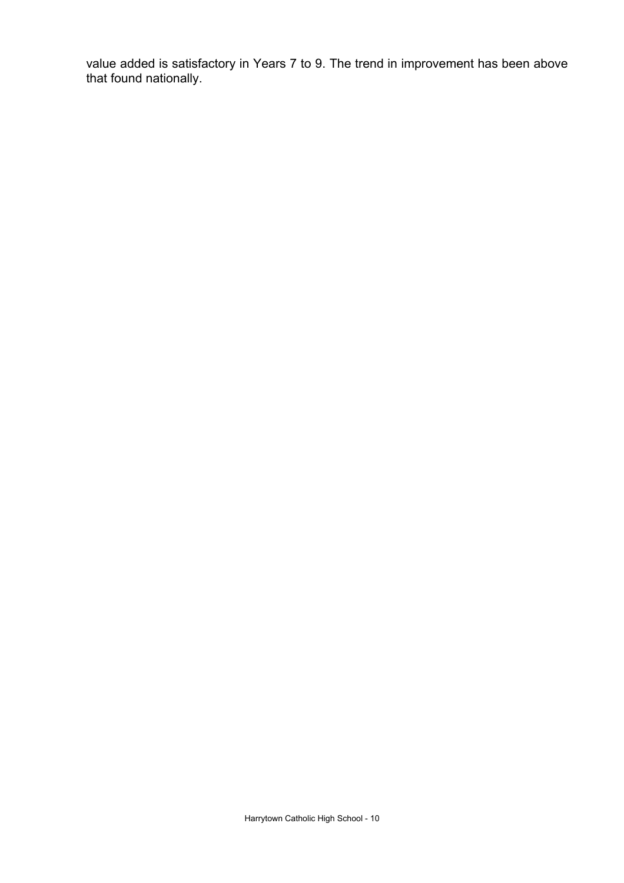value added is satisfactory in Years 7 to 9. The trend in improvement has been above that found nationally.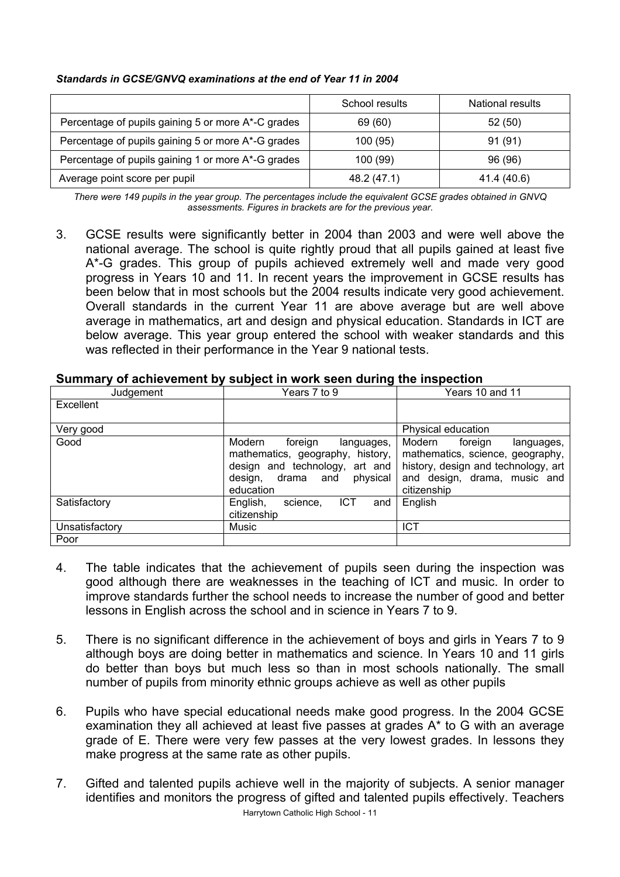***Standards in GCSE/GNVQ examinations at the end of Year 11 in 2004***

| | School results | National results |
|---|---|---|
| Percentage of pupils gaining 5 or more A*-C grades | 69 (60) | 52 (50) |
| Percentage of pupils gaining 5 or more A*-G grades | 100 (95) | 91 (91) |
| Percentage of pupils gaining 1 or more A*-G grades | 100 (99) | 96 (96) |
| Average point score per pupil | 48.2 (47.1) | 41.4 (40.6) |

*There were 149 pupils in the year group. The percentages include the equivalent GCSE grades obtained in GNVQ assessments. Figures in brackets are for the previous year.*

3. GCSE results were significantly better in 2004 than 2003 and were well above the national average. The school is quite rightly proud that all pupils gained at least five A*-G grades. This group of pupils achieved extremely well and made very good progress in Years 10 and 11. In recent years the improvement in GCSE results has been below that in most schools but the 2004 results indicate very good achievement. Overall standards in the current Year 11 are above average but are well above average in mathematics, art and design and physical education. Standards in ICT are below average. This year group entered the school with weaker standards and this was reflected in their performance in the Year 9 national tests.

**Summary of achievement by subject in work seen during the inspection**

| Judgement | Years 7 to 9 | Years 10 and 11 |
|---|---|---|
| Excellent | | |
| Very good | | Physical education |
| Good | Modern foreign languages, mathematics, geography, history, design and technology, art and design, drama and physical education | Modern foreign languages, mathematics, science, geography, history, design and technology, art and design, drama, music and citizenship |
| Satisfactory | English, science, ICT and citizenship | English |
| Unsatisfactory | Music | ICT |
| Poor | | |

4. The table indicates that the achievement of pupils seen during the inspection was good although there are weaknesses in the teaching of ICT and music. In order to improve standards further the school needs to increase the number of good and better lessons in English across the school and in science in Years 7 to 9.

5. There is no significant difference in the achievement of boys and girls in Years 7 to 9 although boys are doing better in mathematics and science. In Years 10 and 11 girls do better than boys but much less so than in most schools nationally. The small number of pupils from minority ethnic groups achieve as well as other pupils

6. Pupils who have special educational needs make good progress. In the 2004 GCSE examination they all achieved at least five passes at grades A* to G with an average grade of E. There were very few passes at the very lowest grades. In lessons they make progress at the same rate as other pupils.

7. Gifted and talented pupils achieve well in the majority of subjects. A senior manager identifies and monitors the progress of gifted and talented pupils effectively. Teachers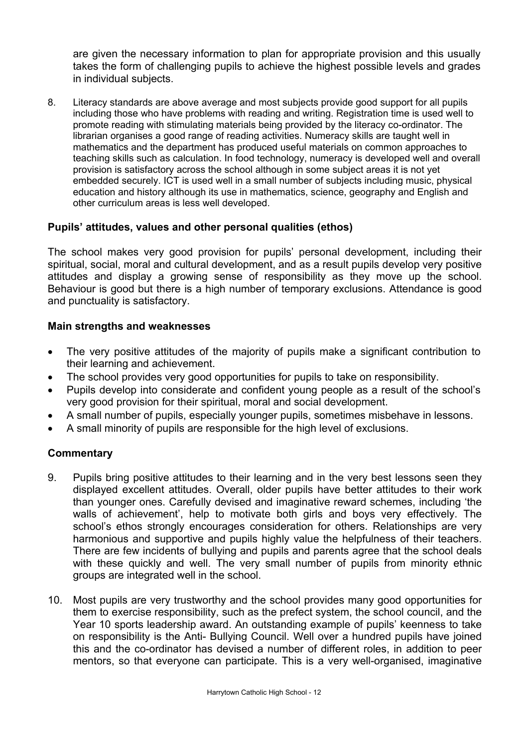are given the necessary information to plan for appropriate provision and this usually takes the form of challenging pupils to achieve the highest possible levels and grades in individual subjects.

8. Literacy standards are above average and most subjects provide good support for all pupils including those who have problems with reading and writing. Registration time is used well to promote reading with stimulating materials being provided by the literacy co-ordinator. The librarian organises a good range of reading activities. Numeracy skills are taught well in mathematics and the department has produced useful materials on common approaches to teaching skills such as calculation. In food technology, numeracy is developed well and overall provision is satisfactory across the school although in some subject areas it is not yet embedded securely. ICT is used well in a small number of subjects including music, physical education and history although its use in mathematics, science, geography and English and other curriculum areas is less well developed.

### Pupils' attitudes, values and other personal qualities (ethos)

The school makes very good provision for pupils' personal development, including their spiritual, social, moral and cultural development, and as a result pupils develop very positive attitudes and display a growing sense of responsibility as they move up the school. Behaviour is good but there is a high number of temporary exclusions. Attendance is good and punctuality is satisfactory.

### Main strengths and weaknesses

- The very positive attitudes of the majority of pupils make a significant contribution to their learning and achievement.
- The school provides very good opportunities for pupils to take on responsibility.
- Pupils develop into considerate and confident young people as a result of the school's very good provision for their spiritual, moral and social development.
- A small number of pupils, especially younger pupils, sometimes misbehave in lessons.
- A small minority of pupils are responsible for the high level of exclusions.

### Commentary

9. Pupils bring positive attitudes to their learning and in the very best lessons seen they displayed excellent attitudes. Overall, older pupils have better attitudes to their work than younger ones. Carefully devised and imaginative reward schemes, including 'the walls of achievement', help to motivate both girls and boys very effectively. The school's ethos strongly encourages consideration for others. Relationships are very harmonious and supportive and pupils highly value the helpfulness of their teachers. There are few incidents of bullying and pupils and parents agree that the school deals with these quickly and well. The very small number of pupils from minority ethnic groups are integrated well in the school.

10. Most pupils are very trustworthy and the school provides many good opportunities for them to exercise responsibility, such as the prefect system, the school council, and the Year 10 sports leadership award. An outstanding example of pupils' keenness to take on responsibility is the Anti- Bullying Council. Well over a hundred pupils have joined this and the co-ordinator has devised a number of different roles, in addition to peer mentors, so that everyone can participate. This is a very well-organised, imaginative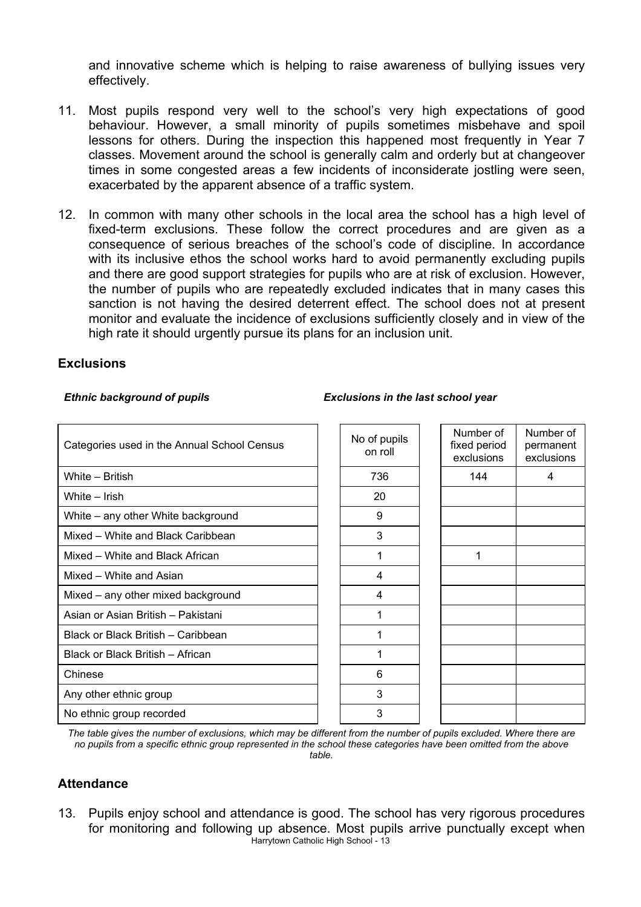and innovative scheme which is helping to raise awareness of bullying issues very effectively.

11. Most pupils respond very well to the school's very high expectations of good behaviour. However, a small minority of pupils sometimes misbehave and spoil lessons for others. During the inspection this happened most frequently in Year 7 classes. Movement around the school is generally calm and orderly but at changeover times in some congested areas a few incidents of inconsiderate jostling were seen, exacerbated by the apparent absence of a traffic system.

12. In common with many other schools in the local area the school has a high level of fixed-term exclusions. These follow the correct procedures and are given as a consequence of serious breaches of the school's code of discipline. In accordance with its inclusive ethos the school works hard to avoid permanently excluding pupils and there are good support strategies for pupils who are at risk of exclusion. However, the number of pupils who are repeatedly excluded indicates that in many cases this sanction is not having the desired deterrent effect. The school does not at present monitor and evaluate the incidence of exclusions sufficiently closely and in view of the high rate it should urgently pursue its plans for an inclusion unit.

## Exclusions

*Ethnic background of pupils* | *Exclusions in the last school year*

| Categories used in the Annual School Census | No of pupils on roll | Number of fixed period exclusions | Number of permanent exclusions |
|---|---|---|---|
| White – British | 736 | 144 | 4 |
| White – Irish | 20 | | |
| White – any other White background | 9 | | |
| Mixed – White and Black Caribbean | 3 | | |
| Mixed – White and Black African | 1 | 1 | |
| Mixed – White and Asian | 4 | | |
| Mixed – any other mixed background | 4 | | |
| Asian or Asian British – Pakistani | 1 | | |
| Black or Black British – Caribbean | 1 | | |
| Black or Black British – African | 1 | | |
| Chinese | 6 | | |
| Any other ethnic group | 3 | | |
| No ethnic group recorded | 3 | | |

*The table gives the number of exclusions, which may be different from the number of pupils excluded. Where there are no pupils from a specific ethnic group represented in the school these categories have been omitted from the above table.*

## Attendance

13. Pupils enjoy school and attendance is good. The school has very rigorous procedures for monitoring and following up absence. Most pupils arrive punctually except when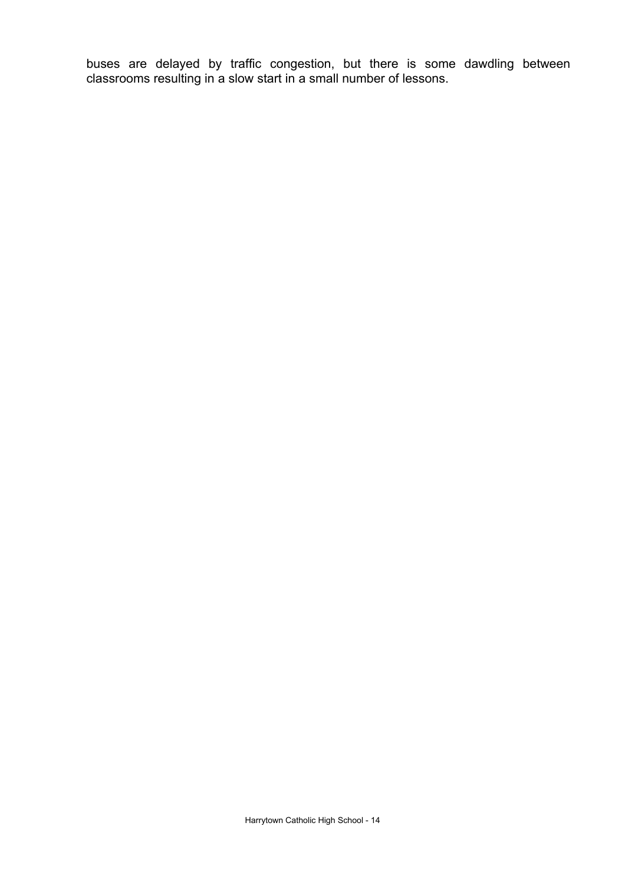buses are delayed by traffic congestion, but there is some dawdling between classrooms resulting in a slow start in a small number of lessons.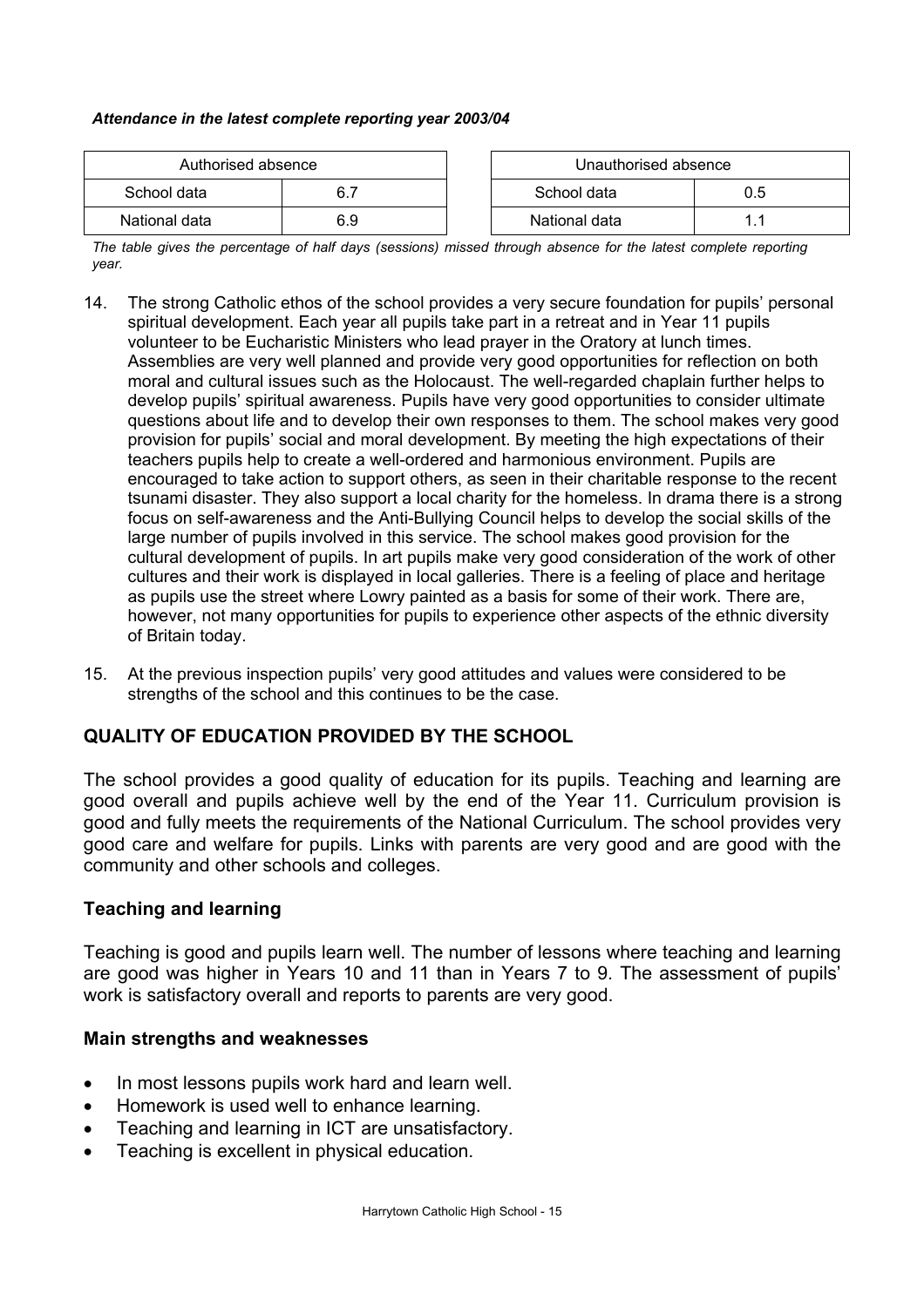***Attendance in the latest complete reporting year 2003/04***

| Authorised absence | |
|---|---|
| School data | 6.7 |
| National data | 6.9 |

| Unauthorised absence | |
|---|---|
| School data | 0.5 |
| National data | 1.1 |

*The table gives the percentage of half days (sessions) missed through absence for the latest complete reporting year.*

14. The strong Catholic ethos of the school provides a very secure foundation for pupils' personal spiritual development. Each year all pupils take part in a retreat and in Year 11 pupils volunteer to be Eucharistic Ministers who lead prayer in the Oratory at lunch times. Assemblies are very well planned and provide very good opportunities for reflection on both moral and cultural issues such as the Holocaust. The well-regarded chaplain further helps to develop pupils' spiritual awareness. Pupils have very good opportunities to consider ultimate questions about life and to develop their own responses to them. The school makes very good provision for pupils' social and moral development. By meeting the high expectations of their teachers pupils help to create a well-ordered and harmonious environment. Pupils are encouraged to take action to support others, as seen in their charitable response to the recent tsunami disaster. They also support a local charity for the homeless. In drama there is a strong focus on self-awareness and the Anti-Bullying Council helps to develop the social skills of the large number of pupils involved in this service. The school makes good provision for the cultural development of pupils. In art pupils make very good consideration of the work of other cultures and their work is displayed in local galleries. There is a feeling of place and heritage as pupils use the street where Lowry painted as a basis for some of their work. There are, however, not many opportunities for pupils to experience other aspects of the ethnic diversity of Britain today.

15. At the previous inspection pupils' very good attitudes and values were considered to be strengths of the school and this continues to be the case.

## QUALITY OF EDUCATION PROVIDED BY THE SCHOOL

The school provides a good quality of education for its pupils. Teaching and learning are good overall and pupils achieve well by the end of the Year 11. Curriculum provision is good and fully meets the requirements of the National Curriculum. The school provides very good care and welfare for pupils. Links with parents are very good and are good with the community and other schools and colleges.

### Teaching and learning

Teaching is good and pupils learn well. The number of lessons where teaching and learning are good was higher in Years 10 and 11 than in Years 7 to 9. The assessment of pupils' work is satisfactory overall and reports to parents are very good.

### Main strengths and weaknesses

- In most lessons pupils work hard and learn well.
- Homework is used well to enhance learning.
- Teaching and learning in ICT are unsatisfactory.
- Teaching is excellent in physical education.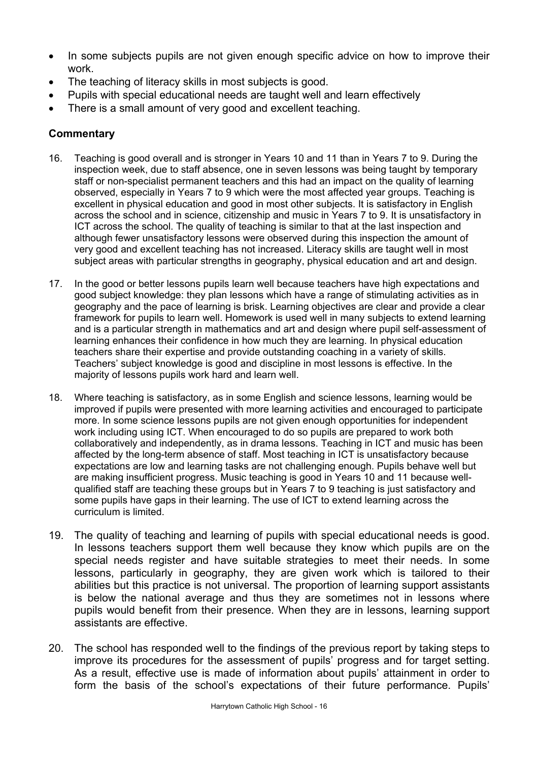- In some subjects pupils are not given enough specific advice on how to improve their work.
- The teaching of literacy skills in most subjects is good.
- Pupils with special educational needs are taught well and learn effectively
- There is a small amount of very good and excellent teaching.

### Commentary

16. Teaching is good overall and is stronger in Years 10 and 11 than in Years 7 to 9. During the inspection week, due to staff absence, one in seven lessons was being taught by temporary staff or non-specialist permanent teachers and this had an impact on the quality of learning observed, especially in Years 7 to 9 which were the most affected year groups. Teaching is excellent in physical education and good in most other subjects. It is satisfactory in English across the school and in science, citizenship and music in Years 7 to 9. It is unsatisfactory in ICT across the school. The quality of teaching is similar to that at the last inspection and although fewer unsatisfactory lessons were observed during this inspection the amount of very good and excellent teaching has not increased. Literacy skills are taught well in most subject areas with particular strengths in geography, physical education and art and design.

17. In the good or better lessons pupils learn well because teachers have high expectations and good subject knowledge: they plan lessons which have a range of stimulating activities as in geography and the pace of learning is brisk. Learning objectives are clear and provide a clear framework for pupils to learn well. Homework is used well in many subjects to extend learning and is a particular strength in mathematics and art and design where pupil self-assessment of learning enhances their confidence in how much they are learning. In physical education teachers share their expertise and provide outstanding coaching in a variety of skills. Teachers' subject knowledge is good and discipline in most lessons is effective. In the majority of lessons pupils work hard and learn well.

18. Where teaching is satisfactory, as in some English and science lessons, learning would be improved if pupils were presented with more learning activities and encouraged to participate more. In some science lessons pupils are not given enough opportunities for independent work including using ICT. When encouraged to do so pupils are prepared to work both collaboratively and independently, as in drama lessons. Teaching in ICT and music has been affected by the long-term absence of staff. Most teaching in ICT is unsatisfactory because expectations are low and learning tasks are not challenging enough. Pupils behave well but are making insufficient progress. Music teaching is good in Years 10 and 11 because well-qualified staff are teaching these groups but in Years 7 to 9 teaching is just satisfactory and some pupils have gaps in their learning. The use of ICT to extend learning across the curriculum is limited.

19. The quality of teaching and learning of pupils with special educational needs is good. In lessons teachers support them well because they know which pupils are on the special needs register and have suitable strategies to meet their needs. In some lessons, particularly in geography, they are given work which is tailored to their abilities but this practice is not universal. The proportion of learning support assistants is below the national average and thus they are sometimes not in lessons where pupils would benefit from their presence. When they are in lessons, learning support assistants are effective.

20. The school has responded well to the findings of the previous report by taking steps to improve its procedures for the assessment of pupils' progress and for target setting. As a result, effective use is made of information about pupils' attainment in order to form the basis of the school's expectations of their future performance. Pupils'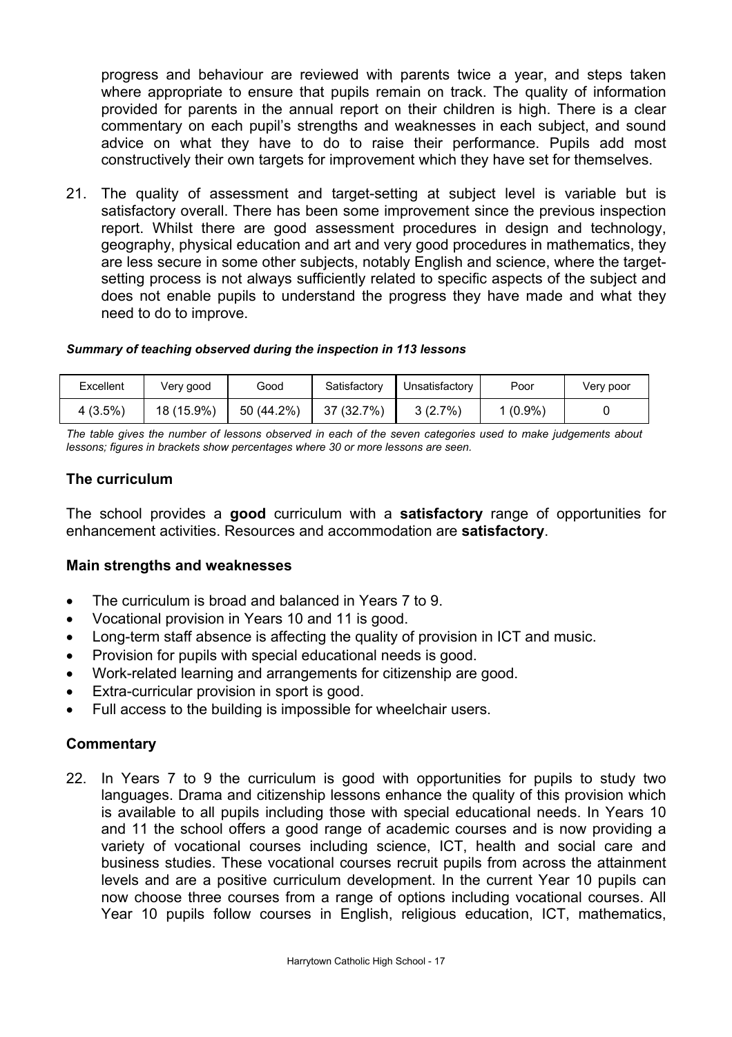progress and behaviour are reviewed with parents twice a year, and steps taken where appropriate to ensure that pupils remain on track. The quality of information provided for parents in the annual report on their children is high. There is a clear commentary on each pupil's strengths and weaknesses in each subject, and sound advice on what they have to do to raise their performance. Pupils add most constructively their own targets for improvement which they have set for themselves.

21. The quality of assessment and target-setting at subject level is variable but is satisfactory overall. There has been some improvement since the previous inspection report. Whilst there are good assessment procedures in design and technology, geography, physical education and art and very good procedures in mathematics, they are less secure in some other subjects, notably English and science, where the target-setting process is not always sufficiently related to specific aspects of the subject and does not enable pupils to understand the progress they have made and what they need to do to improve.

***Summary of teaching observed during the inspection in 113 lessons***

| Excellent | Very good | Good | Satisfactory | Unsatisfactory | Poor | Very poor |
|---|---|---|---|---|---|---|
| 4 (3.5%) | 18 (15.9%) | 50 (44.2%) | 37 (32.7%) | 3 (2.7%) | 1 (0.9%) | 0 |

*The table gives the number of lessons observed in each of the seven categories used to make judgements about lessons; figures in brackets show percentages where 30 or more lessons are seen.*

## The curriculum

The school provides a **good** curriculum with a **satisfactory** range of opportunities for enhancement activities. Resources and accommodation are **satisfactory**.

### Main strengths and weaknesses

- The curriculum is broad and balanced in Years 7 to 9.
- Vocational provision in Years 10 and 11 is good.
- Long-term staff absence is affecting the quality of provision in ICT and music.
- Provision for pupils with special educational needs is good.
- Work-related learning and arrangements for citizenship are good.
- Extra-curricular provision in sport is good.
- Full access to the building is impossible for wheelchair users.

### Commentary

22. In Years 7 to 9 the curriculum is good with opportunities for pupils to study two languages. Drama and citizenship lessons enhance the quality of this provision which is available to all pupils including those with special educational needs. In Years 10 and 11 the school offers a good range of academic courses and is now providing a variety of vocational courses including science, ICT, health and social care and business studies. These vocational courses recruit pupils from across the attainment levels and are a positive curriculum development. In the current Year 10 pupils can now choose three courses from a range of options including vocational courses. All Year 10 pupils follow courses in English, religious education, ICT, mathematics,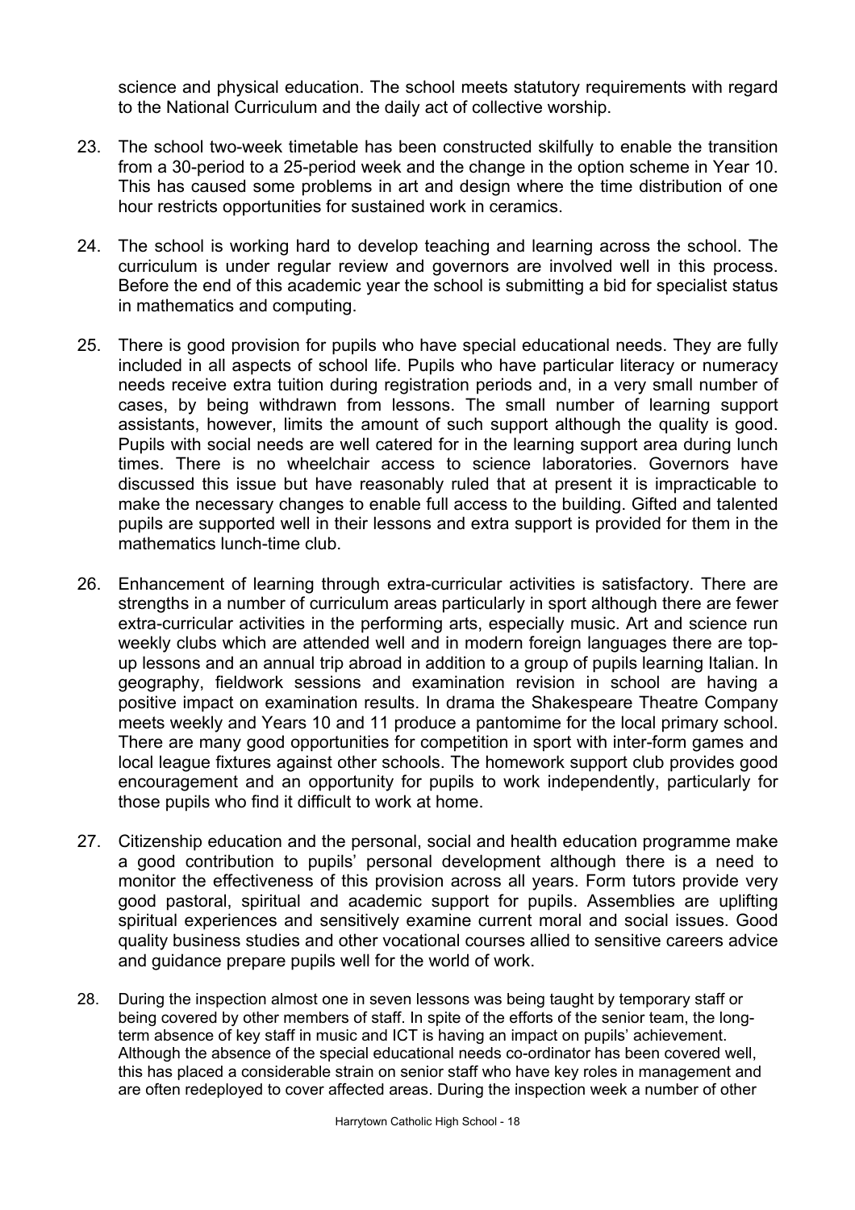science and physical education. The school meets statutory requirements with regard to the National Curriculum and the daily act of collective worship.

23. The school two-week timetable has been constructed skilfully to enable the transition from a 30-period to a 25-period week and the change in the option scheme in Year 10. This has caused some problems in art and design where the time distribution of one hour restricts opportunities for sustained work in ceramics.

24. The school is working hard to develop teaching and learning across the school. The curriculum is under regular review and governors are involved well in this process. Before the end of this academic year the school is submitting a bid for specialist status in mathematics and computing.

25. There is good provision for pupils who have special educational needs. They are fully included in all aspects of school life. Pupils who have particular literacy or numeracy needs receive extra tuition during registration periods and, in a very small number of cases, by being withdrawn from lessons. The small number of learning support assistants, however, limits the amount of such support although the quality is good. Pupils with social needs are well catered for in the learning support area during lunch times. There is no wheelchair access to science laboratories. Governors have discussed this issue but have reasonably ruled that at present it is impracticable to make the necessary changes to enable full access to the building. Gifted and talented pupils are supported well in their lessons and extra support is provided for them in the mathematics lunch-time club.

26. Enhancement of learning through extra-curricular activities is satisfactory. There are strengths in a number of curriculum areas particularly in sport although there are fewer extra-curricular activities in the performing arts, especially music. Art and science run weekly clubs which are attended well and in modern foreign languages there are top-up lessons and an annual trip abroad in addition to a group of pupils learning Italian. In geography, fieldwork sessions and examination revision in school are having a positive impact on examination results. In drama the Shakespeare Theatre Company meets weekly and Years 10 and 11 produce a pantomime for the local primary school. There are many good opportunities for competition in sport with inter-form games and local league fixtures against other schools. The homework support club provides good encouragement and an opportunity for pupils to work independently, particularly for those pupils who find it difficult to work at home.

27. Citizenship education and the personal, social and health education programme make a good contribution to pupils' personal development although there is a need to monitor the effectiveness of this provision across all years. Form tutors provide very good pastoral, spiritual and academic support for pupils. Assemblies are uplifting spiritual experiences and sensitively examine current moral and social issues. Good quality business studies and other vocational courses allied to sensitive careers advice and guidance prepare pupils well for the world of work.

28. During the inspection almost one in seven lessons was being taught by temporary staff or being covered by other members of staff. In spite of the efforts of the senior team, the long-term absence of key staff in music and ICT is having an impact on pupils' achievement. Although the absence of the special educational needs co-ordinator has been covered well, this has placed a considerable strain on senior staff who have key roles in management and are often redeployed to cover affected areas. During the inspection week a number of other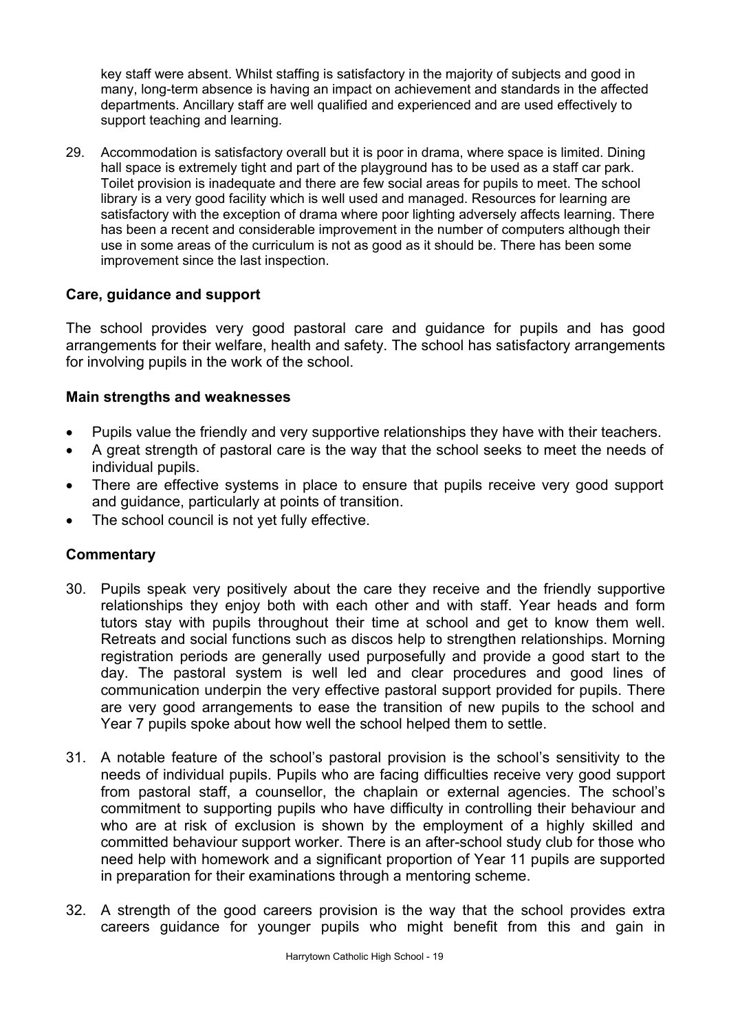key staff were absent. Whilst staffing is satisfactory in the majority of subjects and good in many, long-term absence is having an impact on achievement and standards in the affected departments. Ancillary staff are well qualified and experienced and are used effectively to support teaching and learning.

29. Accommodation is satisfactory overall but it is poor in drama, where space is limited. Dining hall space is extremely tight and part of the playground has to be used as a staff car park. Toilet provision is inadequate and there are few social areas for pupils to meet. The school library is a very good facility which is well used and managed. Resources for learning are satisfactory with the exception of drama where poor lighting adversely affects learning. There has been a recent and considerable improvement in the number of computers although their use in some areas of the curriculum is not as good as it should be. There has been some improvement since the last inspection.

### Care, guidance and support

The school provides very good pastoral care and guidance for pupils and has good arrangements for their welfare, health and safety. The school has satisfactory arrangements for involving pupils in the work of the school.

#### Main strengths and weaknesses

- Pupils value the friendly and very supportive relationships they have with their teachers.
- A great strength of pastoral care is the way that the school seeks to meet the needs of individual pupils.
- There are effective systems in place to ensure that pupils receive very good support and guidance, particularly at points of transition.
- The school council is not yet fully effective.

#### Commentary

30. Pupils speak very positively about the care they receive and the friendly supportive relationships they enjoy both with each other and with staff. Year heads and form tutors stay with pupils throughout their time at school and get to know them well. Retreats and social functions such as discos help to strengthen relationships. Morning registration periods are generally used purposefully and provide a good start to the day. The pastoral system is well led and clear procedures and good lines of communication underpin the very effective pastoral support provided for pupils. There are very good arrangements to ease the transition of new pupils to the school and Year 7 pupils spoke about how well the school helped them to settle.

31. A notable feature of the school's pastoral provision is the school's sensitivity to the needs of individual pupils. Pupils who are facing difficulties receive very good support from pastoral staff, a counsellor, the chaplain or external agencies. The school's commitment to supporting pupils who have difficulty in controlling their behaviour and who are at risk of exclusion is shown by the employment of a highly skilled and committed behaviour support worker. There is an after-school study club for those who need help with homework and a significant proportion of Year 11 pupils are supported in preparation for their examinations through a mentoring scheme.

32. A strength of the good careers provision is the way that the school provides extra careers guidance for younger pupils who might benefit from this and gain in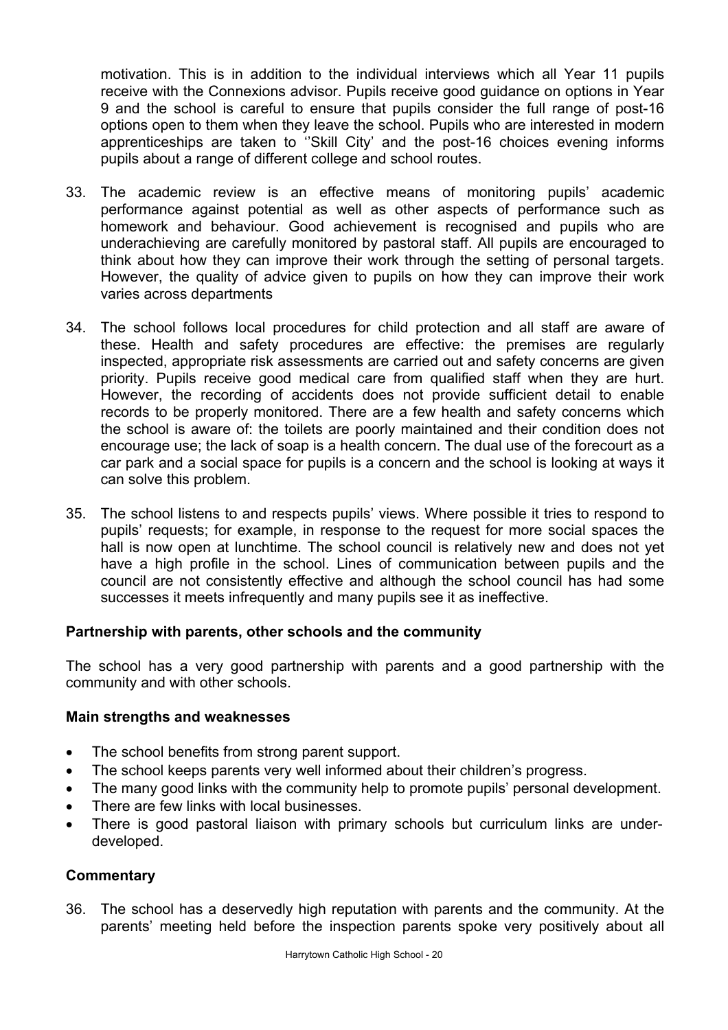motivation. This is in addition to the individual interviews which all Year 11 pupils receive with the Connexions advisor. Pupils receive good guidance on options in Year 9 and the school is careful to ensure that pupils consider the full range of post-16 options open to them when they leave the school. Pupils who are interested in modern apprenticeships are taken to ''Skill City' and the post-16 choices evening informs pupils about a range of different college and school routes.

33. The academic review is an effective means of monitoring pupils' academic performance against potential as well as other aspects of performance such as homework and behaviour. Good achievement is recognised and pupils who are underachieving are carefully monitored by pastoral staff. All pupils are encouraged to think about how they can improve their work through the setting of personal targets. However, the quality of advice given to pupils on how they can improve their work varies across departments

34. The school follows local procedures for child protection and all staff are aware of these. Health and safety procedures are effective: the premises are regularly inspected, appropriate risk assessments are carried out and safety concerns are given priority. Pupils receive good medical care from qualified staff when they are hurt. However, the recording of accidents does not provide sufficient detail to enable records to be properly monitored. There are a few health and safety concerns which the school is aware of: the toilets are poorly maintained and their condition does not encourage use; the lack of soap is a health concern. The dual use of the forecourt as a car park and a social space for pupils is a concern and the school is looking at ways it can solve this problem.

35. The school listens to and respects pupils' views. Where possible it tries to respond to pupils' requests; for example, in response to the request for more social spaces the hall is now open at lunchtime. The school council is relatively new and does not yet have a high profile in the school. Lines of communication between pupils and the council are not consistently effective and although the school council has had some successes it meets infrequently and many pupils see it as ineffective.

### Partnership with parents, other schools and the community

The school has a very good partnership with parents and a good partnership with the community and with other schools.

#### Main strengths and weaknesses

- The school benefits from strong parent support.
- The school keeps parents very well informed about their children's progress.
- The many good links with the community help to promote pupils' personal development.
- There are few links with local businesses.
- There is good pastoral liaison with primary schools but curriculum links are under-developed.

#### Commentary

36. The school has a deservedly high reputation with parents and the community. At the parents' meeting held before the inspection parents spoke very positively about all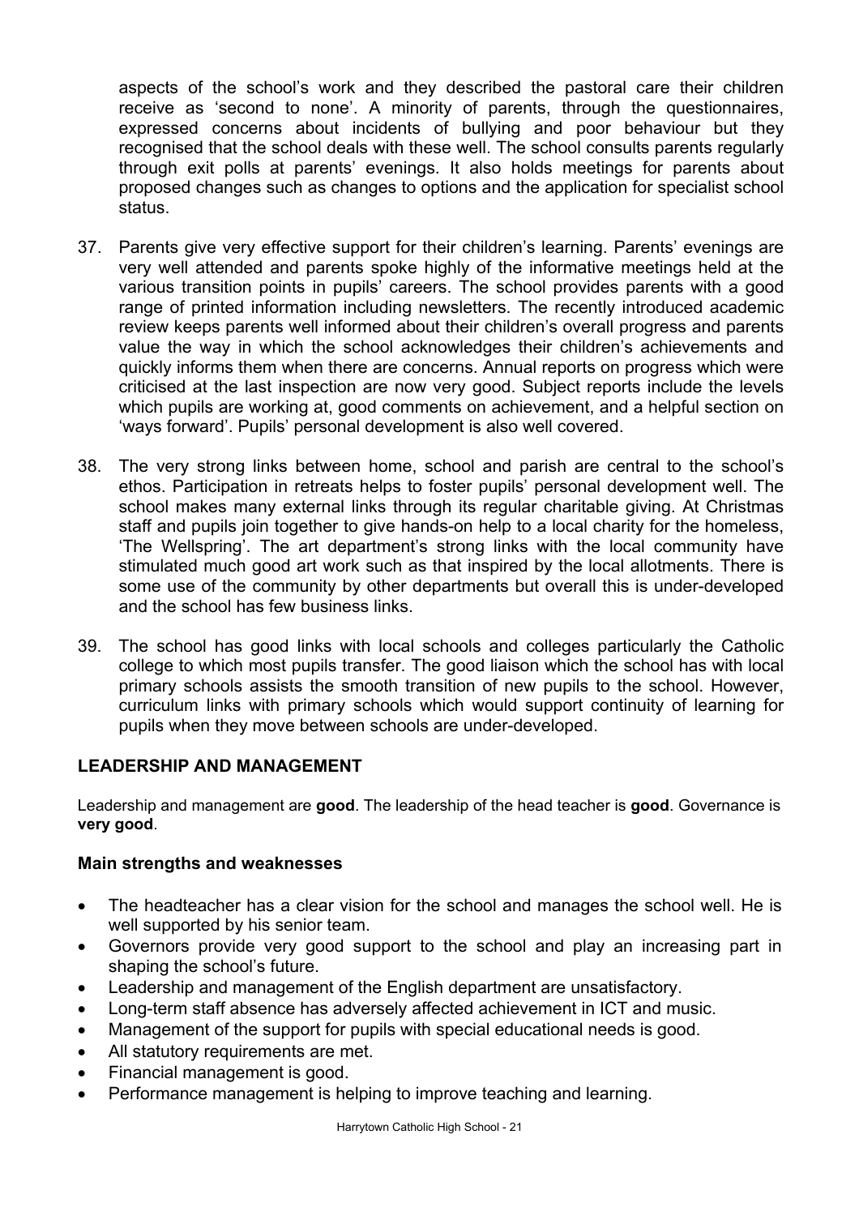aspects of the school's work and they described the pastoral care their children receive as 'second to none'. A minority of parents, through the questionnaires, expressed concerns about incidents of bullying and poor behaviour but they recognised that the school deals with these well. The school consults parents regularly through exit polls at parents' evenings. It also holds meetings for parents about proposed changes such as changes to options and the application for specialist school status.

37. Parents give very effective support for their children's learning. Parents' evenings are very well attended and parents spoke highly of the informative meetings held at the various transition points in pupils' careers. The school provides parents with a good range of printed information including newsletters. The recently introduced academic review keeps parents well informed about their children's overall progress and parents value the way in which the school acknowledges their children's achievements and quickly informs them when there are concerns. Annual reports on progress which were criticised at the last inspection are now very good. Subject reports include the levels which pupils are working at, good comments on achievement, and a helpful section on 'ways forward'. Pupils' personal development is also well covered.

38. The very strong links between home, school and parish are central to the school's ethos. Participation in retreats helps to foster pupils' personal development well. The school makes many external links through its regular charitable giving. At Christmas staff and pupils join together to give hands-on help to a local charity for the homeless, 'The Wellspring'. The art department's strong links with the local community have stimulated much good art work such as that inspired by the local allotments. There is some use of the community by other departments but overall this is under-developed and the school has few business links.

39. The school has good links with local schools and colleges particularly the Catholic college to which most pupils transfer. The good liaison which the school has with local primary schools assists the smooth transition of new pupils to the school. However, curriculum links with primary schools which would support continuity of learning for pupils when they move between schools are under-developed.

## LEADERSHIP AND MANAGEMENT

Leadership and management are **good**. The leadership of the head teacher is **good**. Governance is **very good**.

### Main strengths and weaknesses

- The headteacher has a clear vision for the school and manages the school well. He is well supported by his senior team.
- Governors provide very good support to the school and play an increasing part in shaping the school's future.
- Leadership and management of the English department are unsatisfactory.
- Long-term staff absence has adversely affected achievement in ICT and music.
- Management of the support for pupils with special educational needs is good.
- All statutory requirements are met.
- Financial management is good.
- Performance management is helping to improve teaching and learning.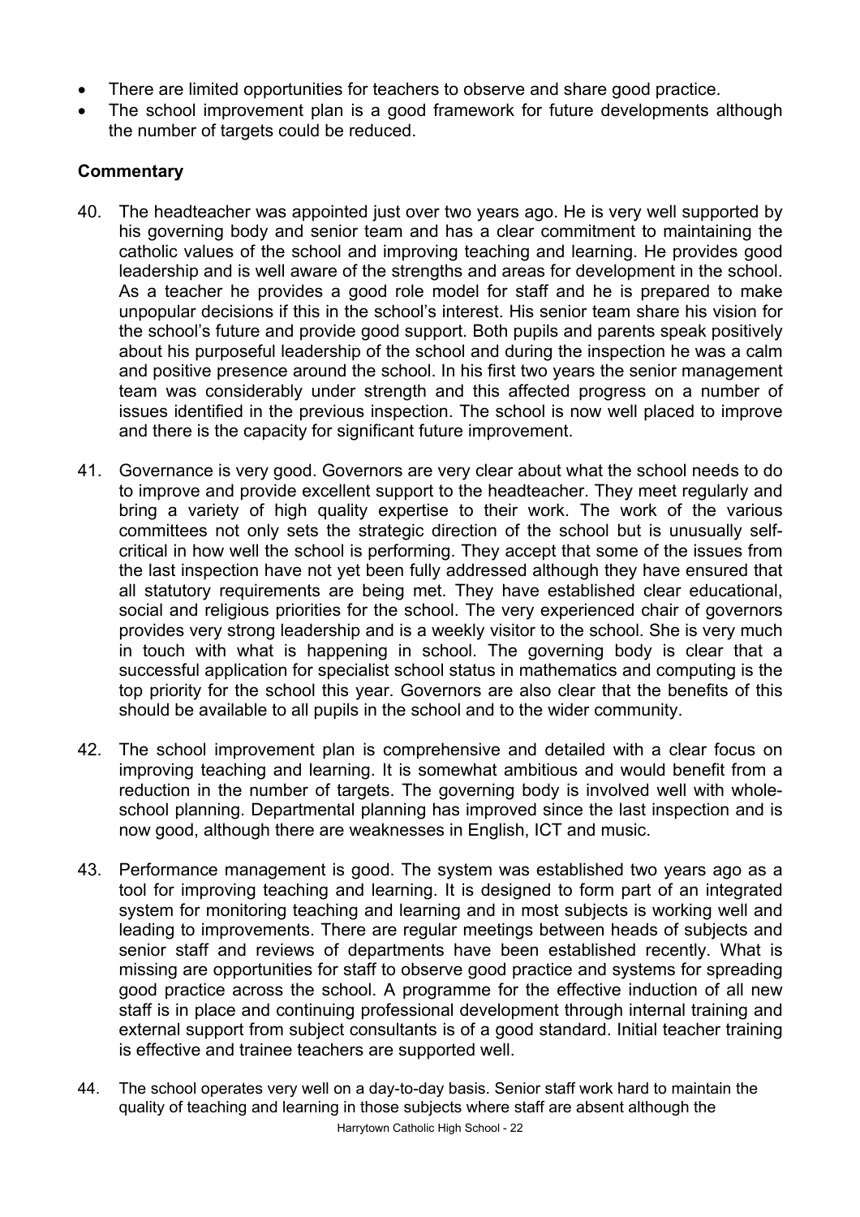- There are limited opportunities for teachers to observe and share good practice.
- The school improvement plan is a good framework for future developments although the number of targets could be reduced.

**Commentary**

40. The headteacher was appointed just over two years ago. He is very well supported by his governing body and senior team and has a clear commitment to maintaining the catholic values of the school and improving teaching and learning. He provides good leadership and is well aware of the strengths and areas for development in the school. As a teacher he provides a good role model for staff and he is prepared to make unpopular decisions if this in the school's interest. His senior team share his vision for the school's future and provide good support. Both pupils and parents speak positively about his purposeful leadership of the school and during the inspection he was a calm and positive presence around the school. In his first two years the senior management team was considerably under strength and this affected progress on a number of issues identified in the previous inspection. The school is now well placed to improve and there is the capacity for significant future improvement.

41. Governance is very good. Governors are very clear about what the school needs to do to improve and provide excellent support to the headteacher. They meet regularly and bring a variety of high quality expertise to their work. The work of the various committees not only sets the strategic direction of the school but is unusually self-critical in how well the school is performing. They accept that some of the issues from the last inspection have not yet been fully addressed although they have ensured that all statutory requirements are being met. They have established clear educational, social and religious priorities for the school. The very experienced chair of governors provides very strong leadership and is a weekly visitor to the school. She is very much in touch with what is happening in school. The governing body is clear that a successful application for specialist school status in mathematics and computing is the top priority for the school this year. Governors are also clear that the benefits of this should be available to all pupils in the school and to the wider community.

42. The school improvement plan is comprehensive and detailed with a clear focus on improving teaching and learning. It is somewhat ambitious and would benefit from a reduction in the number of targets. The governing body is involved well with whole-school planning. Departmental planning has improved since the last inspection and is now good, although there are weaknesses in English, ICT and music.

43. Performance management is good. The system was established two years ago as a tool for improving teaching and learning. It is designed to form part of an integrated system for monitoring teaching and learning and in most subjects is working well and leading to improvements. There are regular meetings between heads of subjects and senior staff and reviews of departments have been established recently. What is missing are opportunities for staff to observe good practice and systems for spreading good practice across the school. A programme for the effective induction of all new staff is in place and continuing professional development through internal training and external support from subject consultants is of a good standard. Initial teacher training is effective and trainee teachers are supported well.

44. The school operates very well on a day-to-day basis. Senior staff work hard to maintain the quality of teaching and learning in those subjects where staff are absent although the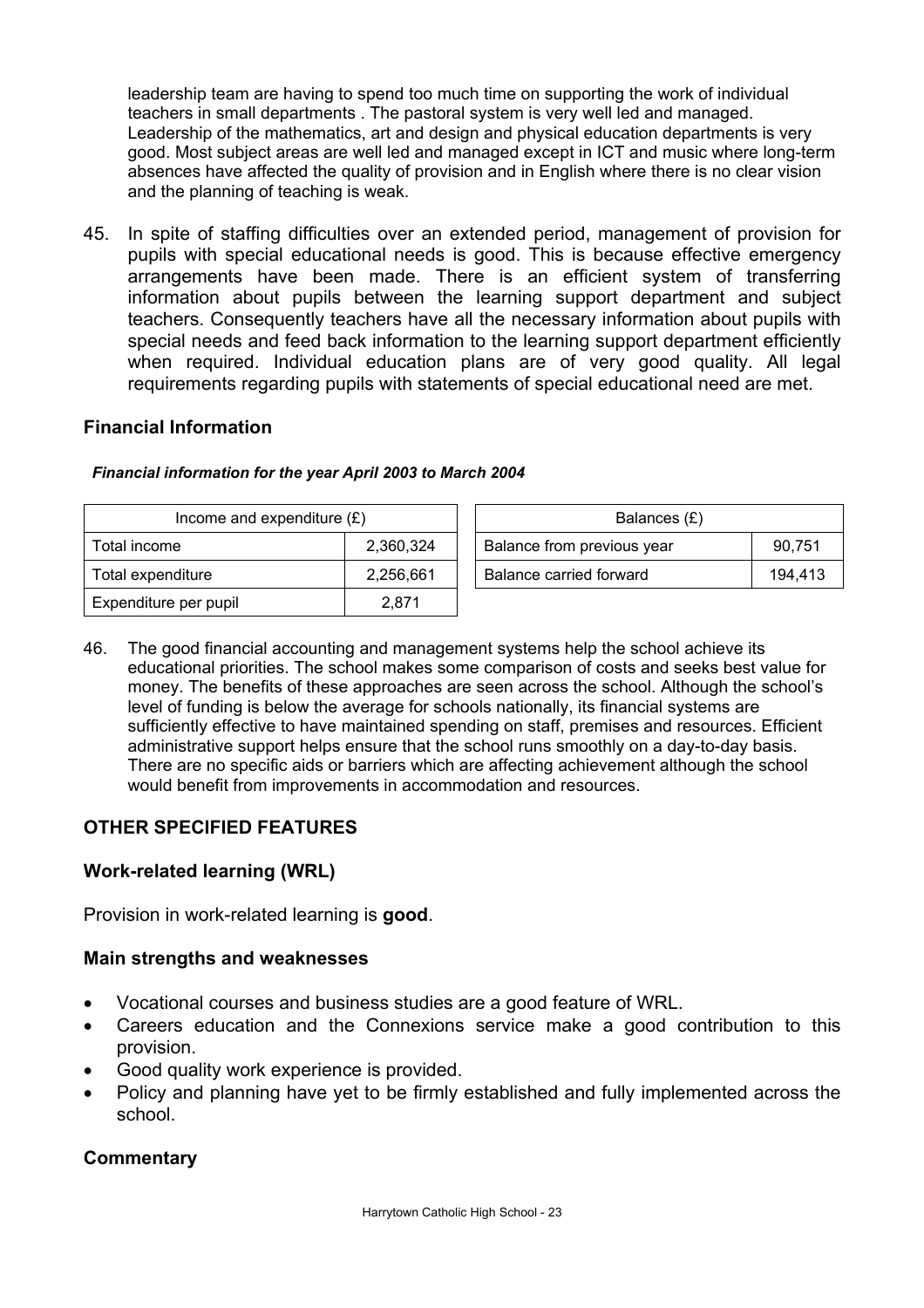leadership team are having to spend too much time on supporting the work of individual teachers in small departments . The pastoral system is very well led and managed. Leadership of the mathematics, art and design and physical education departments is very good. Most subject areas are well led and managed except in ICT and music where long-term absences have affected the quality of provision and in English where there is no clear vision and the planning of teaching is weak.

45. In spite of staffing difficulties over an extended period, management of provision for pupils with special educational needs is good. This is because effective emergency arrangements have been made. There is an efficient system of transferring information about pupils between the learning support department and subject teachers. Consequently teachers have all the necessary information about pupils with special needs and feed back information to the learning support department efficiently when required. Individual education plans are of very good quality. All legal requirements regarding pupils with statements of special educational need are met.

### Financial Information

***Financial information for the year April 2003 to March 2004***

| Income and expenditure (£) | |
|---|---|
| Total income | 2,360,324 |
| Total expenditure | 2,256,661 |
| Expenditure per pupil | 2,871 |

| Balances (£) | |
|---|---|
| Balance from previous year | 90,751 |
| Balance carried forward | 194,413 |

46. The good financial accounting and management systems help the school achieve its educational priorities. The school makes some comparison of costs and seeks best value for money. The benefits of these approaches are seen across the school. Although the school's level of funding is below the average for schools nationally, its financial systems are sufficiently effective to have maintained spending on staff, premises and resources. Efficient administrative support helps ensure that the school runs smoothly on a day-to-day basis. There are no specific aids or barriers which are affecting achievement although the school would benefit from improvements in accommodation and resources.

## OTHER SPECIFIED FEATURES

### Work-related learning (WRL)

Provision in work-related learning is **good**.

### Main strengths and weaknesses

- Vocational courses and business studies are a good feature of WRL.
- Careers education and the Connexions service make a good contribution to this provision.
- Good quality work experience is provided.
- Policy and planning have yet to be firmly established and fully implemented across the school.

### Commentary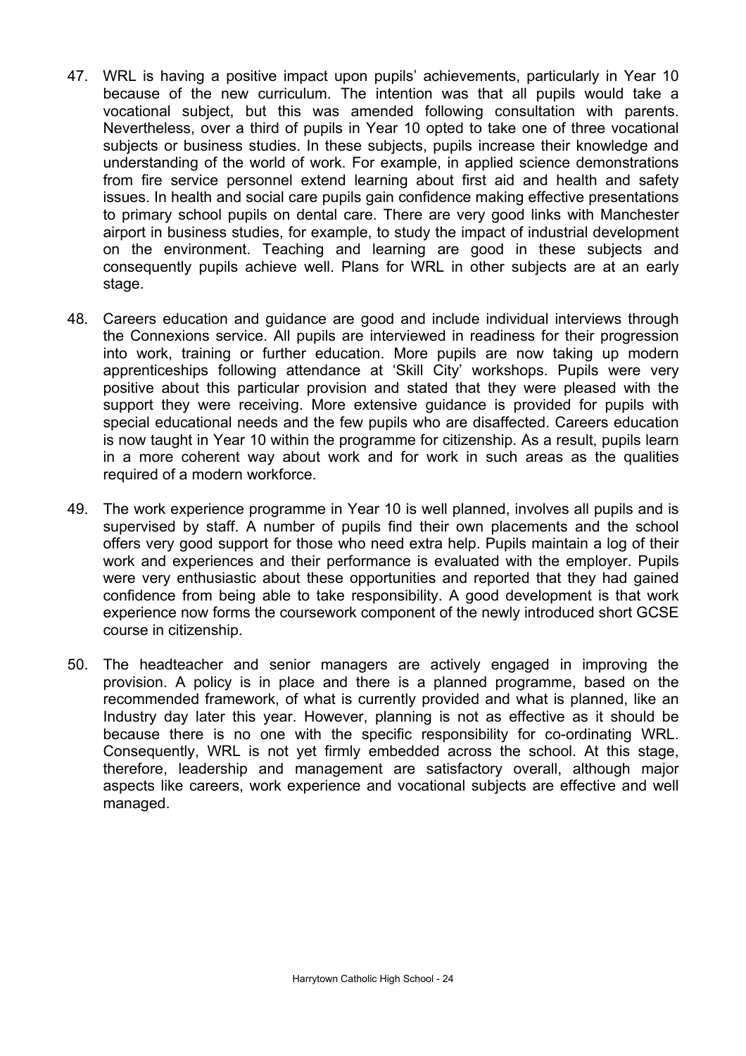47. WRL is having a positive impact upon pupils' achievements, particularly in Year 10 because of the new curriculum. The intention was that all pupils would take a vocational subject, but this was amended following consultation with parents. Nevertheless, over a third of pupils in Year 10 opted to take one of three vocational subjects or business studies. In these subjects, pupils increase their knowledge and understanding of the world of work. For example, in applied science demonstrations from fire service personnel extend learning about first aid and health and safety issues. In health and social care pupils gain confidence making effective presentations to primary school pupils on dental care. There are very good links with Manchester airport in business studies, for example, to study the impact of industrial development on the environment. Teaching and learning are good in these subjects and consequently pupils achieve well. Plans for WRL in other subjects are at an early stage.

48. Careers education and guidance are good and include individual interviews through the Connexions service. All pupils are interviewed in readiness for their progression into work, training or further education. More pupils are now taking up modern apprenticeships following attendance at 'Skill City' workshops. Pupils were very positive about this particular provision and stated that they were pleased with the support they were receiving. More extensive guidance is provided for pupils with special educational needs and the few pupils who are disaffected. Careers education is now taught in Year 10 within the programme for citizenship. As a result, pupils learn in a more coherent way about work and for work in such areas as the qualities required of a modern workforce.

49. The work experience programme in Year 10 is well planned, involves all pupils and is supervised by staff. A number of pupils find their own placements and the school offers very good support for those who need extra help. Pupils maintain a log of their work and experiences and their performance is evaluated with the employer. Pupils were very enthusiastic about these opportunities and reported that they had gained confidence from being able to take responsibility. A good development is that work experience now forms the coursework component of the newly introduced short GCSE course in citizenship.

50. The headteacher and senior managers are actively engaged in improving the provision. A policy is in place and there is a planned programme, based on the recommended framework, of what is currently provided and what is planned, like an Industry day later this year. However, planning is not as effective as it should be because there is no one with the specific responsibility for co-ordinating WRL. Consequently, WRL is not yet firmly embedded across the school. At this stage, therefore, leadership and management are satisfactory overall, although major aspects like careers, work experience and vocational subjects are effective and well managed.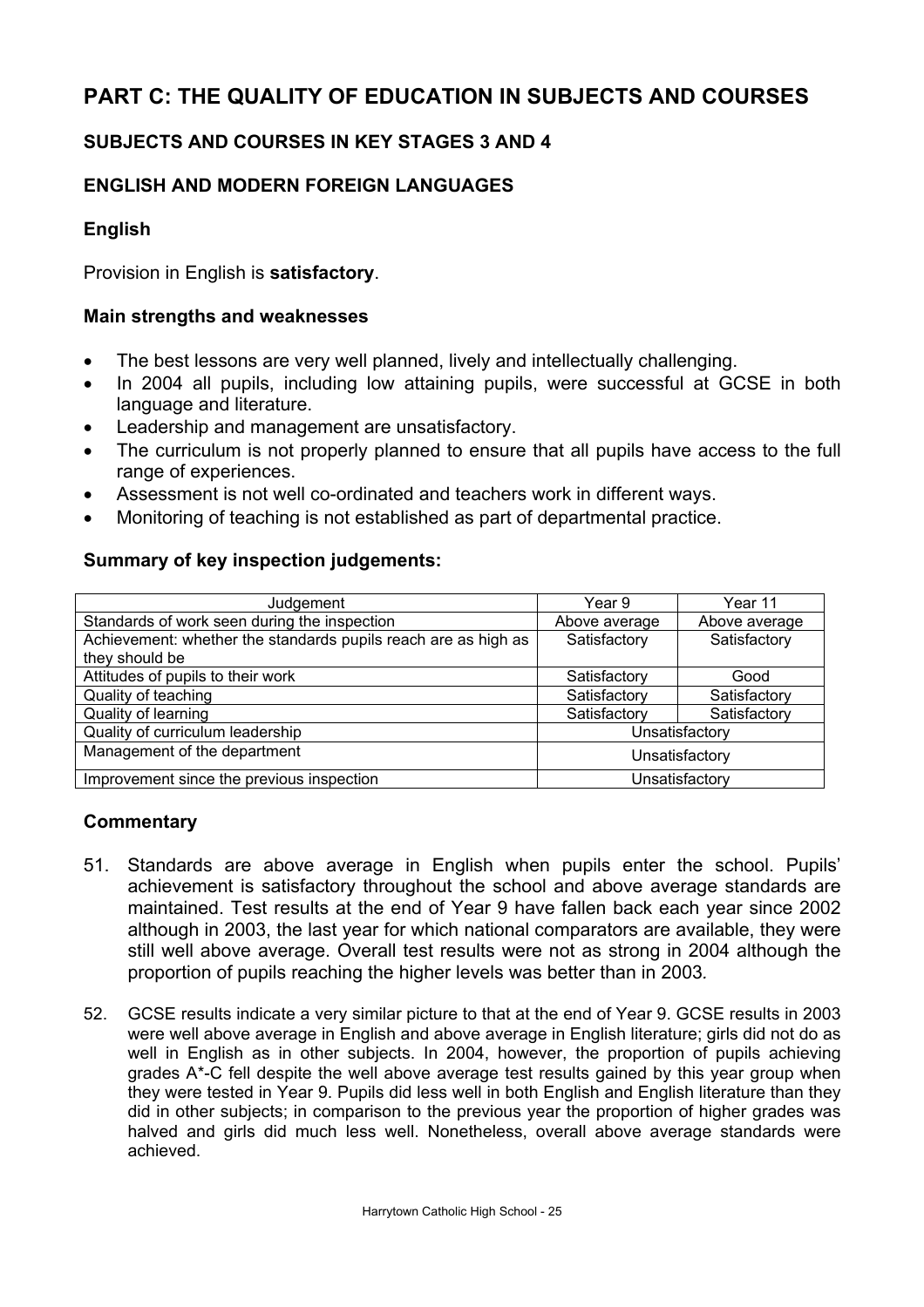# PART C: THE QUALITY OF EDUCATION IN SUBJECTS AND COURSES

## SUBJECTS AND COURSES IN KEY STAGES 3 AND 4

## ENGLISH AND MODERN FOREIGN LANGUAGES

### English

Provision in English is **satisfactory**.

**Main strengths and weaknesses**

- The best lessons are very well planned, lively and intellectually challenging.
- In 2004 all pupils, including low attaining pupils, were successful at GCSE in both language and literature.
- Leadership and management are unsatisfactory.
- The curriculum is not properly planned to ensure that all pupils have access to the full range of experiences.
- Assessment is not well co-ordinated and teachers work in different ways.
- Monitoring of teaching is not established as part of departmental practice.

**Summary of key inspection judgements:**

| Judgement | Year 9 | Year 11 |
|---|---|---|
| Standards of work seen during the inspection | Above average | Above average |
| Achievement: whether the standards pupils reach are as high as they should be | Satisfactory | Satisfactory |
| Attitudes of pupils to their work | Satisfactory | Good |
| Quality of teaching | Satisfactory | Satisfactory |
| Quality of learning | Satisfactory | Satisfactory |
| Quality of curriculum leadership | Unsatisfactory | |
| Management of the department | Unsatisfactory | |
| Improvement since the previous inspection | Unsatisfactory | |

**Commentary**

51. Standards are above average in English when pupils enter the school. Pupils' achievement is satisfactory throughout the school and above average standards are maintained. Test results at the end of Year 9 have fallen back each year since 2002 although in 2003, the last year for which national comparators are available, they were still well above average. Overall test results were not as strong in 2004 although the proportion of pupils reaching the higher levels was better than in 2003.

52. GCSE results indicate a very similar picture to that at the end of Year 9. GCSE results in 2003 were well above average in English and above average in English literature; girls did not do as well in English as in other subjects. In 2004, however, the proportion of pupils achieving grades A*-C fell despite the well above average test results gained by this year group when they were tested in Year 9. Pupils did less well in both English and English literature than they did in other subjects; in comparison to the previous year the proportion of higher grades was halved and girls did much less well. Nonetheless, overall above average standards were achieved.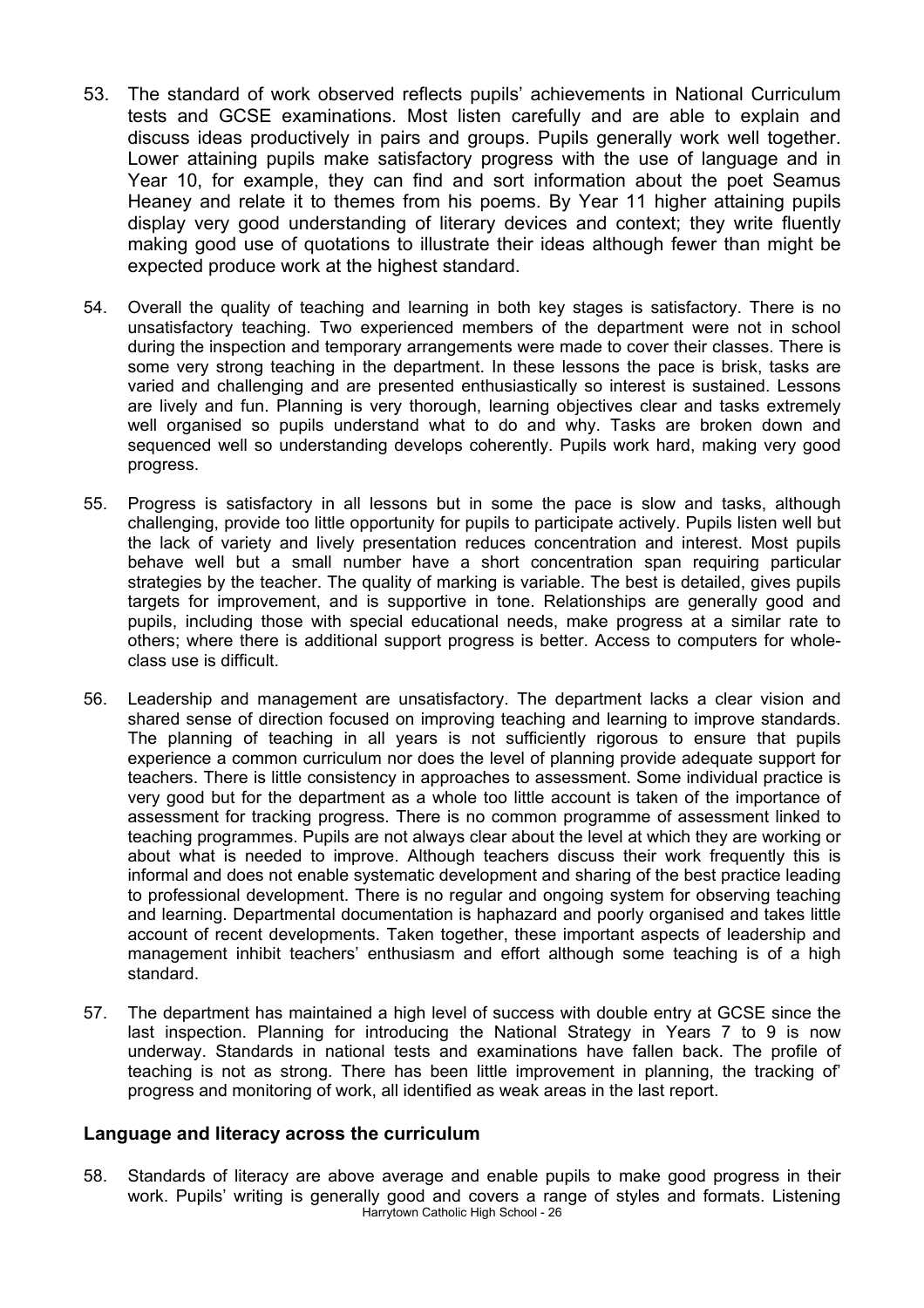53. The standard of work observed reflects pupils' achievements in National Curriculum tests and GCSE examinations. Most listen carefully and are able to explain and discuss ideas productively in pairs and groups. Pupils generally work well together. Lower attaining pupils make satisfactory progress with the use of language and in Year 10, for example, they can find and sort information about the poet Seamus Heaney and relate it to themes from his poems. By Year 11 higher attaining pupils display very good understanding of literary devices and context; they write fluently making good use of quotations to illustrate their ideas although fewer than might be expected produce work at the highest standard.

54. Overall the quality of teaching and learning in both key stages is satisfactory. There is no unsatisfactory teaching. Two experienced members of the department were not in school during the inspection and temporary arrangements were made to cover their classes. There is some very strong teaching in the department. In these lessons the pace is brisk, tasks are varied and challenging and are presented enthusiastically so interest is sustained. Lessons are lively and fun. Planning is very thorough, learning objectives clear and tasks extremely well organised so pupils understand what to do and why. Tasks are broken down and sequenced well so understanding develops coherently. Pupils work hard, making very good progress.

55. Progress is satisfactory in all lessons but in some the pace is slow and tasks, although challenging, provide too little opportunity for pupils to participate actively. Pupils listen well but the lack of variety and lively presentation reduces concentration and interest. Most pupils behave well but a small number have a short concentration span requiring particular strategies by the teacher. The quality of marking is variable. The best is detailed, gives pupils targets for improvement, and is supportive in tone. Relationships are generally good and pupils, including those with special educational needs, make progress at a similar rate to others; where there is additional support progress is better. Access to computers for whole-class use is difficult.

56. Leadership and management are unsatisfactory. The department lacks a clear vision and shared sense of direction focused on improving teaching and learning to improve standards. The planning of teaching in all years is not sufficiently rigorous to ensure that pupils experience a common curriculum nor does the level of planning provide adequate support for teachers. There is little consistency in approaches to assessment. Some individual practice is very good but for the department as a whole too little account is taken of the importance of assessment for tracking progress. There is no common programme of assessment linked to teaching programmes. Pupils are not always clear about the level at which they are working or about what is needed to improve. Although teachers discuss their work frequently this is informal and does not enable systematic development and sharing of the best practice leading to professional development. There is no regular and ongoing system for observing teaching and learning. Departmental documentation is haphazard and poorly organised and takes little account of recent developments. Taken together, these important aspects of leadership and management inhibit teachers' enthusiasm and effort although some teaching is of a high standard.

57. The department has maintained a high level of success with double entry at GCSE since the last inspection. Planning for introducing the National Strategy in Years 7 to 9 is now underway. Standards in national tests and examinations have fallen back. The profile of teaching is not as strong. There has been little improvement in planning, the tracking of' progress and monitoring of work, all identified as weak areas in the last report.

### Language and literacy across the curriculum

58. Standards of literacy are above average and enable pupils to make good progress in their work. Pupils' writing is generally good and covers a range of styles and formats. Listening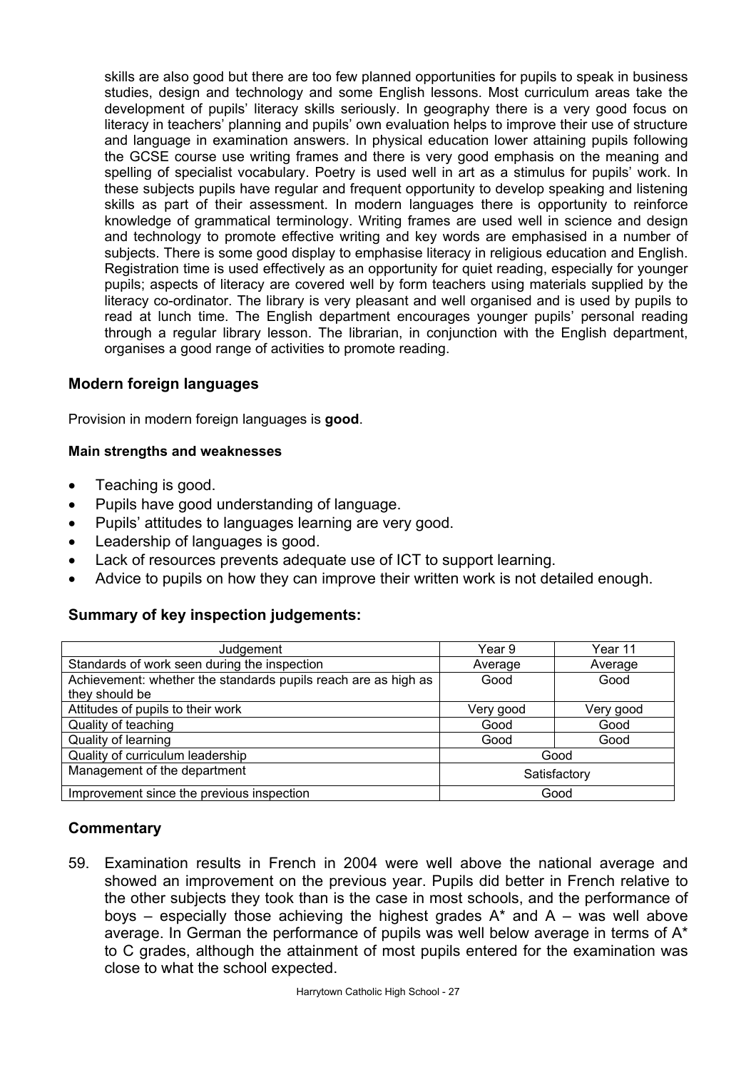skills are also good but there are too few planned opportunities for pupils to speak in business studies, design and technology and some English lessons. Most curriculum areas take the development of pupils' literacy skills seriously. In geography there is a very good focus on literacy in teachers' planning and pupils' own evaluation helps to improve their use of structure and language in examination answers. In physical education lower attaining pupils following the GCSE course use writing frames and there is very good emphasis on the meaning and spelling of specialist vocabulary. Poetry is used well in art as a stimulus for pupils' work. In these subjects pupils have regular and frequent opportunity to develop speaking and listening skills as part of their assessment. In modern languages there is opportunity to reinforce knowledge of grammatical terminology. Writing frames are used well in science and design and technology to promote effective writing and key words are emphasised in a number of subjects. There is some good display to emphasise literacy in religious education and English. Registration time is used effectively as an opportunity for quiet reading, especially for younger pupils; aspects of literacy are covered well by form teachers using materials supplied by the literacy co-ordinator. The library is very pleasant and well organised and is used by pupils to read at lunch time. The English department encourages younger pupils' personal reading through a regular library lesson. The librarian, in conjunction with the English department, organises a good range of activities to promote reading.

## Modern foreign languages

Provision in modern foreign languages is **good**.

#### Main strengths and weaknesses

- Teaching is good.
- Pupils have good understanding of language.
- Pupils' attitudes to languages learning are very good.
- Leadership of languages is good.
- Lack of resources prevents adequate use of ICT to support learning.
- Advice to pupils on how they can improve their written work is not detailed enough.

### Summary of key inspection judgements:

| Judgement | Year 9 | Year 11 |
|---|---|---|
| Standards of work seen during the inspection | Average | Average |
| Achievement: whether the standards pupils reach are as high as they should be | Good | Good |
| Attitudes of pupils to their work | Very good | Very good |
| Quality of teaching | Good | Good |
| Quality of learning | Good | Good |
| Quality of curriculum leadership | Good | |
| Management of the department | Satisfactory | |
| Improvement since the previous inspection | Good | |

## Commentary

59. Examination results in French in 2004 were well above the national average and showed an improvement on the previous year. Pupils did better in French relative to the other subjects they took than is the case in most schools, and the performance of boys – especially those achieving the highest grades A* and A – was well above average. In German the performance of pupils was well below average in terms of A* to C grades, although the attainment of most pupils entered for the examination was close to what the school expected.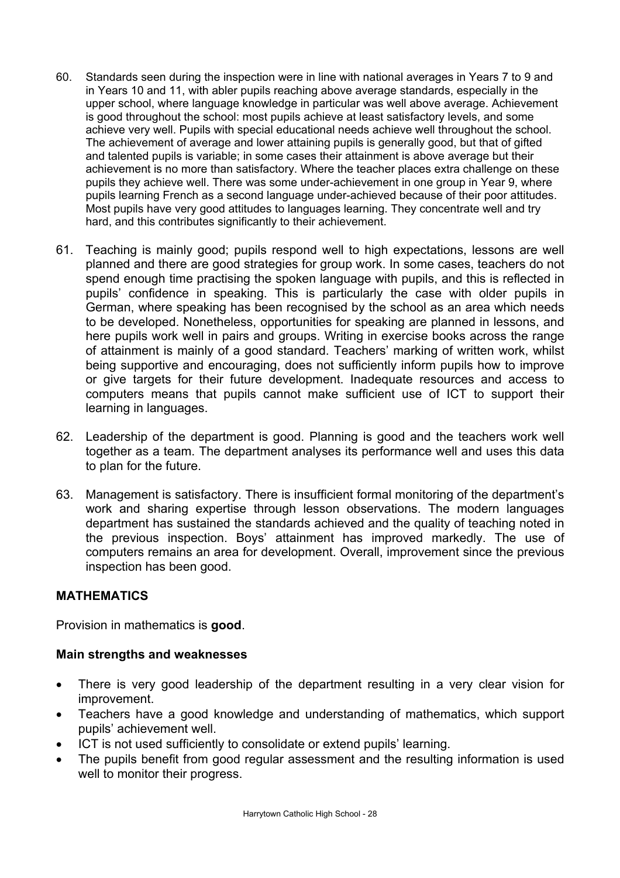60. Standards seen during the inspection were in line with national averages in Years 7 to 9 and in Years 10 and 11, with abler pupils reaching above average standards, especially in the upper school, where language knowledge in particular was well above average. Achievement is good throughout the school: most pupils achieve at least satisfactory levels, and some achieve very well. Pupils with special educational needs achieve well throughout the school. The achievement of average and lower attaining pupils is generally good, but that of gifted and talented pupils is variable; in some cases their attainment is above average but their achievement is no more than satisfactory. Where the teacher places extra challenge on these pupils they achieve well. There was some under-achievement in one group in Year 9, where pupils learning French as a second language under-achieved because of their poor attitudes. Most pupils have very good attitudes to languages learning. They concentrate well and try hard, and this contributes significantly to their achievement.

61. Teaching is mainly good; pupils respond well to high expectations, lessons are well planned and there are good strategies for group work. In some cases, teachers do not spend enough time practising the spoken language with pupils, and this is reflected in pupils' confidence in speaking. This is particularly the case with older pupils in German, where speaking has been recognised by the school as an area which needs to be developed. Nonetheless, opportunities for speaking are planned in lessons, and here pupils work well in pairs and groups. Writing in exercise books across the range of attainment is mainly of a good standard. Teachers' marking of written work, whilst being supportive and encouraging, does not sufficiently inform pupils how to improve or give targets for their future development. Inadequate resources and access to computers means that pupils cannot make sufficient use of ICT to support their learning in languages.

62. Leadership of the department is good. Planning is good and the teachers work well together as a team. The department analyses its performance well and uses this data to plan for the future.

63. Management is satisfactory. There is insufficient formal monitoring of the department's work and sharing expertise through lesson observations. The modern languages department has sustained the standards achieved and the quality of teaching noted in the previous inspection. Boys' attainment has improved markedly. The use of computers remains an area for development. Overall, improvement since the previous inspection has been good.

## MATHEMATICS

Provision in mathematics is **good**.

### Main strengths and weaknesses

- There is very good leadership of the department resulting in a very clear vision for improvement.
- Teachers have a good knowledge and understanding of mathematics, which support pupils' achievement well.
- ICT is not used sufficiently to consolidate or extend pupils' learning.
- The pupils benefit from good regular assessment and the resulting information is used well to monitor their progress.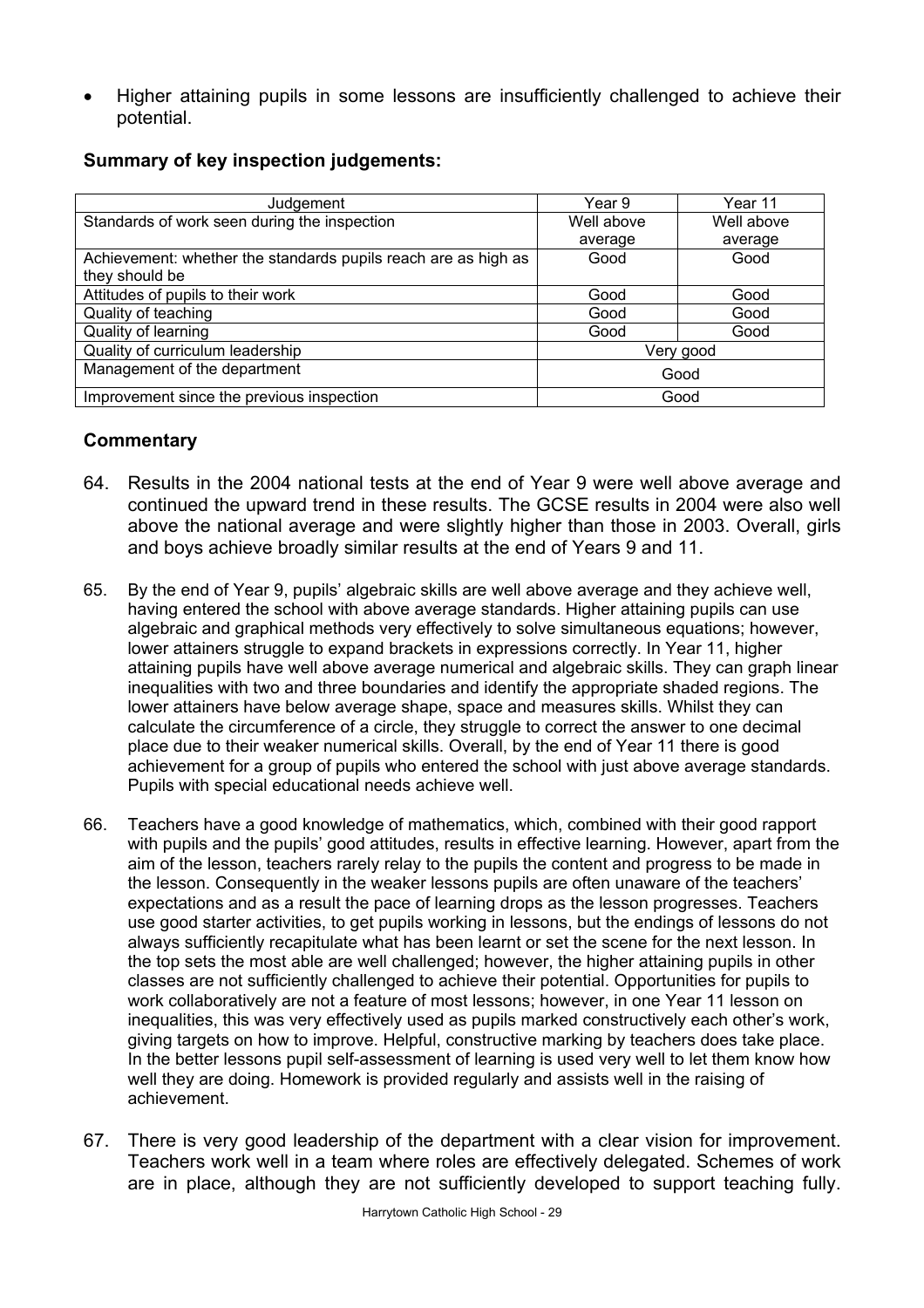- Higher attaining pupils in some lessons are insufficiently challenged to achieve their potential.

**Summary of key inspection judgements:**

| Judgement | Year 9 | Year 11 |
|---|---|---|
| Standards of work seen during the inspection | Well above average | Well above average |
| Achievement: whether the standards pupils reach are as high as they should be | Good | Good |
| Attitudes of pupils to their work | Good | Good |
| Quality of teaching | Good | Good |
| Quality of learning | Good | Good |
| Quality of curriculum leadership | Very good | |
| Management of the department | Good | |
| Improvement since the previous inspection | Good | |

### Commentary

64. Results in the 2004 national tests at the end of Year 9 were well above average and continued the upward trend in these results. The GCSE results in 2004 were also well above the national average and were slightly higher than those in 2003. Overall, girls and boys achieve broadly similar results at the end of Years 9 and 11.

65. By the end of Year 9, pupils' algebraic skills are well above average and they achieve well, having entered the school with above average standards. Higher attaining pupils can use algebraic and graphical methods very effectively to solve simultaneous equations; however, lower attainers struggle to expand brackets in expressions correctly. In Year 11, higher attaining pupils have well above average numerical and algebraic skills. They can graph linear inequalities with two and three boundaries and identify the appropriate shaded regions. The lower attainers have below average shape, space and measures skills. Whilst they can calculate the circumference of a circle, they struggle to correct the answer to one decimal place due to their weaker numerical skills. Overall, by the end of Year 11 there is good achievement for a group of pupils who entered the school with just above average standards. Pupils with special educational needs achieve well.

66. Teachers have a good knowledge of mathematics, which, combined with their good rapport with pupils and the pupils' good attitudes, results in effective learning. However, apart from the aim of the lesson, teachers rarely relay to the pupils the content and progress to be made in the lesson. Consequently in the weaker lessons pupils are often unaware of the teachers' expectations and as a result the pace of learning drops as the lesson progresses. Teachers use good starter activities, to get pupils working in lessons, but the endings of lessons do not always sufficiently recapitulate what has been learnt or set the scene for the next lesson. In the top sets the most able are well challenged; however, the higher attaining pupils in other classes are not sufficiently challenged to achieve their potential. Opportunities for pupils to work collaboratively are not a feature of most lessons; however, in one Year 11 lesson on inequalities, this was very effectively used as pupils marked constructively each other's work, giving targets on how to improve. Helpful, constructive marking by teachers does take place. In the better lessons pupil self-assessment of learning is used very well to let them know how well they are doing. Homework is provided regularly and assists well in the raising of achievement.

67. There is very good leadership of the department with a clear vision for improvement. Teachers work well in a team where roles are effectively delegated. Schemes of work are in place, although they are not sufficiently developed to support teaching fully.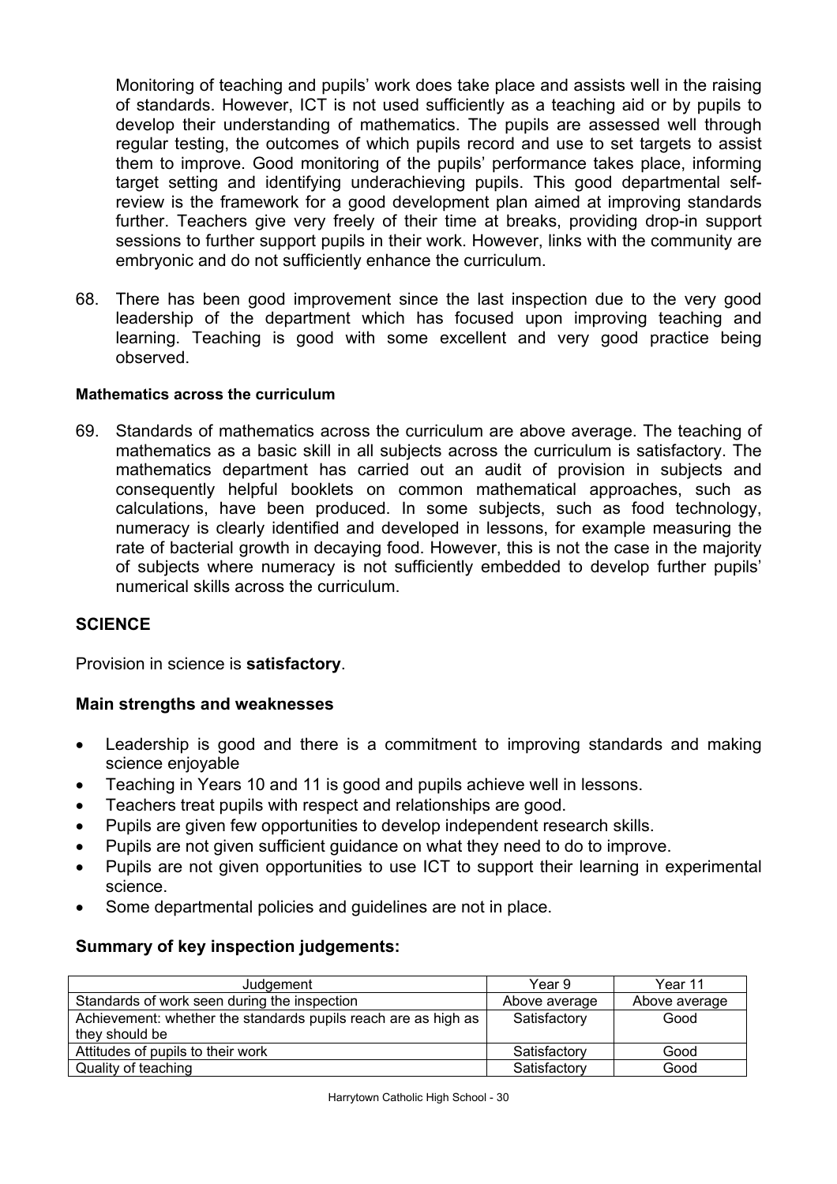Monitoring of teaching and pupils' work does take place and assists well in the raising of standards. However, ICT is not used sufficiently as a teaching aid or by pupils to develop their understanding of mathematics. The pupils are assessed well through regular testing, the outcomes of which pupils record and use to set targets to assist them to improve. Good monitoring of the pupils' performance takes place, informing target setting and identifying underachieving pupils. This good departmental self-review is the framework for a good development plan aimed at improving standards further. Teachers give very freely of their time at breaks, providing drop-in support sessions to further support pupils in their work. However, links with the community are embryonic and do not sufficiently enhance the curriculum.

68. There has been good improvement since the last inspection due to the very good leadership of the department which has focused upon improving teaching and learning. Teaching is good with some excellent and very good practice being observed.

#### Mathematics across the curriculum

69. Standards of mathematics across the curriculum are above average. The teaching of mathematics as a basic skill in all subjects across the curriculum is satisfactory. The mathematics department has carried out an audit of provision in subjects and consequently helpful booklets on common mathematical approaches, such as calculations, have been produced. In some subjects, such as food technology, numeracy is clearly identified and developed in lessons, for example measuring the rate of bacterial growth in decaying food. However, this is not the case in the majority of subjects where numeracy is not sufficiently embedded to develop further pupils' numerical skills across the curriculum.

## SCIENCE

Provision in science is **satisfactory**.

### Main strengths and weaknesses

- Leadership is good and there is a commitment to improving standards and making science enjoyable
- Teaching in Years 10 and 11 is good and pupils achieve well in lessons.
- Teachers treat pupils with respect and relationships are good.
- Pupils are given few opportunities to develop independent research skills.
- Pupils are not given sufficient guidance on what they need to do to improve.
- Pupils are not given opportunities to use ICT to support their learning in experimental science.
- Some departmental policies and guidelines are not in place.

### Summary of key inspection judgements:

| Judgement | Year 9 | Year 11 |
|---|---|---|
| Standards of work seen during the inspection | Above average | Above average |
| Achievement: whether the standards pupils reach are as high as they should be | Satisfactory | Good |
| Attitudes of pupils to their work | Satisfactory | Good |
| Quality of teaching | Satisfactory | Good |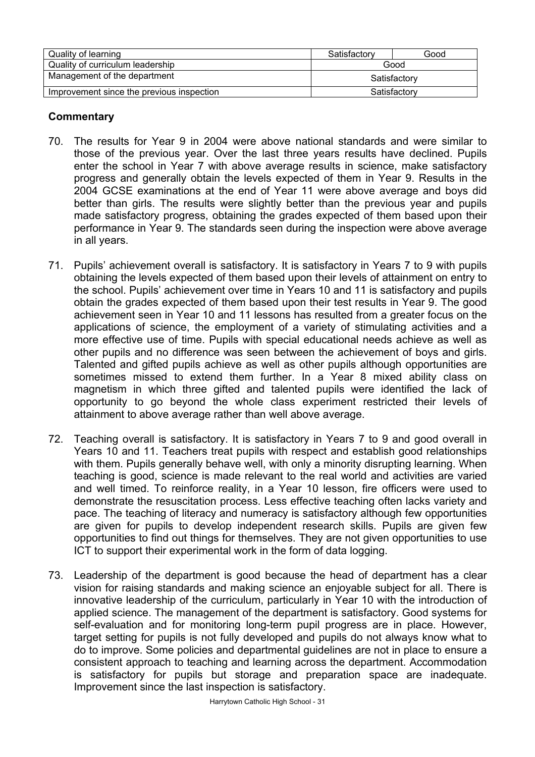| | | |
|---|---|---|
| Quality of learning | Satisfactory | Good |
| Quality of curriculum leadership | Good | |
| Management of the department | Satisfactory | |
| Improvement since the previous inspection | Satisfactory | |

## Commentary

70. The results for Year 9 in 2004 were above national standards and were similar to those of the previous year. Over the last three years results have declined. Pupils enter the school in Year 7 with above average results in science, make satisfactory progress and generally obtain the levels expected of them in Year 9. Results in the 2004 GCSE examinations at the end of Year 11 were above average and boys did better than girls. The results were slightly better than the previous year and pupils made satisfactory progress, obtaining the grades expected of them based upon their performance in Year 9. The standards seen during the inspection were above average in all years.

71. Pupils' achievement overall is satisfactory. It is satisfactory in Years 7 to 9 with pupils obtaining the levels expected of them based upon their levels of attainment on entry to the school. Pupils' achievement over time in Years 10 and 11 is satisfactory and pupils obtain the grades expected of them based upon their test results in Year 9. The good achievement seen in Year 10 and 11 lessons has resulted from a greater focus on the applications of science, the employment of a variety of stimulating activities and a more effective use of time. Pupils with special educational needs achieve as well as other pupils and no difference was seen between the achievement of boys and girls. Talented and gifted pupils achieve as well as other pupils although opportunities are sometimes missed to extend them further. In a Year 8 mixed ability class on magnetism in which three gifted and talented pupils were identified the lack of opportunity to go beyond the whole class experiment restricted their levels of attainment to above average rather than well above average.

72. Teaching overall is satisfactory. It is satisfactory in Years 7 to 9 and good overall in Years 10 and 11. Teachers treat pupils with respect and establish good relationships with them. Pupils generally behave well, with only a minority disrupting learning. When teaching is good, science is made relevant to the real world and activities are varied and well timed. To reinforce reality, in a Year 10 lesson, fire officers were used to demonstrate the resuscitation process. Less effective teaching often lacks variety and pace. The teaching of literacy and numeracy is satisfactory although few opportunities are given for pupils to develop independent research skills. Pupils are given few opportunities to find out things for themselves. They are not given opportunities to use ICT to support their experimental work in the form of data logging.

73. Leadership of the department is good because the head of department has a clear vision for raising standards and making science an enjoyable subject for all. There is innovative leadership of the curriculum, particularly in Year 10 with the introduction of applied science. The management of the department is satisfactory. Good systems for self-evaluation and for monitoring long-term pupil progress are in place. However, target setting for pupils is not fully developed and pupils do not always know what to do to improve. Some policies and departmental guidelines are not in place to ensure a consistent approach to teaching and learning across the department. Accommodation is satisfactory for pupils but storage and preparation space are inadequate. Improvement since the last inspection is satisfactory.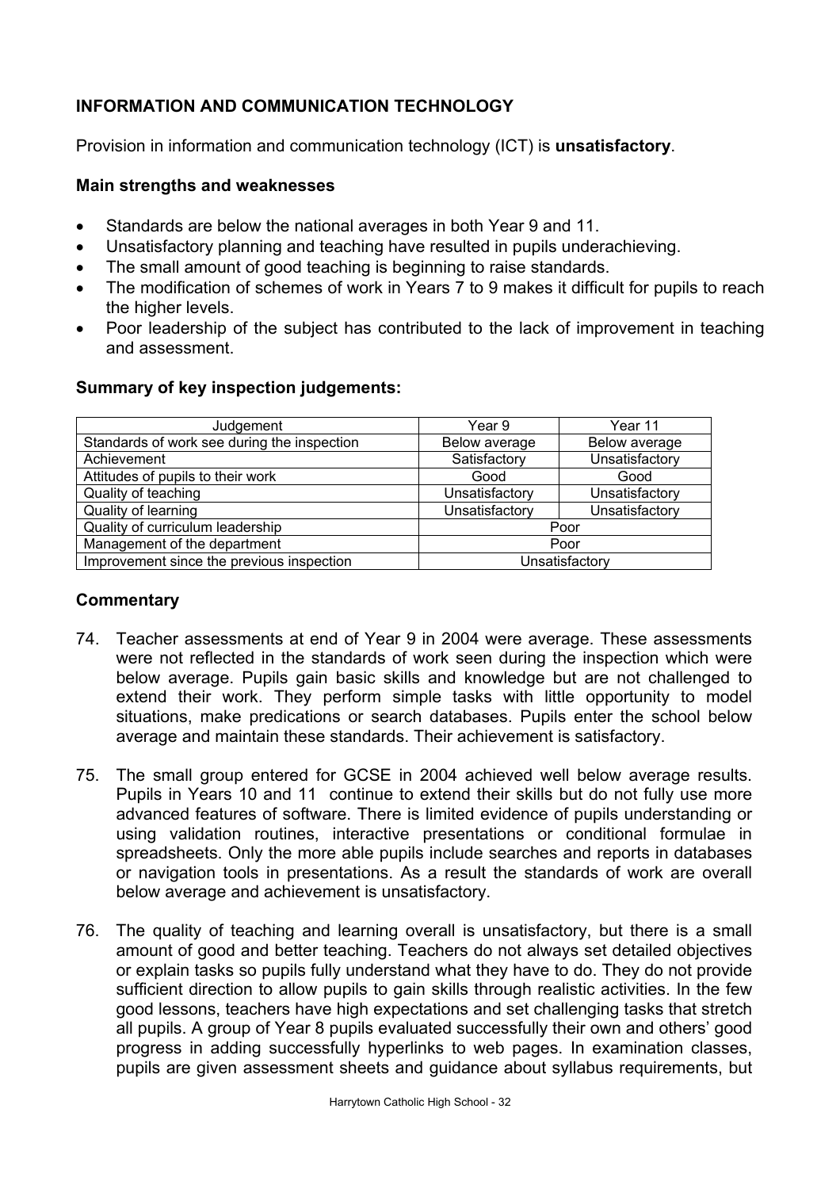## INFORMATION AND COMMUNICATION TECHNOLOGY

Provision in information and communication technology (ICT) is **unsatisfactory**.

### Main strengths and weaknesses

- Standards are below the national averages in both Year 9 and 11.
- Unsatisfactory planning and teaching have resulted in pupils underachieving.
- The small amount of good teaching is beginning to raise standards.
- The modification of schemes of work in Years 7 to 9 makes it difficult for pupils to reach the higher levels.
- Poor leadership of the subject has contributed to the lack of improvement in teaching and assessment.

### Summary of key inspection judgements:

| Judgement | Year 9 | Year 11 |
|---|---|---|
| Standards of work see during the inspection | Below average | Below average |
| Achievement | Satisfactory | Unsatisfactory |
| Attitudes of pupils to their work | Good | Good |
| Quality of teaching | Unsatisfactory | Unsatisfactory |
| Quality of learning | Unsatisfactory | Unsatisfactory |
| Quality of curriculum leadership | Poor | |
| Management of the department | Poor | |
| Improvement since the previous inspection | Unsatisfactory | |

### Commentary

74. Teacher assessments at end of Year 9 in 2004 were average. These assessments were not reflected in the standards of work seen during the inspection which were below average. Pupils gain basic skills and knowledge but are not challenged to extend their work. They perform simple tasks with little opportunity to model situations, make predications or search databases. Pupils enter the school below average and maintain these standards. Their achievement is satisfactory.

75. The small group entered for GCSE in 2004 achieved well below average results. Pupils in Years 10 and 11 continue to extend their skills but do not fully use more advanced features of software. There is limited evidence of pupils understanding or using validation routines, interactive presentations or conditional formulae in spreadsheets. Only the more able pupils include searches and reports in databases or navigation tools in presentations. As a result the standards of work are overall below average and achievement is unsatisfactory.

76. The quality of teaching and learning overall is unsatisfactory, but there is a small amount of good and better teaching. Teachers do not always set detailed objectives or explain tasks so pupils fully understand what they have to do. They do not provide sufficient direction to allow pupils to gain skills through realistic activities. In the few good lessons, teachers have high expectations and set challenging tasks that stretch all pupils. A group of Year 8 pupils evaluated successfully their own and others' good progress in adding successfully hyperlinks to web pages. In examination classes, pupils are given assessment sheets and guidance about syllabus requirements, but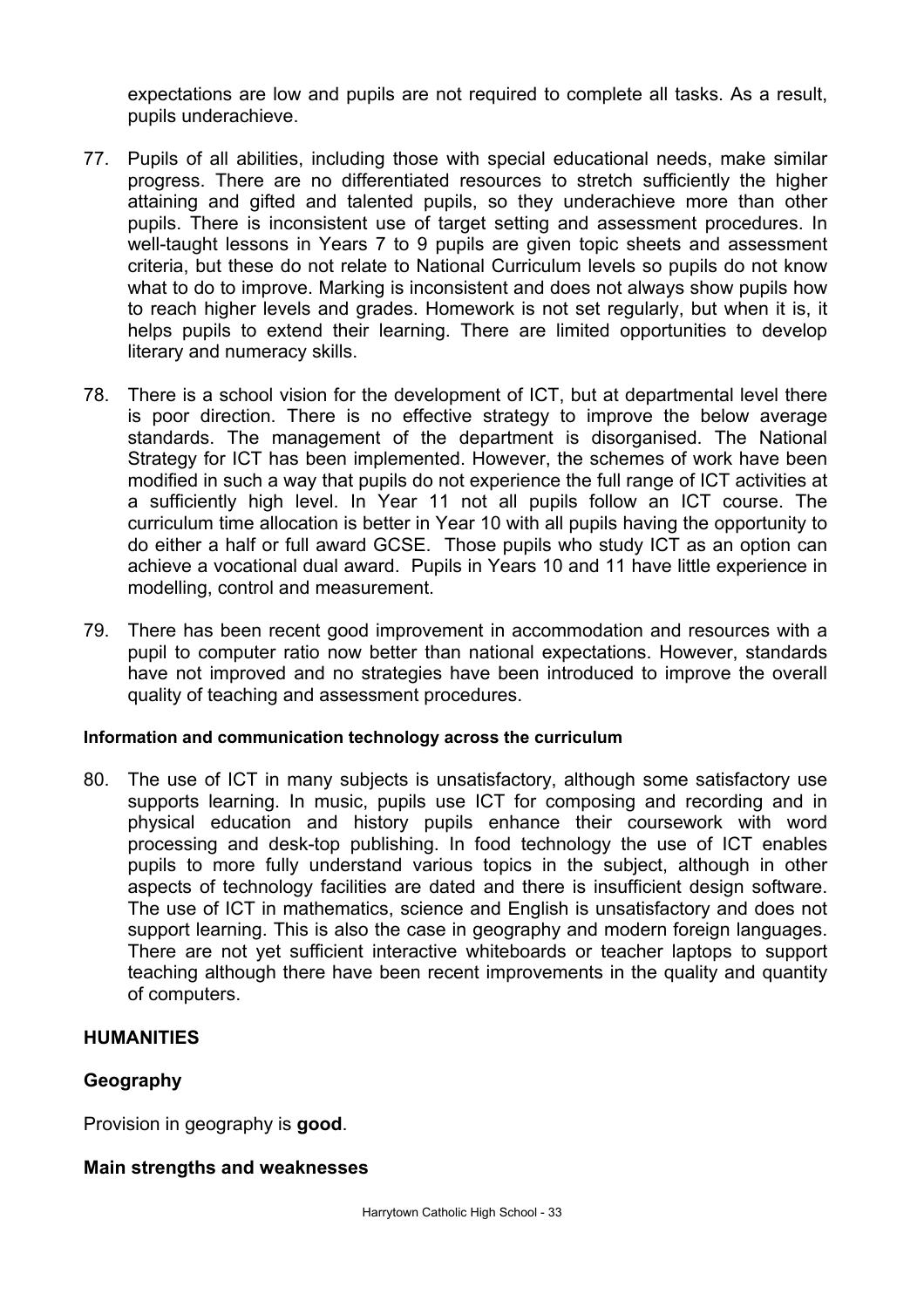expectations are low and pupils are not required to complete all tasks. As a result, pupils underachieve.

77. Pupils of all abilities, including those with special educational needs, make similar progress. There are no differentiated resources to stretch sufficiently the higher attaining and gifted and talented pupils, so they underachieve more than other pupils. There is inconsistent use of target setting and assessment procedures. In well-taught lessons in Years 7 to 9 pupils are given topic sheets and assessment criteria, but these do not relate to National Curriculum levels so pupils do not know what to do to improve. Marking is inconsistent and does not always show pupils how to reach higher levels and grades. Homework is not set regularly, but when it is, it helps pupils to extend their learning. There are limited opportunities to develop literary and numeracy skills.

78. There is a school vision for the development of ICT, but at departmental level there is poor direction. There is no effective strategy to improve the below average standards. The management of the department is disorganised. The National Strategy for ICT has been implemented. However, the schemes of work have been modified in such a way that pupils do not experience the full range of ICT activities at a sufficiently high level. In Year 11 not all pupils follow an ICT course. The curriculum time allocation is better in Year 10 with all pupils having the opportunity to do either a half or full award GCSE. Those pupils who study ICT as an option can achieve a vocational dual award. Pupils in Years 10 and 11 have little experience in modelling, control and measurement.

79. There has been recent good improvement in accommodation and resources with a pupil to computer ratio now better than national expectations. However, standards have not improved and no strategies have been introduced to improve the overall quality of teaching and assessment procedures.

#### Information and communication technology across the curriculum

80. The use of ICT in many subjects is unsatisfactory, although some satisfactory use supports learning. In music, pupils use ICT for composing and recording and in physical education and history pupils enhance their coursework with word processing and desk-top publishing. In food technology the use of ICT enables pupils to more fully understand various topics in the subject, although in other aspects of technology facilities are dated and there is insufficient design software. The use of ICT in mathematics, science and English is unsatisfactory and does not support learning. This is also the case in geography and modern foreign languages. There are not yet sufficient interactive whiteboards or teacher laptops to support teaching although there have been recent improvements in the quality and quantity of computers.

## HUMANITIES

### Geography

Provision in geography is **good**.

### Main strengths and weaknesses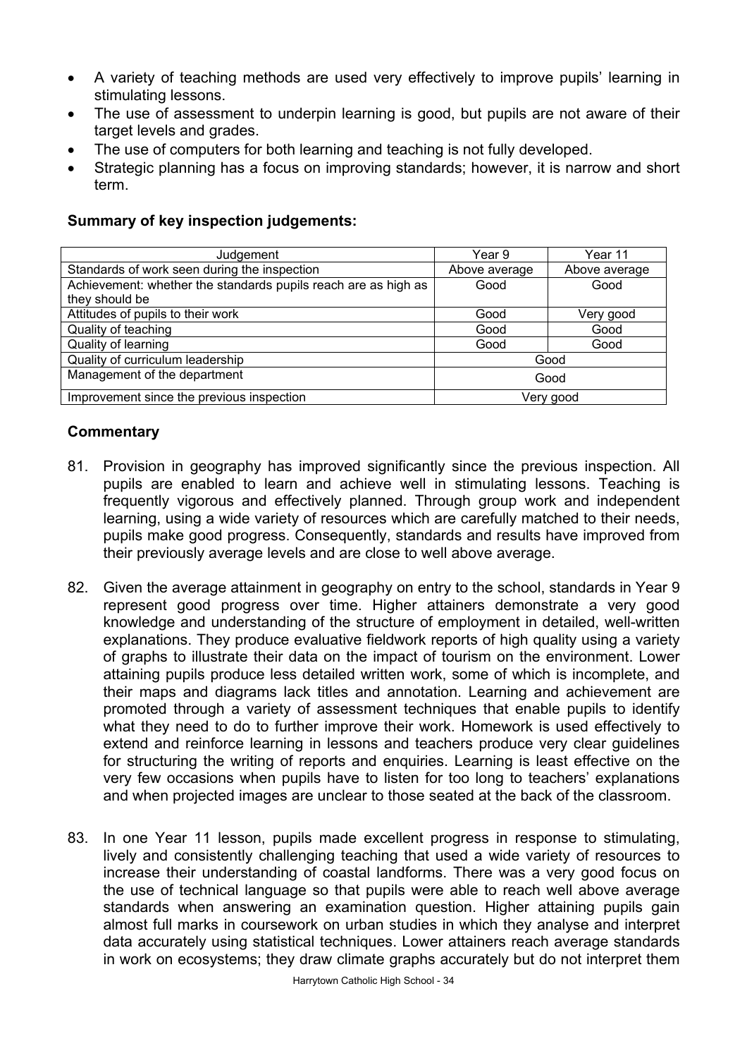- A variety of teaching methods are used very effectively to improve pupils' learning in stimulating lessons.
- The use of assessment to underpin learning is good, but pupils are not aware of their target levels and grades.
- The use of computers for both learning and teaching is not fully developed.
- Strategic planning has a focus on improving standards; however, it is narrow and short term.

**Summary of key inspection judgements:**

| Judgement | Year 9 | Year 11 |
|---|---|---|
| Standards of work seen during the inspection | Above average | Above average |
| Achievement: whether the standards pupils reach are as high as they should be | Good | Good |
| Attitudes of pupils to their work | Good | Very good |
| Quality of teaching | Good | Good |
| Quality of learning | Good | Good |
| Quality of curriculum leadership | Good | |
| Management of the department | Good | |
| Improvement since the previous inspection | Very good | |

**Commentary**

81. Provision in geography has improved significantly since the previous inspection. All pupils are enabled to learn and achieve well in stimulating lessons. Teaching is frequently vigorous and effectively planned. Through group work and independent learning, using a wide variety of resources which are carefully matched to their needs, pupils make good progress. Consequently, standards and results have improved from their previously average levels and are close to well above average.

82. Given the average attainment in geography on entry to the school, standards in Year 9 represent good progress over time. Higher attainers demonstrate a very good knowledge and understanding of the structure of employment in detailed, well-written explanations. They produce evaluative fieldwork reports of high quality using a variety of graphs to illustrate their data on the impact of tourism on the environment. Lower attaining pupils produce less detailed written work, some of which is incomplete, and their maps and diagrams lack titles and annotation. Learning and achievement are promoted through a variety of assessment techniques that enable pupils to identify what they need to do to further improve their work. Homework is used effectively to extend and reinforce learning in lessons and teachers produce very clear guidelines for structuring the writing of reports and enquiries. Learning is least effective on the very few occasions when pupils have to listen for too long to teachers' explanations and when projected images are unclear to those seated at the back of the classroom.

83. In one Year 11 lesson, pupils made excellent progress in response to stimulating, lively and consistently challenging teaching that used a wide variety of resources to increase their understanding of coastal landforms. There was a very good focus on the use of technical language so that pupils were able to reach well above average standards when answering an examination question. Higher attaining pupils gain almost full marks in coursework on urban studies in which they analyse and interpret data accurately using statistical techniques. Lower attainers reach average standards in work on ecosystems; they draw climate graphs accurately but do not interpret them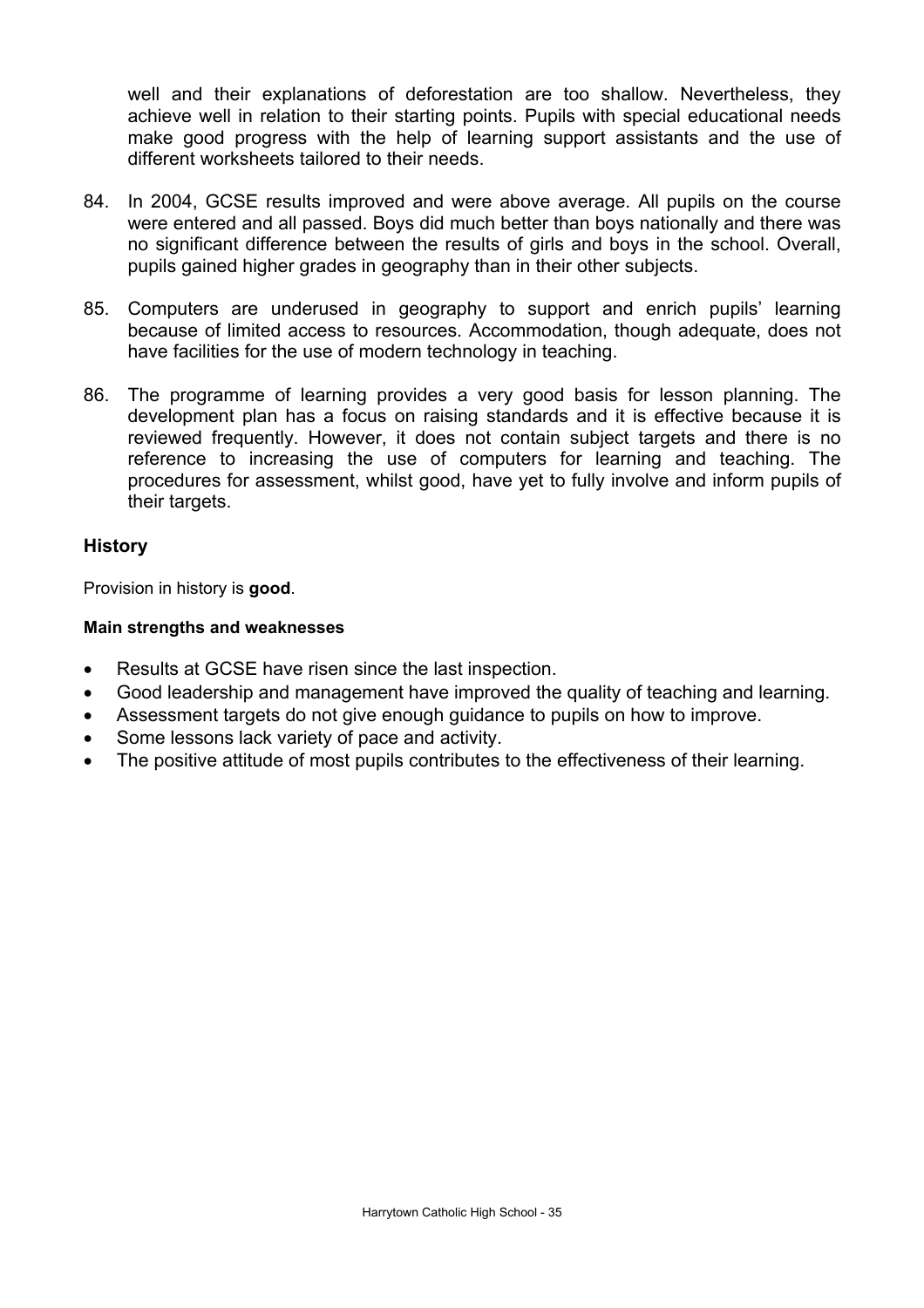well and their explanations of deforestation are too shallow. Nevertheless, they achieve well in relation to their starting points. Pupils with special educational needs make good progress with the help of learning support assistants and the use of different worksheets tailored to their needs.

84. In 2004, GCSE results improved and were above average. All pupils on the course were entered and all passed. Boys did much better than boys nationally and there was no significant difference between the results of girls and boys in the school. Overall, pupils gained higher grades in geography than in their other subjects.

85. Computers are underused in geography to support and enrich pupils' learning because of limited access to resources. Accommodation, though adequate, does not have facilities for the use of modern technology in teaching.

86. The programme of learning provides a very good basis for lesson planning. The development plan has a focus on raising standards and it is effective because it is reviewed frequently. However, it does not contain subject targets and there is no reference to increasing the use of computers for learning and teaching. The procedures for assessment, whilst good, have yet to fully involve and inform pupils of their targets.

## History

Provision in history is **good**.

### Main strengths and weaknesses

- Results at GCSE have risen since the last inspection.
- Good leadership and management have improved the quality of teaching and learning.
- Assessment targets do not give enough guidance to pupils on how to improve.
- Some lessons lack variety of pace and activity.
- The positive attitude of most pupils contributes to the effectiveness of their learning.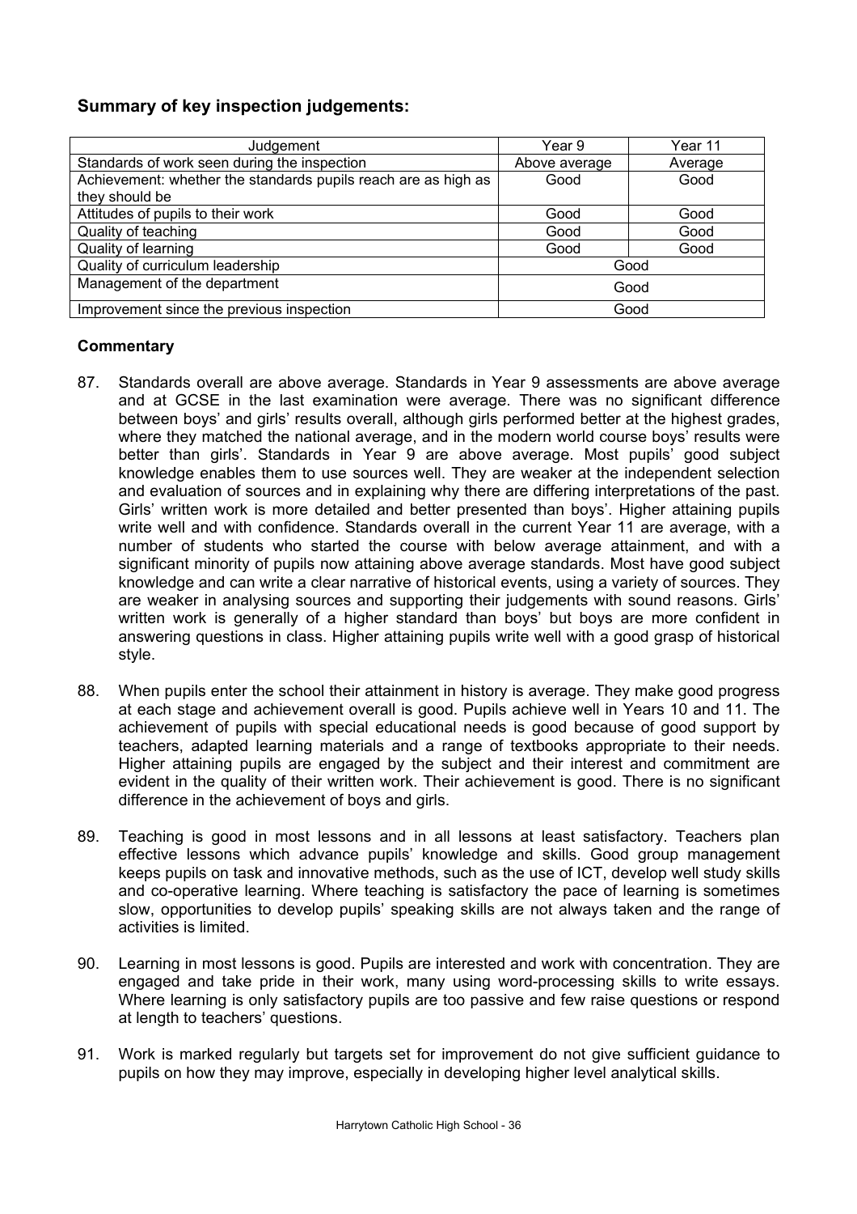## Summary of key inspection judgements:

| Judgement | Year 9 | Year 11 |
|---|---|---|
| Standards of work seen during the inspection | Above average | Average |
| Achievement: whether the standards pupils reach are as high as they should be | Good | Good |
| Attitudes of pupils to their work | Good | Good |
| Quality of teaching | Good | Good |
| Quality of learning | Good | Good |
| Quality of curriculum leadership | Good | |
| Management of the department | Good | |
| Improvement since the previous inspection | Good | |

### Commentary

87. Standards overall are above average. Standards in Year 9 assessments are above average and at GCSE in the last examination were average. There was no significant difference between boys' and girls' results overall, although girls performed better at the highest grades, where they matched the national average, and in the modern world course boys' results were better than girls'. Standards in Year 9 are above average. Most pupils' good subject knowledge enables them to use sources well. They are weaker at the independent selection and evaluation of sources and in explaining why there are differing interpretations of the past. Girls' written work is more detailed and better presented than boys'. Higher attaining pupils write well and with confidence. Standards overall in the current Year 11 are average, with a number of students who started the course with below average attainment, and with a significant minority of pupils now attaining above average standards. Most have good subject knowledge and can write a clear narrative of historical events, using a variety of sources. They are weaker in analysing sources and supporting their judgements with sound reasons. Girls' written work is generally of a higher standard than boys' but boys are more confident in answering questions in class. Higher attaining pupils write well with a good grasp of historical style.

88. When pupils enter the school their attainment in history is average. They make good progress at each stage and achievement overall is good. Pupils achieve well in Years 10 and 11. The achievement of pupils with special educational needs is good because of good support by teachers, adapted learning materials and a range of textbooks appropriate to their needs. Higher attaining pupils are engaged by the subject and their interest and commitment are evident in the quality of their written work. Their achievement is good. There is no significant difference in the achievement of boys and girls.

89. Teaching is good in most lessons and in all lessons at least satisfactory. Teachers plan effective lessons which advance pupils' knowledge and skills. Good group management keeps pupils on task and innovative methods, such as the use of ICT, develop well study skills and co-operative learning. Where teaching is satisfactory the pace of learning is sometimes slow, opportunities to develop pupils' speaking skills are not always taken and the range of activities is limited.

90. Learning in most lessons is good. Pupils are interested and work with concentration. They are engaged and take pride in their work, many using word-processing skills to write essays. Where learning is only satisfactory pupils are too passive and few raise questions or respond at length to teachers' questions.

91. Work is marked regularly but targets set for improvement do not give sufficient guidance to pupils on how they may improve, especially in developing higher level analytical skills.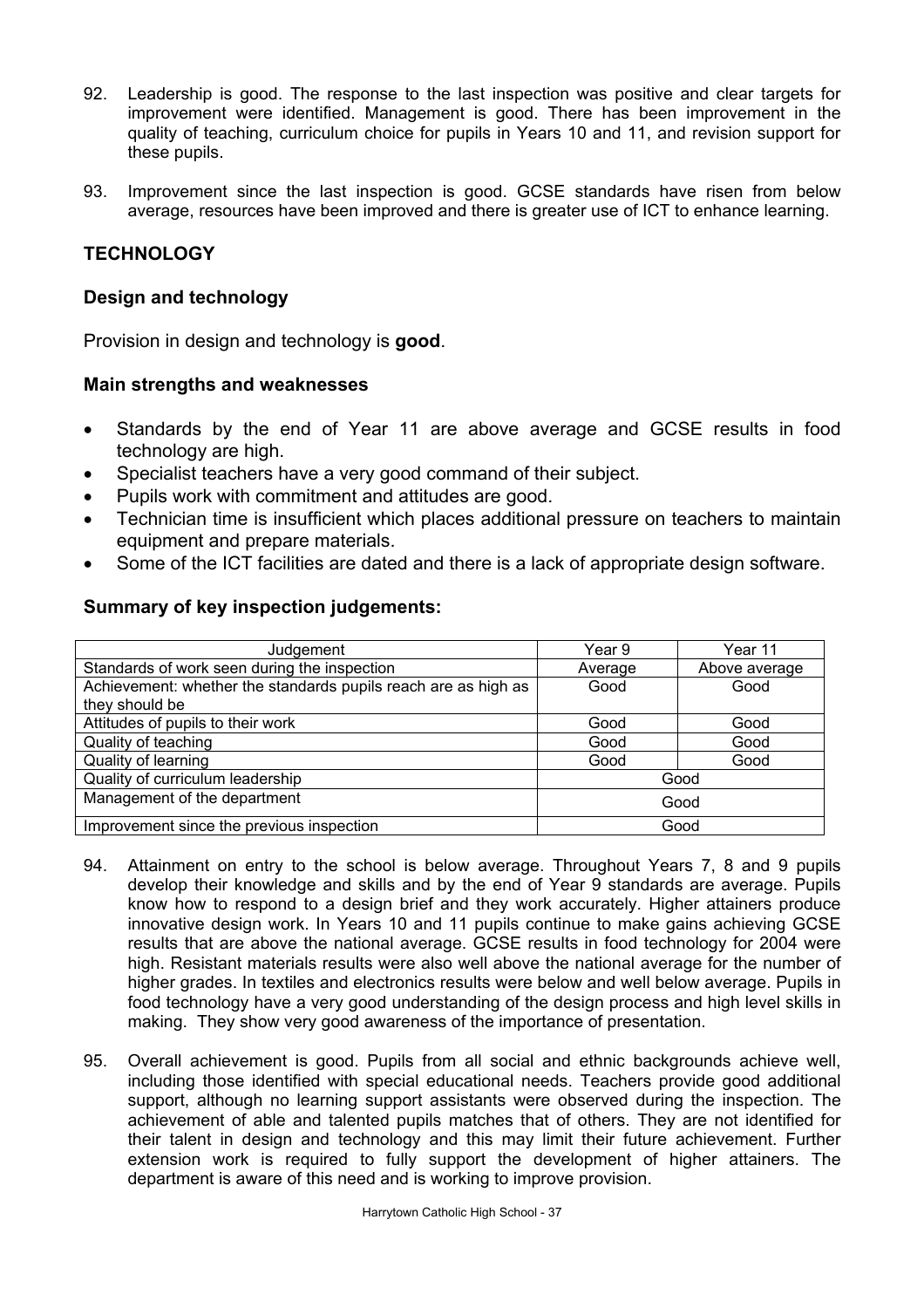92. Leadership is good. The response to the last inspection was positive and clear targets for improvement were identified. Management is good. There has been improvement in the quality of teaching, curriculum choice for pupils in Years 10 and 11, and revision support for these pupils.

93. Improvement since the last inspection is good. GCSE standards have risen from below average, resources have been improved and there is greater use of ICT to enhance learning.

## TECHNOLOGY

### Design and technology

Provision in design and technology is **good**.

### Main strengths and weaknesses

- Standards by the end of Year 11 are above average and GCSE results in food technology are high.
- Specialist teachers have a very good command of their subject.
- Pupils work with commitment and attitudes are good.
- Technician time is insufficient which places additional pressure on teachers to maintain equipment and prepare materials.
- Some of the ICT facilities are dated and there is a lack of appropriate design software.

### Summary of key inspection judgements:

| Judgement | Year 9 | Year 11 |
|---|---|---|
| Standards of work seen during the inspection | Average | Above average |
| Achievement: whether the standards pupils reach are as high as they should be | Good | Good |
| Attitudes of pupils to their work | Good | Good |
| Quality of teaching | Good | Good |
| Quality of learning | Good | Good |
| Quality of curriculum leadership | Good | |
| Management of the department | Good | |
| Improvement since the previous inspection | Good | |

94. Attainment on entry to the school is below average. Throughout Years 7, 8 and 9 pupils develop their knowledge and skills and by the end of Year 9 standards are average. Pupils know how to respond to a design brief and they work accurately. Higher attainers produce innovative design work. In Years 10 and 11 pupils continue to make gains achieving GCSE results that are above the national average. GCSE results in food technology for 2004 were high. Resistant materials results were also well above the national average for the number of higher grades. In textiles and electronics results were below and well below average. Pupils in food technology have a very good understanding of the design process and high level skills in making. They show very good awareness of the importance of presentation.

95. Overall achievement is good. Pupils from all social and ethnic backgrounds achieve well, including those identified with special educational needs. Teachers provide good additional support, although no learning support assistants were observed during the inspection. The achievement of able and talented pupils matches that of others. They are not identified for their talent in design and technology and this may limit their future achievement. Further extension work is required to fully support the development of higher attainers. The department is aware of this need and is working to improve provision.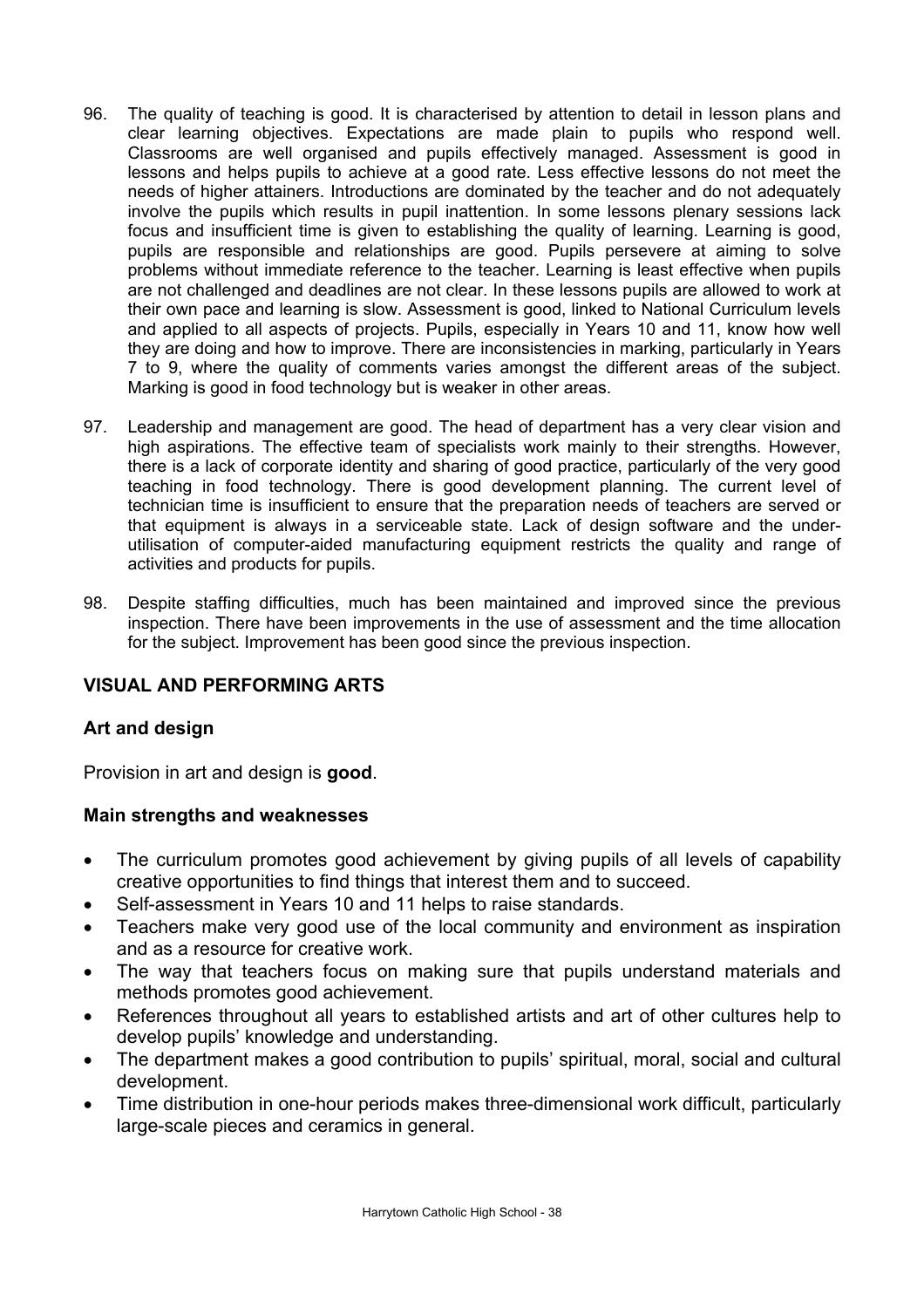96. The quality of teaching is good. It is characterised by attention to detail in lesson plans and clear learning objectives. Expectations are made plain to pupils who respond well. Classrooms are well organised and pupils effectively managed. Assessment is good in lessons and helps pupils to achieve at a good rate. Less effective lessons do not meet the needs of higher attainers. Introductions are dominated by the teacher and do not adequately involve the pupils which results in pupil inattention. In some lessons plenary sessions lack focus and insufficient time is given to establishing the quality of learning. Learning is good, pupils are responsible and relationships are good. Pupils persevere at aiming to solve problems without immediate reference to the teacher. Learning is least effective when pupils are not challenged and deadlines are not clear. In these lessons pupils are allowed to work at their own pace and learning is slow. Assessment is good, linked to National Curriculum levels and applied to all aspects of projects. Pupils, especially in Years 10 and 11, know how well they are doing and how to improve. There are inconsistencies in marking, particularly in Years 7 to 9, where the quality of comments varies amongst the different areas of the subject. Marking is good in food technology but is weaker in other areas.

97. Leadership and management are good. The head of department has a very clear vision and high aspirations. The effective team of specialists work mainly to their strengths. However, there is a lack of corporate identity and sharing of good practice, particularly of the very good teaching in food technology. There is good development planning. The current level of technician time is insufficient to ensure that the preparation needs of teachers are served or that equipment is always in a serviceable state. Lack of design software and the under-utilisation of computer-aided manufacturing equipment restricts the quality and range of activities and products for pupils.

98. Despite staffing difficulties, much has been maintained and improved since the previous inspection. There have been improvements in the use of assessment and the time allocation for the subject. Improvement has been good since the previous inspection.

## VISUAL AND PERFORMING ARTS

### Art and design

Provision in art and design is **good**.

### Main strengths and weaknesses

- The curriculum promotes good achievement by giving pupils of all levels of capability creative opportunities to find things that interest them and to succeed.
- Self-assessment in Years 10 and 11 helps to raise standards.
- Teachers make very good use of the local community and environment as inspiration and as a resource for creative work.
- The way that teachers focus on making sure that pupils understand materials and methods promotes good achievement.
- References throughout all years to established artists and art of other cultures help to develop pupils' knowledge and understanding.
- The department makes a good contribution to pupils' spiritual, moral, social and cultural development.
- Time distribution in one-hour periods makes three-dimensional work difficult, particularly large-scale pieces and ceramics in general.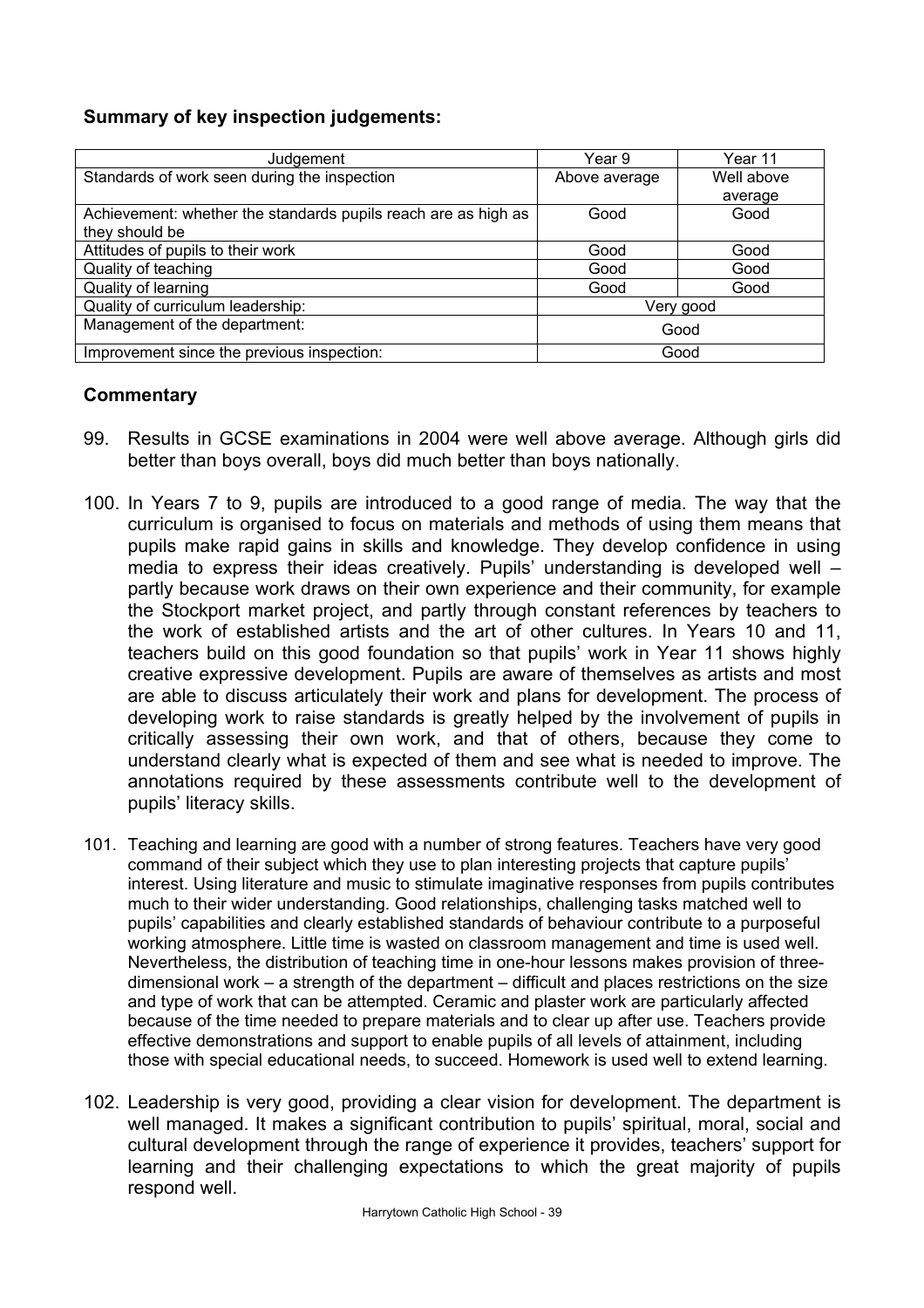**Summary of key inspection judgements:**

| Judgement | Year 9 | Year 11 |
|---|---|---|
| Standards of work seen during the inspection | Above average | Well above average |
| Achievement: whether the standards pupils reach are as high as they should be | Good | Good |
| Attitudes of pupils to their work | Good | Good |
| Quality of teaching | Good | Good |
| Quality of learning | Good | Good |
| Quality of curriculum leadership: | Very good | |
| Management of the department: | Good | |
| Improvement since the previous inspection: | Good | |

## Commentary

99. Results in GCSE examinations in 2004 were well above average. Although girls did better than boys overall, boys did much better than boys nationally.

100. In Years 7 to 9, pupils are introduced to a good range of media. The way that the curriculum is organised to focus on materials and methods of using them means that pupils make rapid gains in skills and knowledge. They develop confidence in using media to express their ideas creatively. Pupils' understanding is developed well – partly because work draws on their own experience and their community, for example the Stockport market project, and partly through constant references by teachers to the work of established artists and the art of other cultures. In Years 10 and 11, teachers build on this good foundation so that pupils' work in Year 11 shows highly creative expressive development. Pupils are aware of themselves as artists and most are able to discuss articulately their work and plans for development. The process of developing work to raise standards is greatly helped by the involvement of pupils in critically assessing their own work, and that of others, because they come to understand clearly what is expected of them and see what is needed to improve. The annotations required by these assessments contribute well to the development of pupils' literacy skills.

101. Teaching and learning are good with a number of strong features. Teachers have very good command of their subject which they use to plan interesting projects that capture pupils' interest. Using literature and music to stimulate imaginative responses from pupils contributes much to their wider understanding. Good relationships, challenging tasks matched well to pupils' capabilities and clearly established standards of behaviour contribute to a purposeful working atmosphere. Little time is wasted on classroom management and time is used well. Nevertheless, the distribution of teaching time in one-hour lessons makes provision of three-dimensional work – a strength of the department – difficult and places restrictions on the size and type of work that can be attempted. Ceramic and plaster work are particularly affected because of the time needed to prepare materials and to clear up after use. Teachers provide effective demonstrations and support to enable pupils of all levels of attainment, including those with special educational needs, to succeed. Homework is used well to extend learning.

102. Leadership is very good, providing a clear vision for development. The department is well managed. It makes a significant contribution to pupils' spiritual, moral, social and cultural development through the range of experience it provides, teachers' support for learning and their challenging expectations to which the great majority of pupils respond well.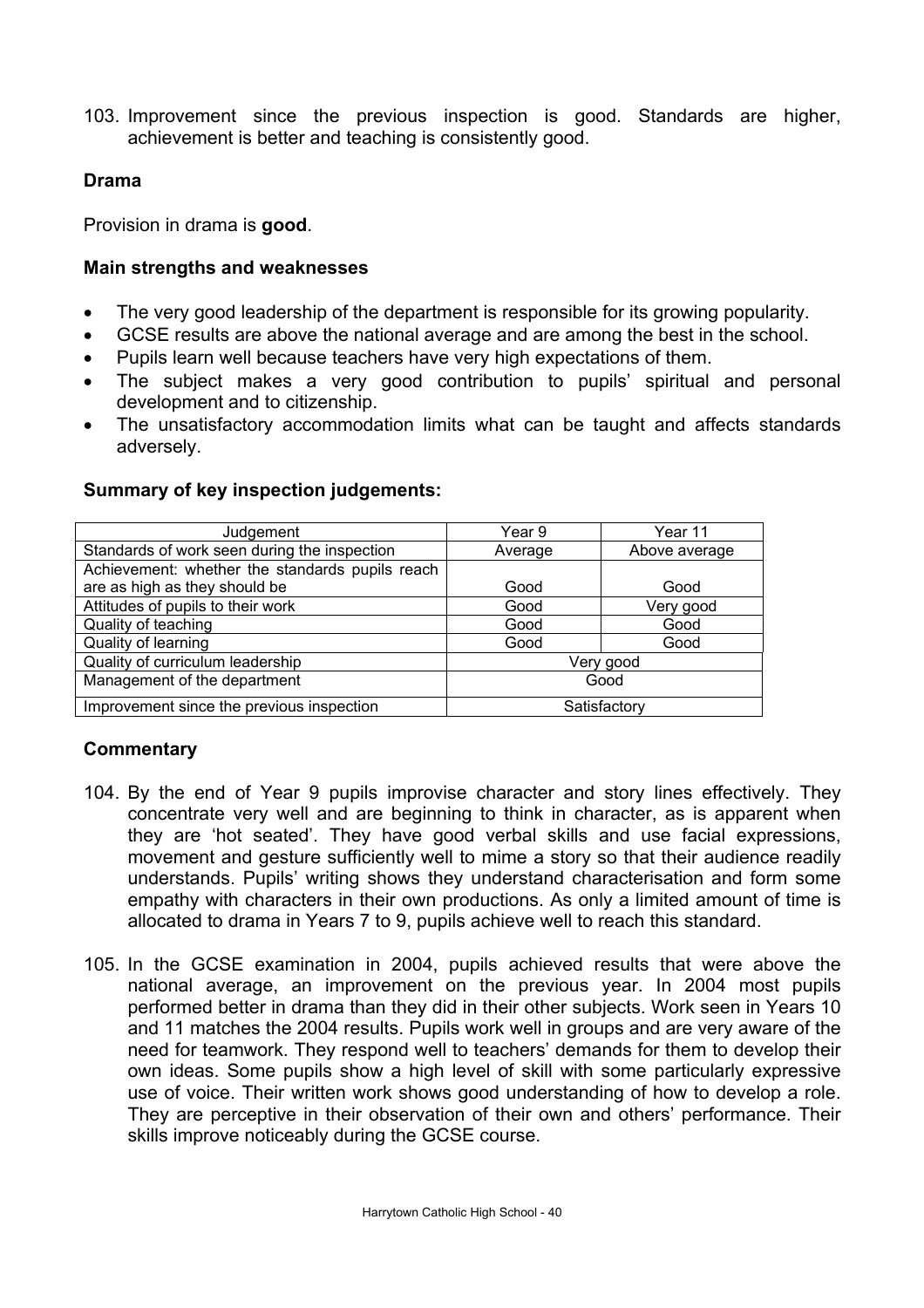103. Improvement since the previous inspection is good. Standards are higher, achievement is better and teaching is consistently good.

### Drama

Provision in drama is **good**.

#### Main strengths and weaknesses

- The very good leadership of the department is responsible for its growing popularity.
- GCSE results are above the national average and are among the best in the school.
- Pupils learn well because teachers have very high expectations of them.
- The subject makes a very good contribution to pupils' spiritual and personal development and to citizenship.
- The unsatisfactory accommodation limits what can be taught and affects standards adversely.

#### Summary of key inspection judgements:

| Judgement | Year 9 | Year 11 |
|---|---|---|
| Standards of work seen during the inspection | Average | Above average |
| Achievement: whether the standards pupils reach are as high as they should be | Good | Good |
| Attitudes of pupils to their work | Good | Very good |
| Quality of teaching | Good | Good |
| Quality of learning | Good | Good |
| Quality of curriculum leadership | Very good | |
| Management of the department | Good | |
| Improvement since the previous inspection | Satisfactory | |

#### Commentary

104. By the end of Year 9 pupils improvise character and story lines effectively. They concentrate very well and are beginning to think in character, as is apparent when they are 'hot seated'. They have good verbal skills and use facial expressions, movement and gesture sufficiently well to mime a story so that their audience readily understands. Pupils' writing shows they understand characterisation and form some empathy with characters in their own productions. As only a limited amount of time is allocated to drama in Years 7 to 9, pupils achieve well to reach this standard.

105. In the GCSE examination in 2004, pupils achieved results that were above the national average, an improvement on the previous year. In 2004 most pupils performed better in drama than they did in their other subjects. Work seen in Years 10 and 11 matches the 2004 results. Pupils work well in groups and are very aware of the need for teamwork. They respond well to teachers' demands for them to develop their own ideas. Some pupils show a high level of skill with some particularly expressive use of voice. Their written work shows good understanding of how to develop a role. They are perceptive in their observation of their own and others' performance. Their skills improve noticeably during the GCSE course.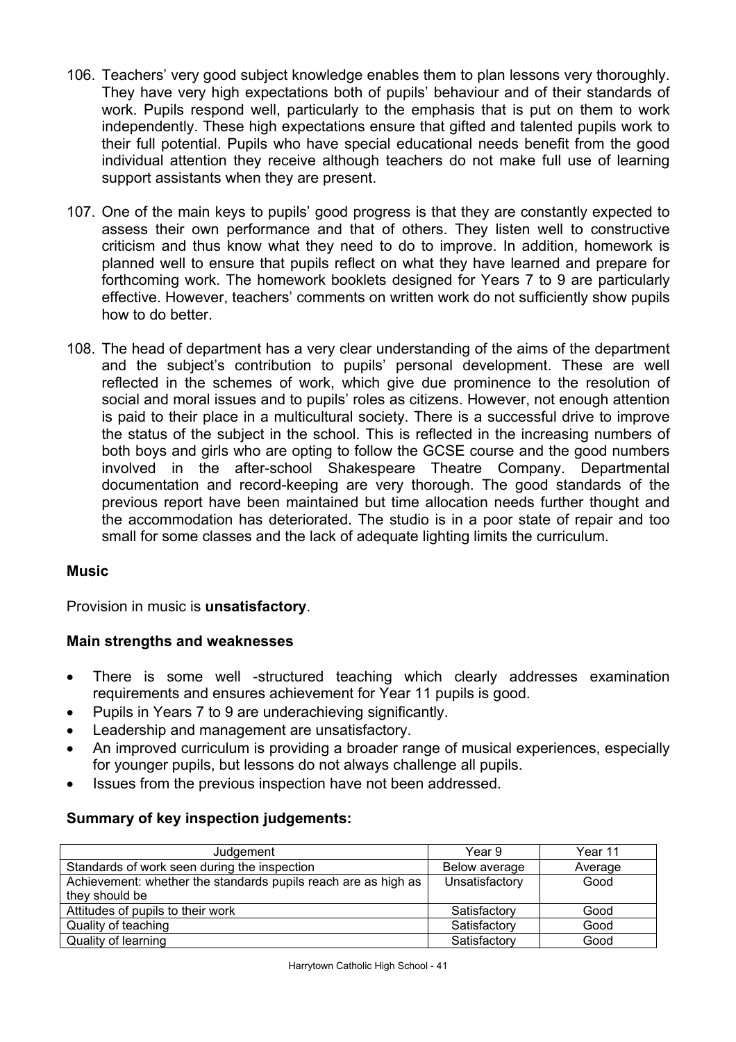106. Teachers' very good subject knowledge enables them to plan lessons very thoroughly. They have very high expectations both of pupils' behaviour and of their standards of work. Pupils respond well, particularly to the emphasis that is put on them to work independently. These high expectations ensure that gifted and talented pupils work to their full potential. Pupils who have special educational needs benefit from the good individual attention they receive although teachers do not make full use of learning support assistants when they are present.

107. One of the main keys to pupils' good progress is that they are constantly expected to assess their own performance and that of others. They listen well to constructive criticism and thus know what they need to do to improve. In addition, homework is planned well to ensure that pupils reflect on what they have learned and prepare for forthcoming work. The homework booklets designed for Years 7 to 9 are particularly effective. However, teachers' comments on written work do not sufficiently show pupils how to do better.

108. The head of department has a very clear understanding of the aims of the department and the subject's contribution to pupils' personal development. These are well reflected in the schemes of work, which give due prominence to the resolution of social and moral issues and to pupils' roles as citizens. However, not enough attention is paid to their place in a multicultural society. There is a successful drive to improve the status of the subject in the school. This is reflected in the increasing numbers of both boys and girls who are opting to follow the GCSE course and the good numbers involved in the after-school Shakespeare Theatre Company. Departmental documentation and record-keeping are very thorough. The good standards of the previous report have been maintained but time allocation needs further thought and the accommodation has deteriorated. The studio is in a poor state of repair and too small for some classes and the lack of adequate lighting limits the curriculum.

### Music

Provision in music is **unsatisfactory**.

#### Main strengths and weaknesses

- There is some well -structured teaching which clearly addresses examination requirements and ensures achievement for Year 11 pupils is good.
- Pupils in Years 7 to 9 are underachieving significantly.
- Leadership and management are unsatisfactory.
- An improved curriculum is providing a broader range of musical experiences, especially for younger pupils, but lessons do not always challenge all pupils.
- Issues from the previous inspection have not been addressed.

#### Summary of key inspection judgements:

| Judgement | Year 9 | Year 11 |
|---|---|---|
| Standards of work seen during the inspection | Below average | Average |
| Achievement: whether the standards pupils reach are as high as they should be | Unsatisfactory | Good |
| Attitudes of pupils to their work | Satisfactory | Good |
| Quality of teaching | Satisfactory | Good |
| Quality of learning | Satisfactory | Good |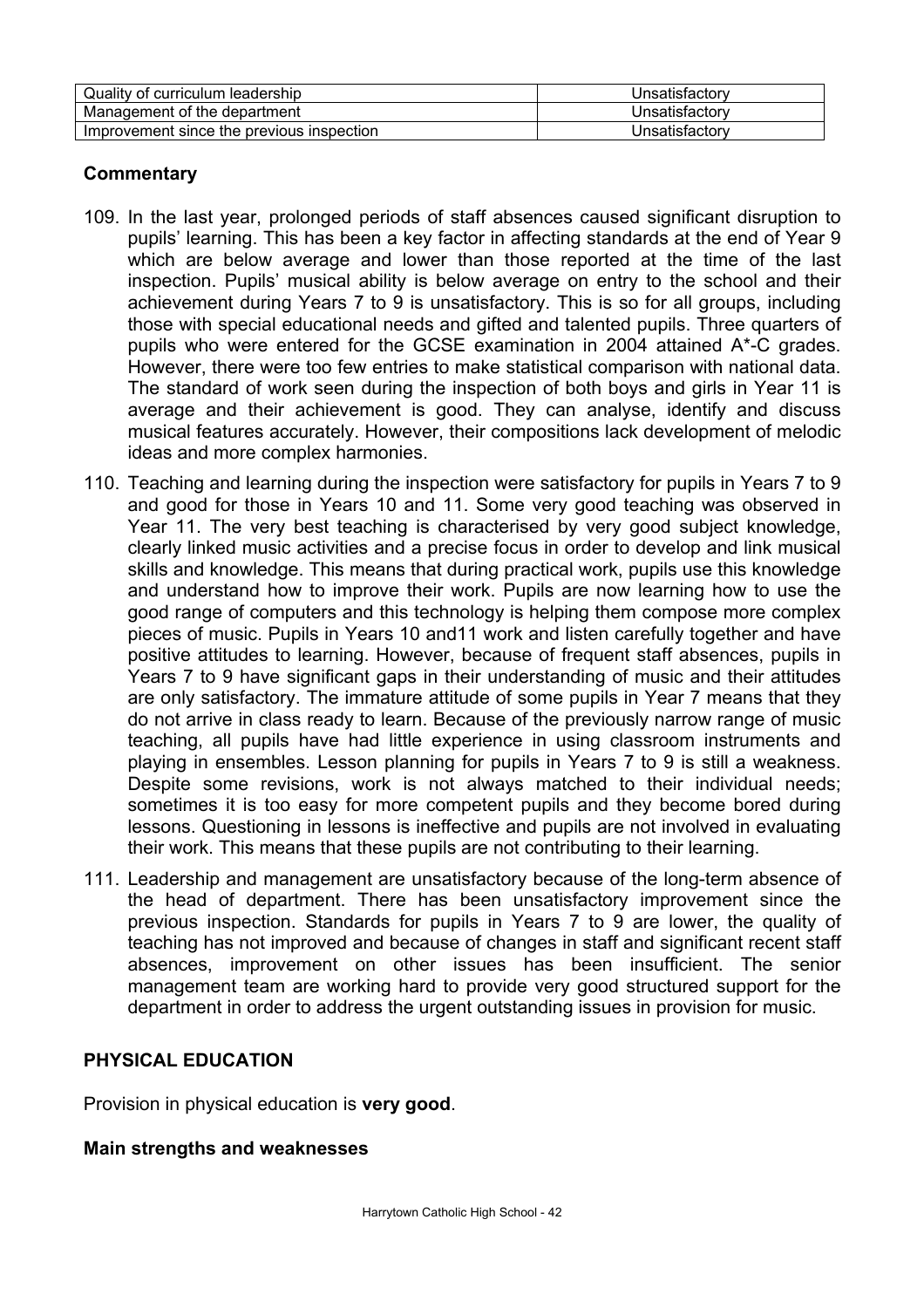| Quality of curriculum leadership | Unsatisfactory |
|---|---|
| Management of the department | Unsatisfactory |
| Improvement since the previous inspection | Unsatisfactory |

### Commentary

109. In the last year, prolonged periods of staff absences caused significant disruption to pupils' learning. This has been a key factor in affecting standards at the end of Year 9 which are below average and lower than those reported at the time of the last inspection. Pupils' musical ability is below average on entry to the school and their achievement during Years 7 to 9 is unsatisfactory. This is so for all groups, including those with special educational needs and gifted and talented pupils. Three quarters of pupils who were entered for the GCSE examination in 2004 attained A*-C grades. However, there were too few entries to make statistical comparison with national data. The standard of work seen during the inspection of both boys and girls in Year 11 is average and their achievement is good. They can analyse, identify and discuss musical features accurately. However, their compositions lack development of melodic ideas and more complex harmonies.

110. Teaching and learning during the inspection were satisfactory for pupils in Years 7 to 9 and good for those in Years 10 and 11. Some very good teaching was observed in Year 11. The very best teaching is characterised by very good subject knowledge, clearly linked music activities and a precise focus in order to develop and link musical skills and knowledge. This means that during practical work, pupils use this knowledge and understand how to improve their work. Pupils are now learning how to use the good range of computers and this technology is helping them compose more complex pieces of music. Pupils in Years 10 and11 work and listen carefully together and have positive attitudes to learning. However, because of frequent staff absences, pupils in Years 7 to 9 have significant gaps in their understanding of music and their attitudes are only satisfactory. The immature attitude of some pupils in Year 7 means that they do not arrive in class ready to learn. Because of the previously narrow range of music teaching, all pupils have had little experience in using classroom instruments and playing in ensembles. Lesson planning for pupils in Years 7 to 9 is still a weakness. Despite some revisions, work is not always matched to their individual needs; sometimes it is too easy for more competent pupils and they become bored during lessons. Questioning in lessons is ineffective and pupils are not involved in evaluating their work. This means that these pupils are not contributing to their learning.

111. Leadership and management are unsatisfactory because of the long-term absence of the head of department. There has been unsatisfactory improvement since the previous inspection. Standards for pupils in Years 7 to 9 are lower, the quality of teaching has not improved and because of changes in staff and significant recent staff absences, improvement on other issues has been insufficient. The senior management team are working hard to provide very good structured support for the department in order to address the urgent outstanding issues in provision for music.

## PHYSICAL EDUCATION

Provision in physical education is **very good**.

### Main strengths and weaknesses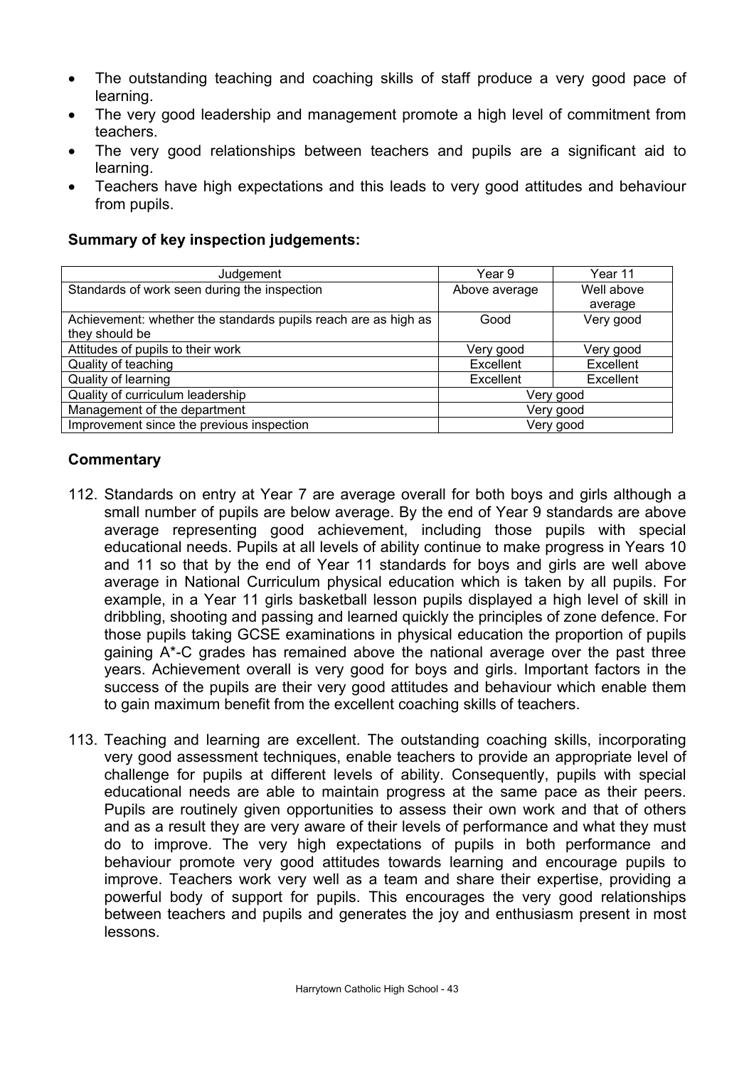- The outstanding teaching and coaching skills of staff produce a very good pace of learning.
- The very good leadership and management promote a high level of commitment from teachers.
- The very good relationships between teachers and pupils are a significant aid to learning.
- Teachers have high expectations and this leads to very good attitudes and behaviour from pupils.

**Summary of key inspection judgements:**

| Judgement | Year 9 | Year 11 |
|---|---|---|
| Standards of work seen during the inspection | Above average | Well above average |
| Achievement: whether the standards pupils reach are as high as they should be | Good | Very good |
| Attitudes of pupils to their work | Very good | Very good |
| Quality of teaching | Excellent | Excellent |
| Quality of learning | Excellent | Excellent |
| Quality of curriculum leadership | Very good | |
| Management of the department | Very good | |
| Improvement since the previous inspection | Very good | |

## Commentary

112. Standards on entry at Year 7 are average overall for both boys and girls although a small number of pupils are below average. By the end of Year 9 standards are above average representing good achievement, including those pupils with special educational needs. Pupils at all levels of ability continue to make progress in Years 10 and 11 so that by the end of Year 11 standards for boys and girls are well above average in National Curriculum physical education which is taken by all pupils. For example, in a Year 11 girls basketball lesson pupils displayed a high level of skill in dribbling, shooting and passing and learned quickly the principles of zone defence. For those pupils taking GCSE examinations in physical education the proportion of pupils gaining A*-C grades has remained above the national average over the past three years. Achievement overall is very good for boys and girls. Important factors in the success of the pupils are their very good attitudes and behaviour which enable them to gain maximum benefit from the excellent coaching skills of teachers.

113. Teaching and learning are excellent. The outstanding coaching skills, incorporating very good assessment techniques, enable teachers to provide an appropriate level of challenge for pupils at different levels of ability. Consequently, pupils with special educational needs are able to maintain progress at the same pace as their peers. Pupils are routinely given opportunities to assess their own work and that of others and as a result they are very aware of their levels of performance and what they must do to improve. The very high expectations of pupils in both performance and behaviour promote very good attitudes towards learning and encourage pupils to improve. Teachers work very well as a team and share their expertise, providing a powerful body of support for pupils. This encourages the very good relationships between teachers and pupils and generates the joy and enthusiasm present in most lessons.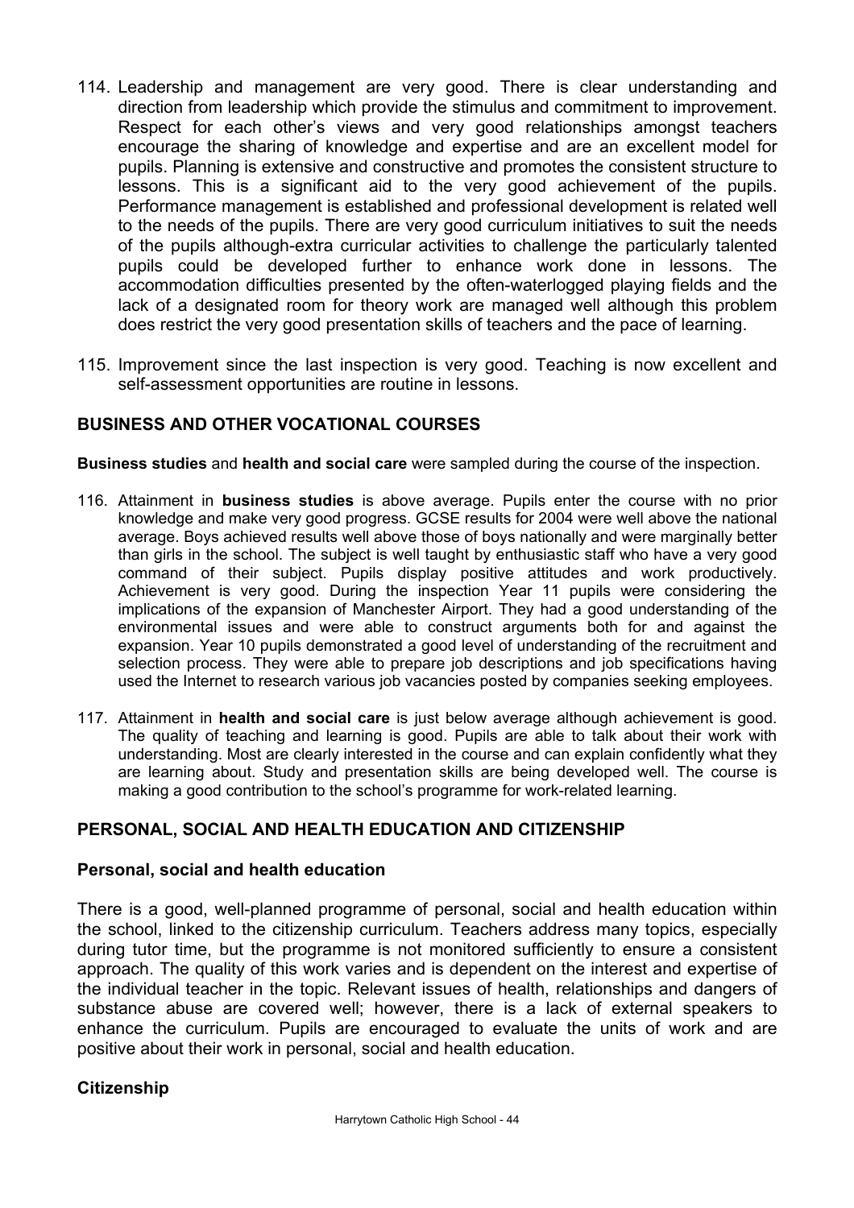114. Leadership and management are very good. There is clear understanding and direction from leadership which provide the stimulus and commitment to improvement. Respect for each other's views and very good relationships amongst teachers encourage the sharing of knowledge and expertise and are an excellent model for pupils. Planning is extensive and constructive and promotes the consistent structure to lessons. This is a significant aid to the very good achievement of the pupils. Performance management is established and professional development is related well to the needs of the pupils. There are very good curriculum initiatives to suit the needs of the pupils although-extra curricular activities to challenge the particularly talented pupils could be developed further to enhance work done in lessons. The accommodation difficulties presented by the often-waterlogged playing fields and the lack of a designated room for theory work are managed well although this problem does restrict the very good presentation skills of teachers and the pace of learning.

115. Improvement since the last inspection is very good. Teaching is now excellent and self-assessment opportunities are routine in lessons.

## BUSINESS AND OTHER VOCATIONAL COURSES

**Business studies** and **health and social care** were sampled during the course of the inspection.

116. Attainment in **business studies** is above average. Pupils enter the course with no prior knowledge and make very good progress. GCSE results for 2004 were well above the national average. Boys achieved results well above those of boys nationally and were marginally better than girls in the school. The subject is well taught by enthusiastic staff who have a very good command of their subject. Pupils display positive attitudes and work productively. Achievement is very good. During the inspection Year 11 pupils were considering the implications of the expansion of Manchester Airport. They had a good understanding of the environmental issues and were able to construct arguments both for and against the expansion. Year 10 pupils demonstrated a good level of understanding of the recruitment and selection process. They were able to prepare job descriptions and job specifications having used the Internet to research various job vacancies posted by companies seeking employees.

117. Attainment in **health and social care** is just below average although achievement is good. The quality of teaching and learning is good. Pupils are able to talk about their work with understanding. Most are clearly interested in the course and can explain confidently what they are learning about. Study and presentation skills are being developed well. The course is making a good contribution to the school's programme for work-related learning.

## PERSONAL, SOCIAL AND HEALTH EDUCATION AND CITIZENSHIP

### Personal, social and health education

There is a good, well-planned programme of personal, social and health education within the school, linked to the citizenship curriculum. Teachers address many topics, especially during tutor time, but the programme is not monitored sufficiently to ensure a consistent approach. The quality of this work varies and is dependent on the interest and expertise of the individual teacher in the topic. Relevant issues of health, relationships and dangers of substance abuse are covered well; however, there is a lack of external speakers to enhance the curriculum. Pupils are encouraged to evaluate the units of work and are positive about their work in personal, social and health education.

### Citizenship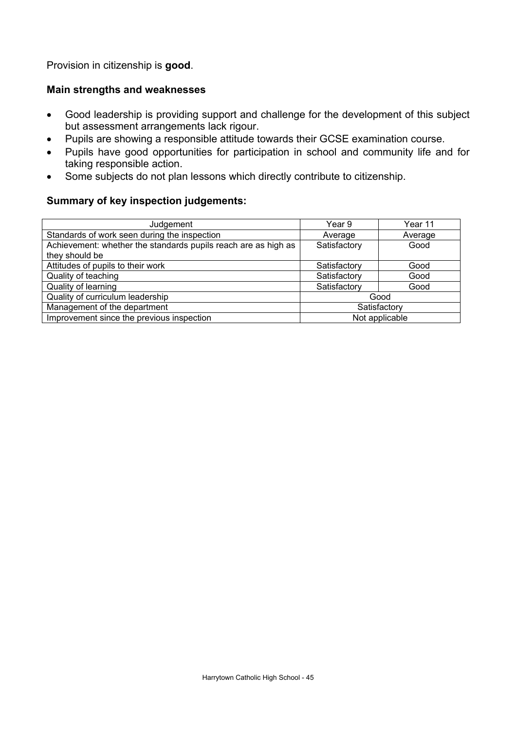Provision in citizenship is **good**.

### Main strengths and weaknesses

- Good leadership is providing support and challenge for the development of this subject but assessment arrangements lack rigour.
- Pupils are showing a responsible attitude towards their GCSE examination course.
- Pupils have good opportunities for participation in school and community life and for taking responsible action.
- Some subjects do not plan lessons which directly contribute to citizenship.

### Summary of key inspection judgements:

| Judgement | Year 9 | Year 11 |
|---|---|---|
| Standards of work seen during the inspection | Average | Average |
| Achievement: whether the standards pupils reach are as high as they should be | Satisfactory | Good |
| Attitudes of pupils to their work | Satisfactory | Good |
| Quality of teaching | Satisfactory | Good |
| Quality of learning | Satisfactory | Good |
| Quality of curriculum leadership | Good | |
| Management of the department | Satisfactory | |
| Improvement since the previous inspection | Not applicable | |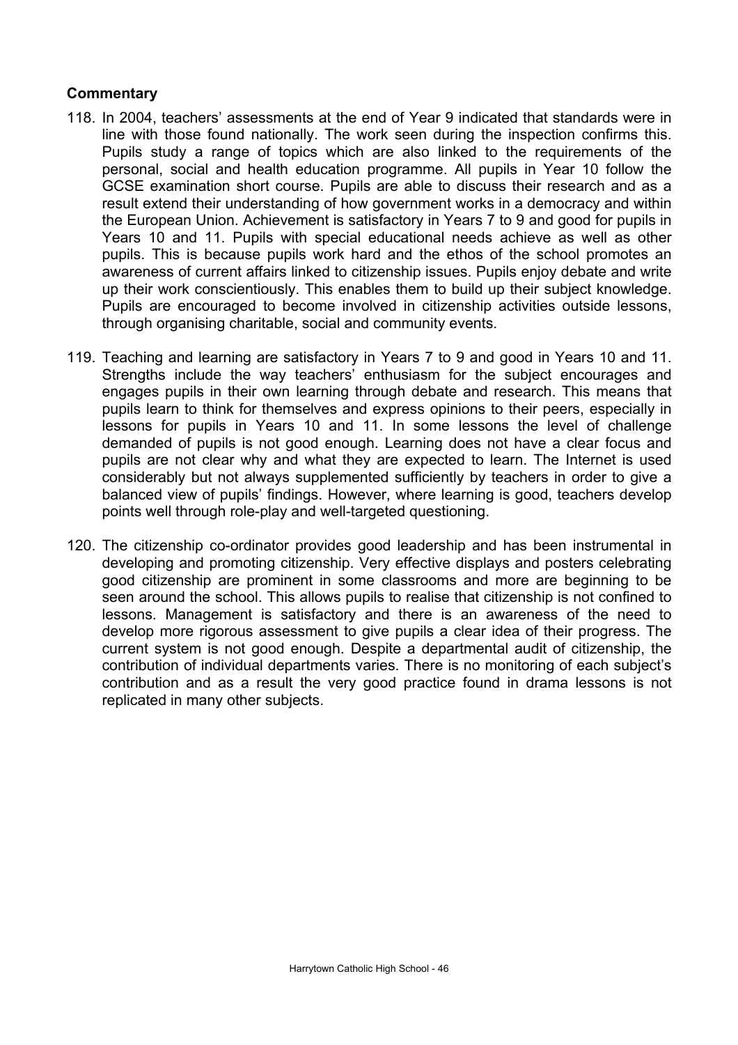**Commentary**

118. In 2004, teachers' assessments at the end of Year 9 indicated that standards were in line with those found nationally. The work seen during the inspection confirms this. Pupils study a range of topics which are also linked to the requirements of the personal, social and health education programme. All pupils in Year 10 follow the GCSE examination short course. Pupils are able to discuss their research and as a result extend their understanding of how government works in a democracy and within the European Union. Achievement is satisfactory in Years 7 to 9 and good for pupils in Years 10 and 11. Pupils with special educational needs achieve as well as other pupils. This is because pupils work hard and the ethos of the school promotes an awareness of current affairs linked to citizenship issues. Pupils enjoy debate and write up their work conscientiously. This enables them to build up their subject knowledge. Pupils are encouraged to become involved in citizenship activities outside lessons, through organising charitable, social and community events.

119. Teaching and learning are satisfactory in Years 7 to 9 and good in Years 10 and 11. Strengths include the way teachers' enthusiasm for the subject encourages and engages pupils in their own learning through debate and research. This means that pupils learn to think for themselves and express opinions to their peers, especially in lessons for pupils in Years 10 and 11. In some lessons the level of challenge demanded of pupils is not good enough. Learning does not have a clear focus and pupils are not clear why and what they are expected to learn. The Internet is used considerably but not always supplemented sufficiently by teachers in order to give a balanced view of pupils' findings. However, where learning is good, teachers develop points well through role-play and well-targeted questioning.

120. The citizenship co-ordinator provides good leadership and has been instrumental in developing and promoting citizenship. Very effective displays and posters celebrating good citizenship are prominent in some classrooms and more are beginning to be seen around the school. This allows pupils to realise that citizenship is not confined to lessons. Management is satisfactory and there is an awareness of the need to develop more rigorous assessment to give pupils a clear idea of their progress. The current system is not good enough. Despite a departmental audit of citizenship, the contribution of individual departments varies. There is no monitoring of each subject's contribution and as a result the very good practice found in drama lessons is not replicated in many other subjects.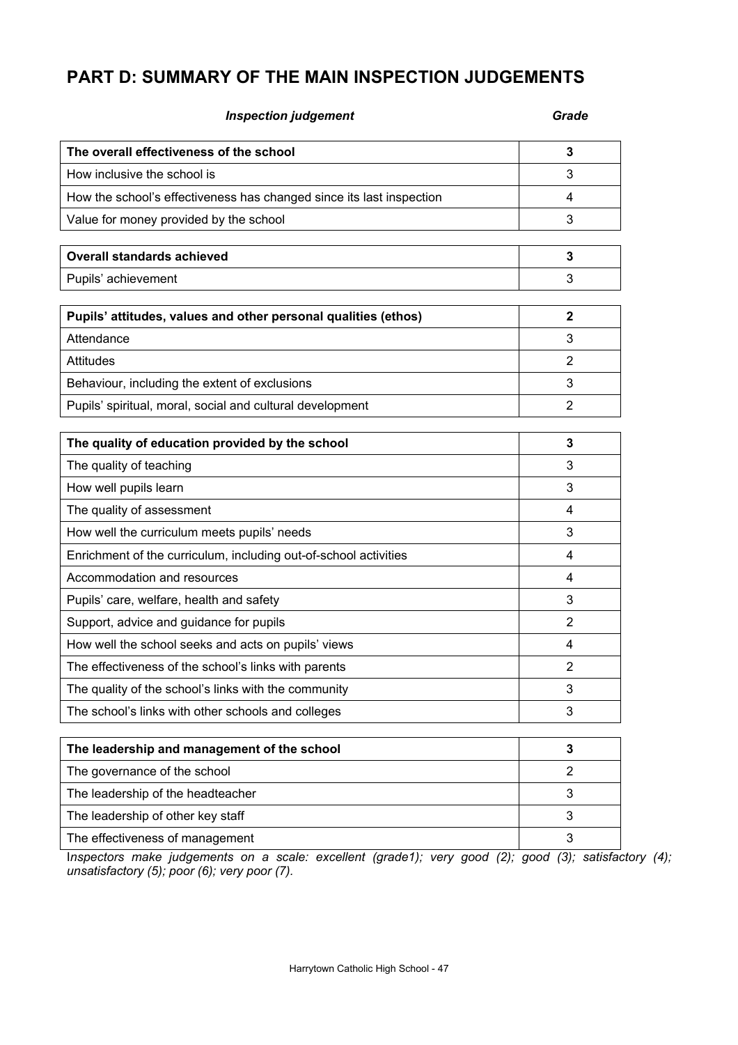# PART D: SUMMARY OF THE MAIN INSPECTION JUDGEMENTS

| ***Inspection judgement*** | ***Grade*** |
|---|---|
| **The overall effectiveness of the school** | **3** |
| How inclusive the school is | 3 |
| How the school's effectiveness has changed since its last inspection | 4 |
| Value for money provided by the school | 3 |
| | |
| **Overall standards achieved** | **3** |
| Pupils' achievement | 3 |
| | |
| **Pupils' attitudes, values and other personal qualities (ethos)** | **2** |
| Attendance | 3 |
| Attitudes | 2 |
| Behaviour, including the extent of exclusions | 3 |
| Pupils' spiritual, moral, social and cultural development | 2 |
| | |
| **The quality of education provided by the school** | **3** |
| The quality of teaching | 3 |
| How well pupils learn | 3 |
| The quality of assessment | 4 |
| How well the curriculum meets pupils' needs | 3 |
| Enrichment of the curriculum, including out-of-school activities | 4 |
| Accommodation and resources | 4 |
| Pupils' care, welfare, health and safety | 3 |
| Support, advice and guidance for pupils | 2 |
| How well the school seeks and acts on pupils' views | 4 |
| The effectiveness of the school's links with parents | 2 |
| The quality of the school's links with the community | 3 |
| The school's links with other schools and colleges | 3 |
| | |
| **The leadership and management of the school** | **3** |
| The governance of the school | 2 |
| The leadership of the headteacher | 3 |
| The leadership of other key staff | 3 |
| The effectiveness of management | 3 |

*Inspectors make judgements on a scale: excellent (grade1); very good (2); good (3); satisfactory (4); unsatisfactory (5); poor (6); very poor (7).*